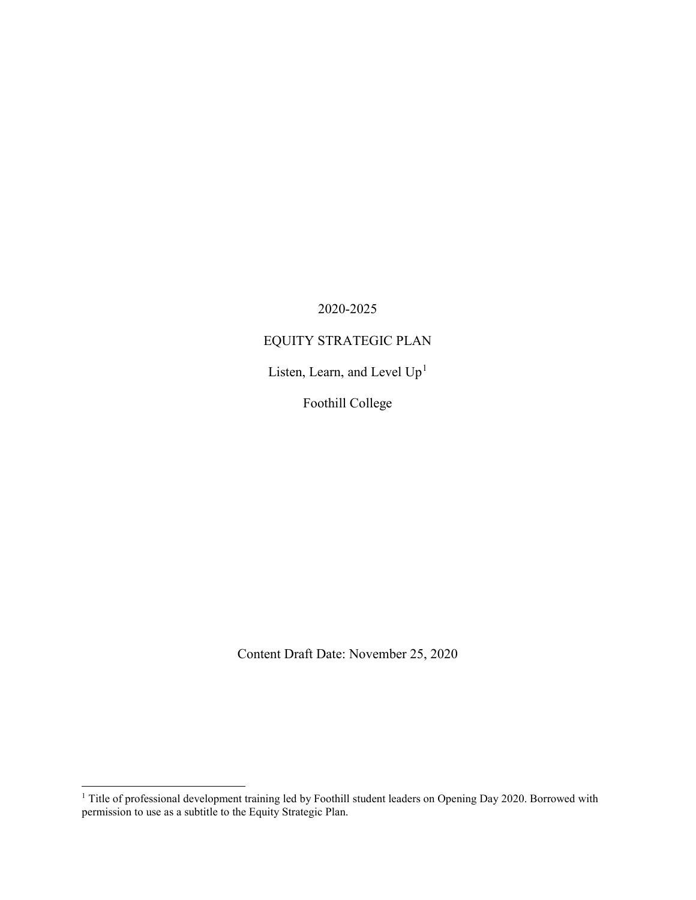2020-2025

# EQUITY STRATEGIC PLAN

Listen, Learn, and Level Up[1]

Foothill College

Content Draft Date: November 25, 2020

[1] Title of professional development training led by Foothill student leaders on Opening Day 2020. Borrowed with permission to use as a subtitle to the Equity Strategic Plan.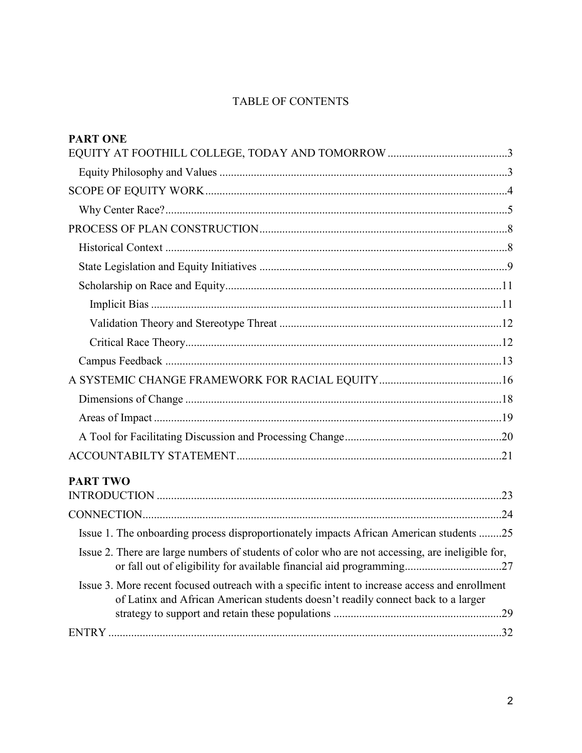# TABLE OF CONTENTS

**PART ONE**

EQUITY AT FOOTHILL COLLEGE, TODAY AND TOMORROW ....................................... 3

- Equity Philosophy and Values ........................................................................................ 3

SCOPE OF EQUITY WORK ................................................................................................ 4

- Why Center Race? ............................................................................................................ 5

PROCESS OF PLAN CONSTRUCTION ............................................................................ 8

- Historical Context ............................................................................................................ 8
- State Legislation and Equity Initiatives ......................................................................... 9
- Scholarship on Race and Equity .................................................................................... 11
  - Implicit Bias ............................................................................................................... 11
  - Validation Theory and Stereotype Threat ................................................................ 12
  - Critical Race Theory .................................................................................................. 12
- Campus Feedback ........................................................................................................... 13

A SYSTEMIC CHANGE FRAMEWORK FOR RACIAL EQUITY ................................... 16

- Dimensions of Change ................................................................................................... 18
- Areas of Impact ............................................................................................................... 19
- A Tool for Facilitating Discussion and Processing Change ........................................ 20

ACCOUNTABILTY STATEMENT ...................................................................................... 21

**PART TWO**

INTRODUCTION ................................................................................................................. 23

CONNECTION ..................................................................................................................... 24

- Issue 1. The onboarding process disproportionately impacts African American students ........ 25
- Issue 2. There are large numbers of students of color who are not accessing, are ineligible for, or fall out of eligibility for available financial aid programming ......................................... 27
- Issue 3. More recent focused outreach with a specific intent to increase access and enrollment of Latinx and African American students doesn't readily connect back to a larger strategy to support and retain these populations ............................................................ 29

ENTRY ................................................................................................................................... 32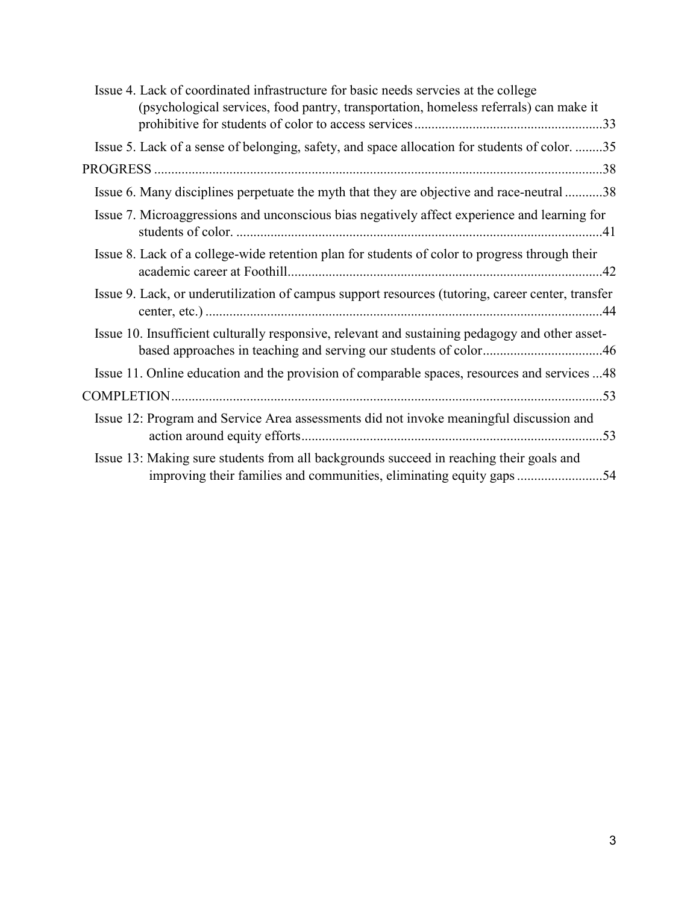- Issue 4. Lack of coordinated infrastructure for basic needs servcies at the college (psychological services, food pantry, transportation, homeless referrals) can make it prohibitive for students of color to access services ...................................................... 33
- Issue 5. Lack of a sense of belonging, safety, and space allocation for students of color. ........ 35

PROGRESS ................................................................................................................................ 38

- Issue 6. Many disciplines perpetuate the myth that they are objective and race-neutral ........... 38
- Issue 7. Microaggressions and unconscious bias negatively affect experience and learning for students of color. ......................................................................................................... 41
- Issue 8. Lack of a college-wide retention plan for students of color to progress through their academic career at Foothill ........................................................................................... 42
- Issue 9. Lack, or underutilization of campus support resources (tutoring, career center, transfer center, etc.) ................................................................................................................... 44
- Issue 10. Insufficient culturally responsive, relevant and sustaining pedagogy and other asset-based approaches in teaching and serving our students of color .................................. 46
- Issue 11. Online education and the provision of comparable spaces, resources and services ... 48

COMPLETION ............................................................................................................................ 53

- Issue 12: Program and Service Area assessments did not invoke meaningful discussion and action around equity efforts ....................................................................................... 53
- Issue 13: Making sure students from all backgrounds succeed in reaching their goals and improving their families and communities, eliminating equity gaps ......................... 54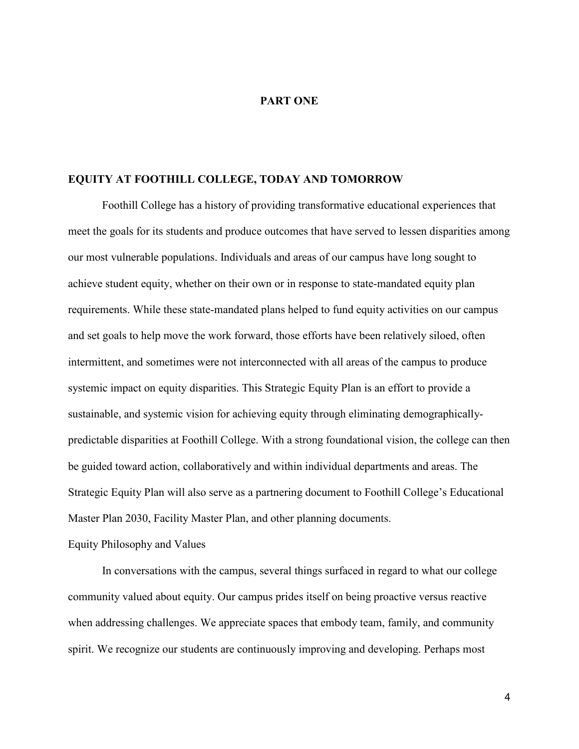# PART ONE

## EQUITY AT FOOTHILL COLLEGE, TODAY AND TOMORROW

Foothill College has a history of providing transformative educational experiences that meet the goals for its students and produce outcomes that have served to lessen disparities among our most vulnerable populations. Individuals and areas of our campus have long sought to achieve student equity, whether on their own or in response to state-mandated equity plan requirements. While these state-mandated plans helped to fund equity activities on our campus and set goals to help move the work forward, those efforts have been relatively siloed, often intermittent, and sometimes were not interconnected with all areas of the campus to produce systemic impact on equity disparities. This Strategic Equity Plan is an effort to provide a sustainable, and systemic vision for achieving equity through eliminating demographically-predictable disparities at Foothill College. With a strong foundational vision, the college can then be guided toward action, collaboratively and within individual departments and areas. The Strategic Equity Plan will also serve as a partnering document to Foothill College's Educational Master Plan 2030, Facility Master Plan, and other planning documents.

### Equity Philosophy and Values

In conversations with the campus, several things surfaced in regard to what our college community valued about equity. Our campus prides itself on being proactive versus reactive when addressing challenges. We appreciate spaces that embody team, family, and community spirit. We recognize our students are continuously improving and developing. Perhaps most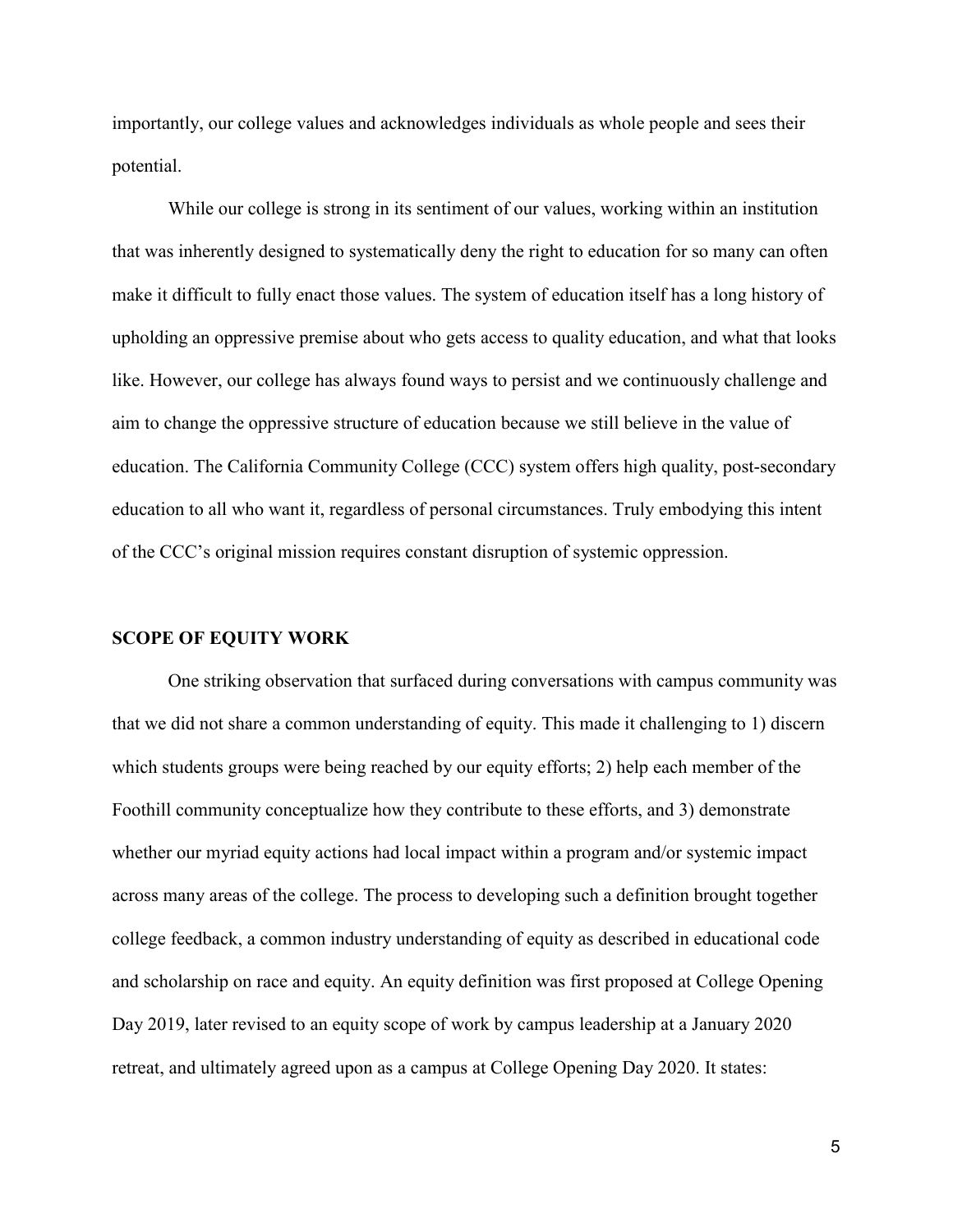importantly, our college values and acknowledges individuals as whole people and sees their potential.

While our college is strong in its sentiment of our values, working within an institution that was inherently designed to systematically deny the right to education for so many can often make it difficult to fully enact those values. The system of education itself has a long history of upholding an oppressive premise about who gets access to quality education, and what that looks like. However, our college has always found ways to persist and we continuously challenge and aim to change the oppressive structure of education because we still believe in the value of education. The California Community College (CCC) system offers high quality, post-secondary education to all who want it, regardless of personal circumstances. Truly embodying this intent of the CCC's original mission requires constant disruption of systemic oppression.

## SCOPE OF EQUITY WORK

One striking observation that surfaced during conversations with campus community was that we did not share a common understanding of equity. This made it challenging to 1) discern which students groups were being reached by our equity efforts; 2) help each member of the Foothill community conceptualize how they contribute to these efforts, and 3) demonstrate whether our myriad equity actions had local impact within a program and/or systemic impact across many areas of the college. The process to developing such a definition brought together college feedback, a common industry understanding of equity as described in educational code and scholarship on race and equity. An equity definition was first proposed at College Opening Day 2019, later revised to an equity scope of work by campus leadership at a January 2020 retreat, and ultimately agreed upon as a campus at College Opening Day 2020. It states: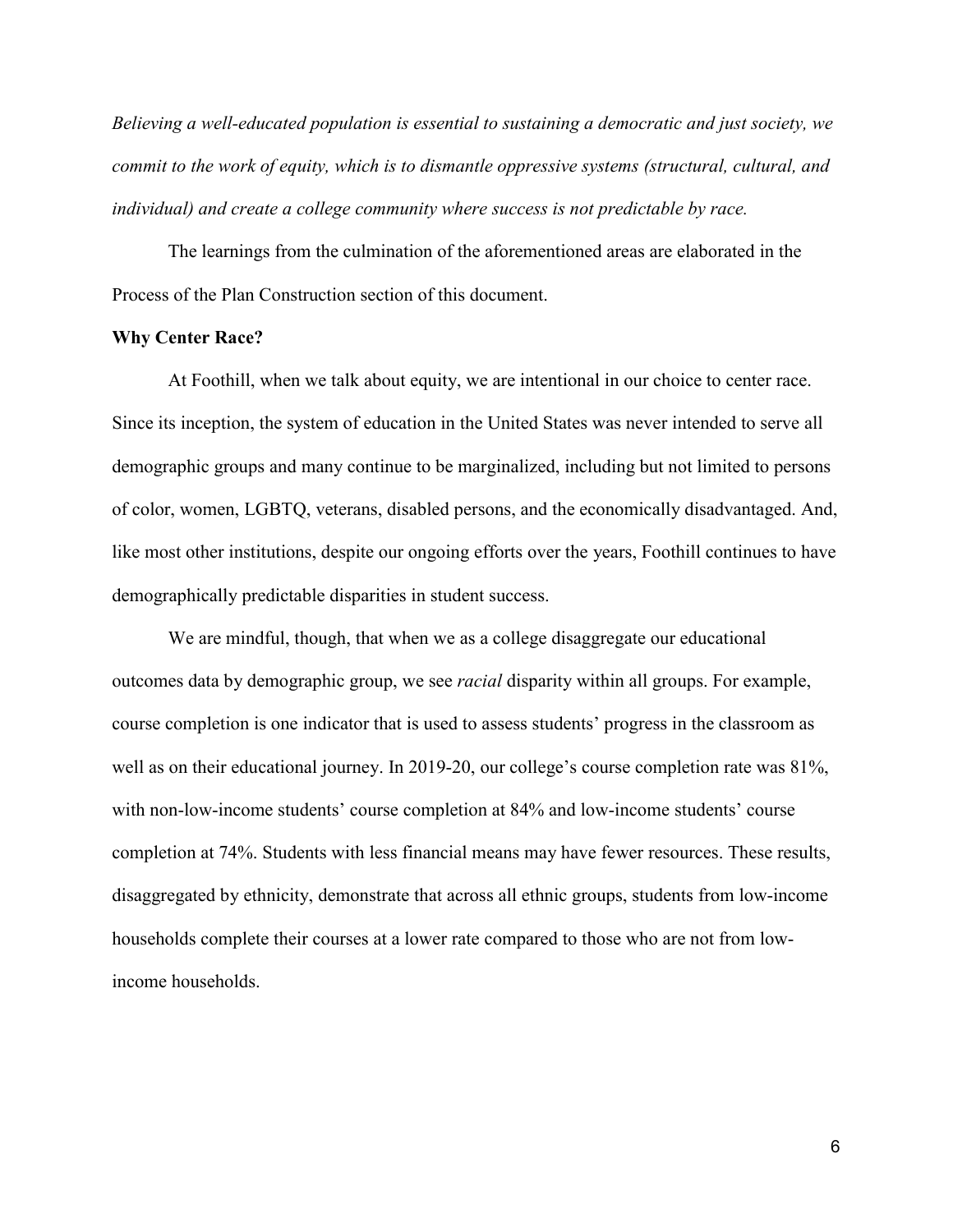*Believing a well-educated population is essential to sustaining a democratic and just society, we commit to the work of equity, which is to dismantle oppressive systems (structural, cultural, and individual) and create a college community where success is not predictable by race.*

The learnings from the culmination of the aforementioned areas are elaborated in the Process of the Plan Construction section of this document.

**Why Center Race?**

At Foothill, when we talk about equity, we are intentional in our choice to center race. Since its inception, the system of education in the United States was never intended to serve all demographic groups and many continue to be marginalized, including but not limited to persons of color, women, LGBTQ, veterans, disabled persons, and the economically disadvantaged. And, like most other institutions, despite our ongoing efforts over the years, Foothill continues to have demographically predictable disparities in student success.

We are mindful, though, that when we as a college disaggregate our educational outcomes data by demographic group, we see *racial* disparity within all groups. For example, course completion is one indicator that is used to assess students' progress in the classroom as well as on their educational journey. In 2019-20, our college's course completion rate was 81%, with non-low-income students' course completion at 84% and low-income students' course completion at 74%. Students with less financial means may have fewer resources. These results, disaggregated by ethnicity, demonstrate that across all ethnic groups, students from low-income households complete their courses at a lower rate compared to those who are not from low-income households.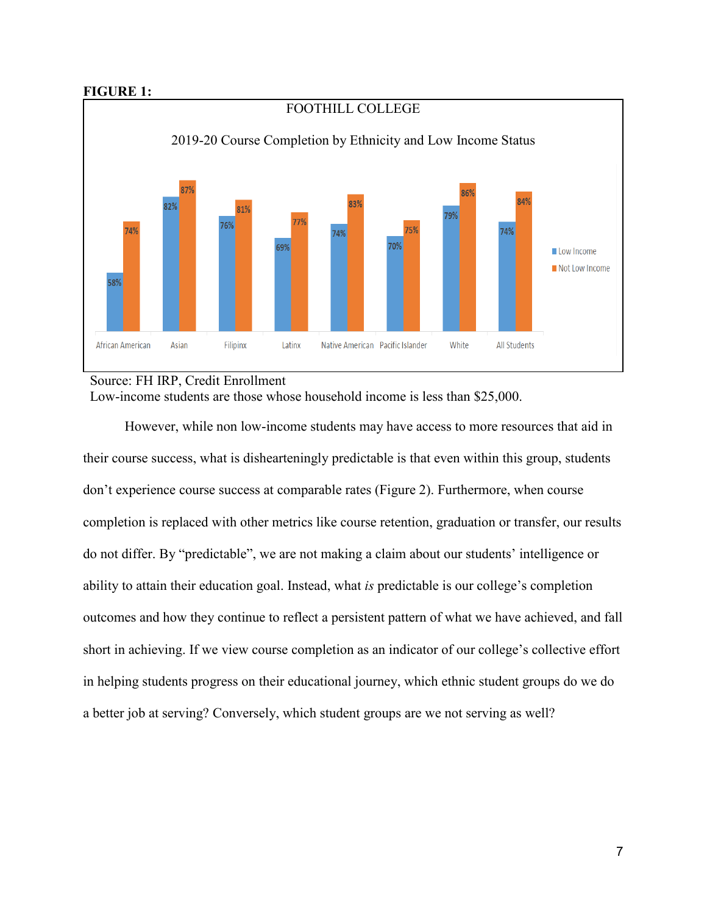**FIGURE 1:**

FOOTHILL COLLEGE

2019-20 Course Completion by Ethnicity and Low Income Status

| | Low Income | Not Low Income |
|---|---|---|
| African American | 58% | 74% |
| Asian | 82% | 87% |
| Filipinx | 76% | 81% |
| Latinx | 69% | 77% |
| Native American | 74% | 83% |
| Pacific Islander | 70% | 75% |
| White | 79% | 86% |
| All Students | 74% | 84% |

Source: FH IRP, Credit Enrollment
Low-income students are those whose household income is less than $25,000.

However, while non low-income students may have access to more resources that aid in their course success, what is dishearteningly predictable is that even within this group, students don't experience course success at comparable rates (Figure 2). Furthermore, when course completion is replaced with other metrics like course retention, graduation or transfer, our results do not differ. By "predictable", we are not making a claim about our students' intelligence or ability to attain their education goal. Instead, what *is* predictable is our college's completion outcomes and how they continue to reflect a persistent pattern of what we have achieved, and fall short in achieving. If we view course completion as an indicator of our college's collective effort in helping students progress on their educational journey, which ethnic student groups do we do a better job at serving? Conversely, which student groups are we not serving as well?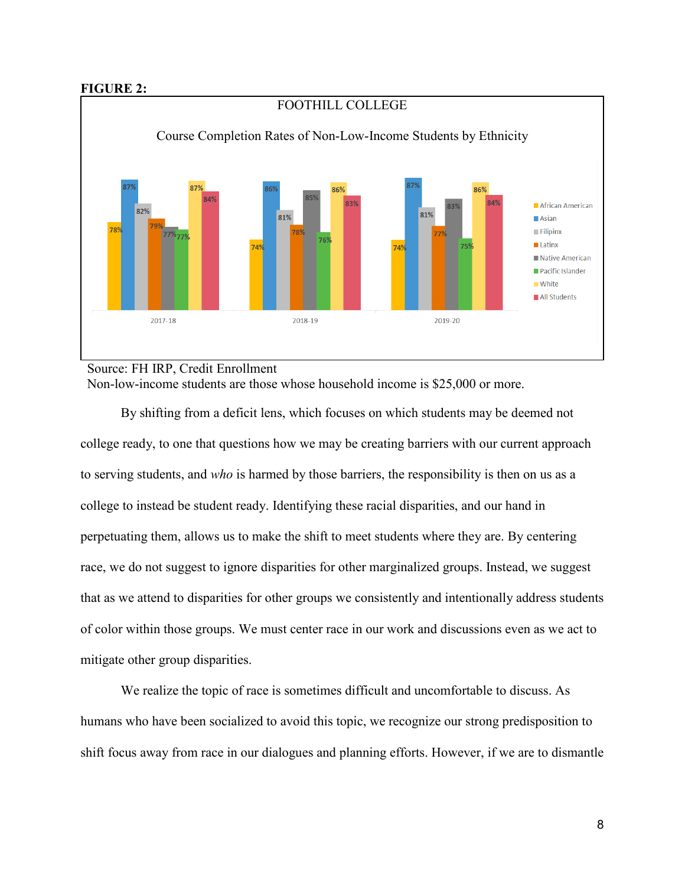**FIGURE 2:**

FOOTHILL COLLEGE

Course Completion Rates of Non-Low-Income Students by Ethnicity

| | African American | Asian | Filipinx | Latinx | Native American | Pacific Islander | White | All Students |
|---|---|---|---|---|---|---|---|---|
| 2017-18 | 78% | 87% | 82% | 79% | 77% | 77% | 87% | 84% |
| 2018-19 | 74% | 86% | 81% | 78% | 85% | 76% | 86% | 83% |
| 2019-20 | 74% | 87% | 81% | 77% | 83% | 75% | 86% | 84% |

Source: FH IRP, Credit Enrollment
Non-low-income students are those whose household income is $25,000 or more.

By shifting from a deficit lens, which focuses on which students may be deemed not college ready, to one that questions how we may be creating barriers with our current approach to serving students, and *who* is harmed by those barriers, the responsibility is then on us as a college to instead be student ready. Identifying these racial disparities, and our hand in perpetuating them, allows us to make the shift to meet students where they are. By centering race, we do not suggest to ignore disparities for other marginalized groups. Instead, we suggest that as we attend to disparities for other groups we consistently and intentionally address students of color within those groups. We must center race in our work and discussions even as we act to mitigate other group disparities.

We realize the topic of race is sometimes difficult and uncomfortable to discuss. As humans who have been socialized to avoid this topic, we recognize our strong predisposition to shift focus away from race in our dialogues and planning efforts. However, if we are to dismantle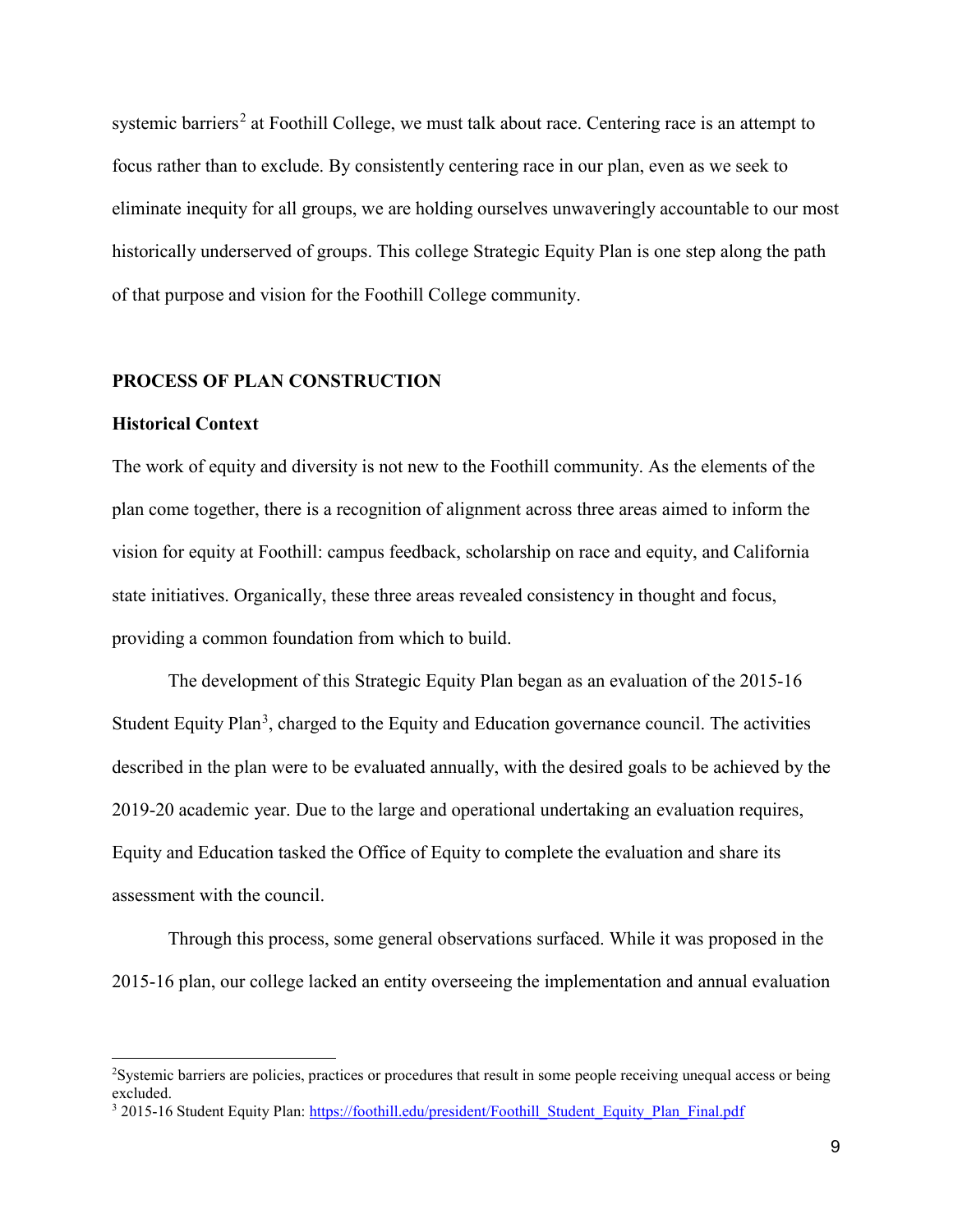systemic barriers[2] at Foothill College, we must talk about race. Centering race is an attempt to focus rather than to exclude. By consistently centering race in our plan, even as we seek to eliminate inequity for all groups, we are holding ourselves unwaveringly accountable to our most historically underserved of groups. This college Strategic Equity Plan is one step along the path of that purpose and vision for the Foothill College community.

## PROCESS OF PLAN CONSTRUCTION

### Historical Context

The work of equity and diversity is not new to the Foothill community. As the elements of the plan come together, there is a recognition of alignment across three areas aimed to inform the vision for equity at Foothill: campus feedback, scholarship on race and equity, and California state initiatives. Organically, these three areas revealed consistency in thought and focus, providing a common foundation from which to build.

The development of this Strategic Equity Plan began as an evaluation of the 2015-16 Student Equity Plan[3], charged to the Equity and Education governance council. The activities described in the plan were to be evaluated annually, with the desired goals to be achieved by the 2019-20 academic year. Due to the large and operational undertaking an evaluation requires, Equity and Education tasked the Office of Equity to complete the evaluation and share its assessment with the council.

Through this process, some general observations surfaced. While it was proposed in the 2015-16 plan, our college lacked an entity overseeing the implementation and annual evaluation

---

[2] Systemic barriers are policies, practices or procedures that result in some people receiving unequal access or being excluded.

[3] 2015-16 Student Equity Plan: [https://foothill.edu/president/Foothill_Student_Equity_Plan_Final.pdf](https://foothill.edu/president/Foothill_Student_Equity_Plan_Final.pdf)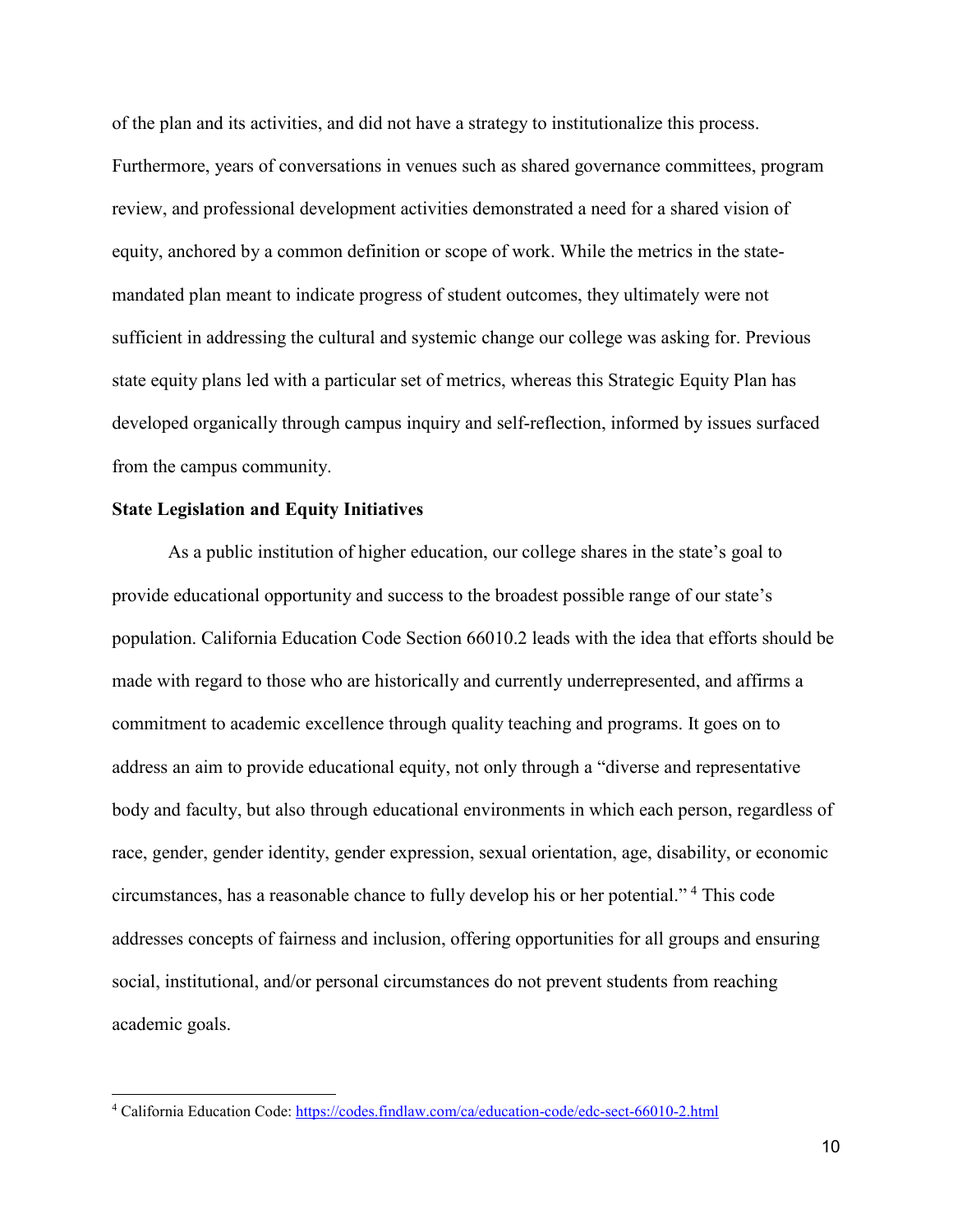of the plan and its activities, and did not have a strategy to institutionalize this process. Furthermore, years of conversations in venues such as shared governance committees, program review, and professional development activities demonstrated a need for a shared vision of equity, anchored by a common definition or scope of work. While the metrics in the state-mandated plan meant to indicate progress of student outcomes, they ultimately were not sufficient in addressing the cultural and systemic change our college was asking for. Previous state equity plans led with a particular set of metrics, whereas this Strategic Equity Plan has developed organically through campus inquiry and self-reflection, informed by issues surfaced from the campus community.

**State Legislation and Equity Initiatives**

As a public institution of higher education, our college shares in the state's goal to provide educational opportunity and success to the broadest possible range of our state's population. California Education Code Section 66010.2 leads with the idea that efforts should be made with regard to those who are historically and currently underrepresented, and affirms a commitment to academic excellence through quality teaching and programs. It goes on to address an aim to provide educational equity, not only through a "diverse and representative body and faculty, but also through educational environments in which each person, regardless of race, gender, gender identity, gender expression, sexual orientation, age, disability, or economic circumstances, has a reasonable chance to fully develop his or her potential." [4] This code addresses concepts of fairness and inclusion, offering opportunities for all groups and ensuring social, institutional, and/or personal circumstances do not prevent students from reaching academic goals.

---

[4] California Education Code: https://codes.findlaw.com/ca/education-code/edc-sect-66010-2.html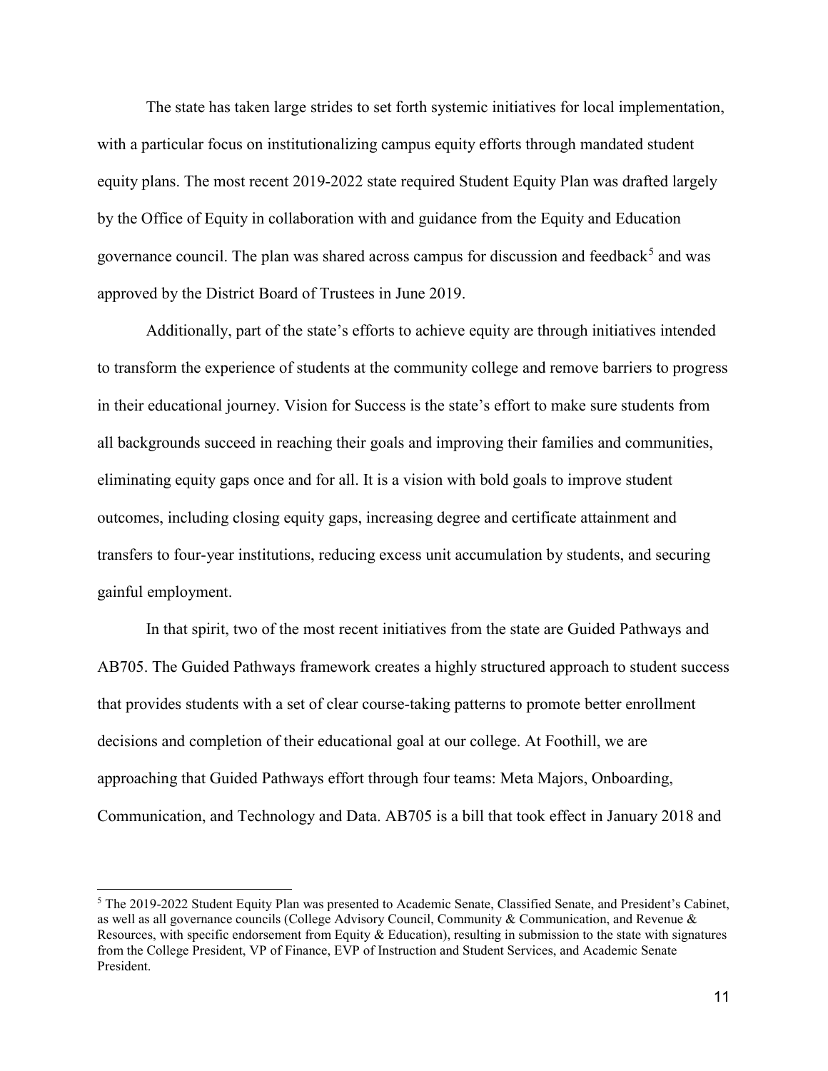The state has taken large strides to set forth systemic initiatives for local implementation, with a particular focus on institutionalizing campus equity efforts through mandated student equity plans. The most recent 2019-2022 state required Student Equity Plan was drafted largely by the Office of Equity in collaboration with and guidance from the Equity and Education governance council. The plan was shared across campus for discussion and feedback[5] and was approved by the District Board of Trustees in June 2019.

Additionally, part of the state's efforts to achieve equity are through initiatives intended to transform the experience of students at the community college and remove barriers to progress in their educational journey. Vision for Success is the state's effort to make sure students from all backgrounds succeed in reaching their goals and improving their families and communities, eliminating equity gaps once and for all. It is a vision with bold goals to improve student outcomes, including closing equity gaps, increasing degree and certificate attainment and transfers to four-year institutions, reducing excess unit accumulation by students, and securing gainful employment.

In that spirit, two of the most recent initiatives from the state are Guided Pathways and AB705. The Guided Pathways framework creates a highly structured approach to student success that provides students with a set of clear course-taking patterns to promote better enrollment decisions and completion of their educational goal at our college. At Foothill, we are approaching that Guided Pathways effort through four teams: Meta Majors, Onboarding, Communication, and Technology and Data. AB705 is a bill that took effect in January 2018 and

[5] The 2019-2022 Student Equity Plan was presented to Academic Senate, Classified Senate, and President's Cabinet, as well as all governance councils (College Advisory Council, Community & Communication, and Revenue & Resources, with specific endorsement from Equity & Education), resulting in submission to the state with signatures from the College President, VP of Finance, EVP of Instruction and Student Services, and Academic Senate President.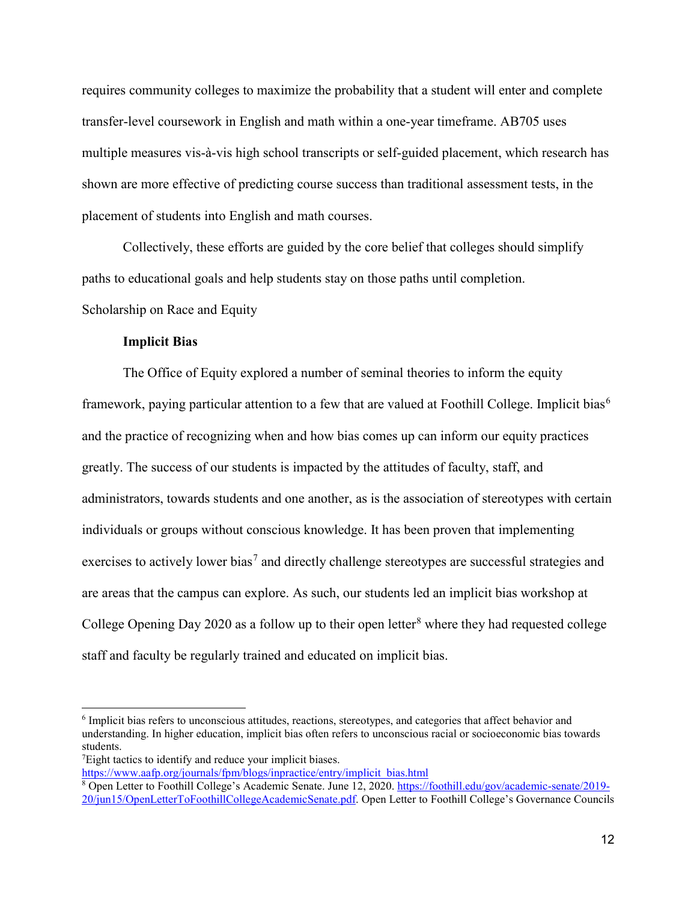requires community colleges to maximize the probability that a student will enter and complete transfer-level coursework in English and math within a one-year timeframe. AB705 uses multiple measures vis-à-vis high school transcripts or self-guided placement, which research has shown are more effective of predicting course success than traditional assessment tests, in the placement of students into English and math courses.

Collectively, these efforts are guided by the core belief that colleges should simplify paths to educational goals and help students stay on those paths until completion.

## Scholarship on Race and Equity

### Implicit Bias

The Office of Equity explored a number of seminal theories to inform the equity framework, paying particular attention to a few that are valued at Foothill College. Implicit bias[6] and the practice of recognizing when and how bias comes up can inform our equity practices greatly. The success of our students is impacted by the attitudes of faculty, staff, and administrators, towards students and one another, as is the association of stereotypes with certain individuals or groups without conscious knowledge. It has been proven that implementing exercises to actively lower bias[7] and directly challenge stereotypes are successful strategies and are areas that the campus can explore. As such, our students led an implicit bias workshop at College Opening Day 2020 as a follow up to their open letter[8] where they had requested college staff and faculty be regularly trained and educated on implicit bias.

---

[6] Implicit bias refers to unconscious attitudes, reactions, stereotypes, and categories that affect behavior and understanding. In higher education, implicit bias often refers to unconscious racial or socioeconomic bias towards students.

[7] Eight tactics to identify and reduce your implicit biases. https://www.aafp.org/journals/fpm/blogs/inpractice/entry/implicit_bias.html

[8] Open Letter to Foothill College's Academic Senate. June 12, 2020. https://foothill.edu/gov/academic-senate/2019-20/jun15/OpenLetterToFoothillCollegeAcademicSenate.pdf. Open Letter to Foothill College's Governance Councils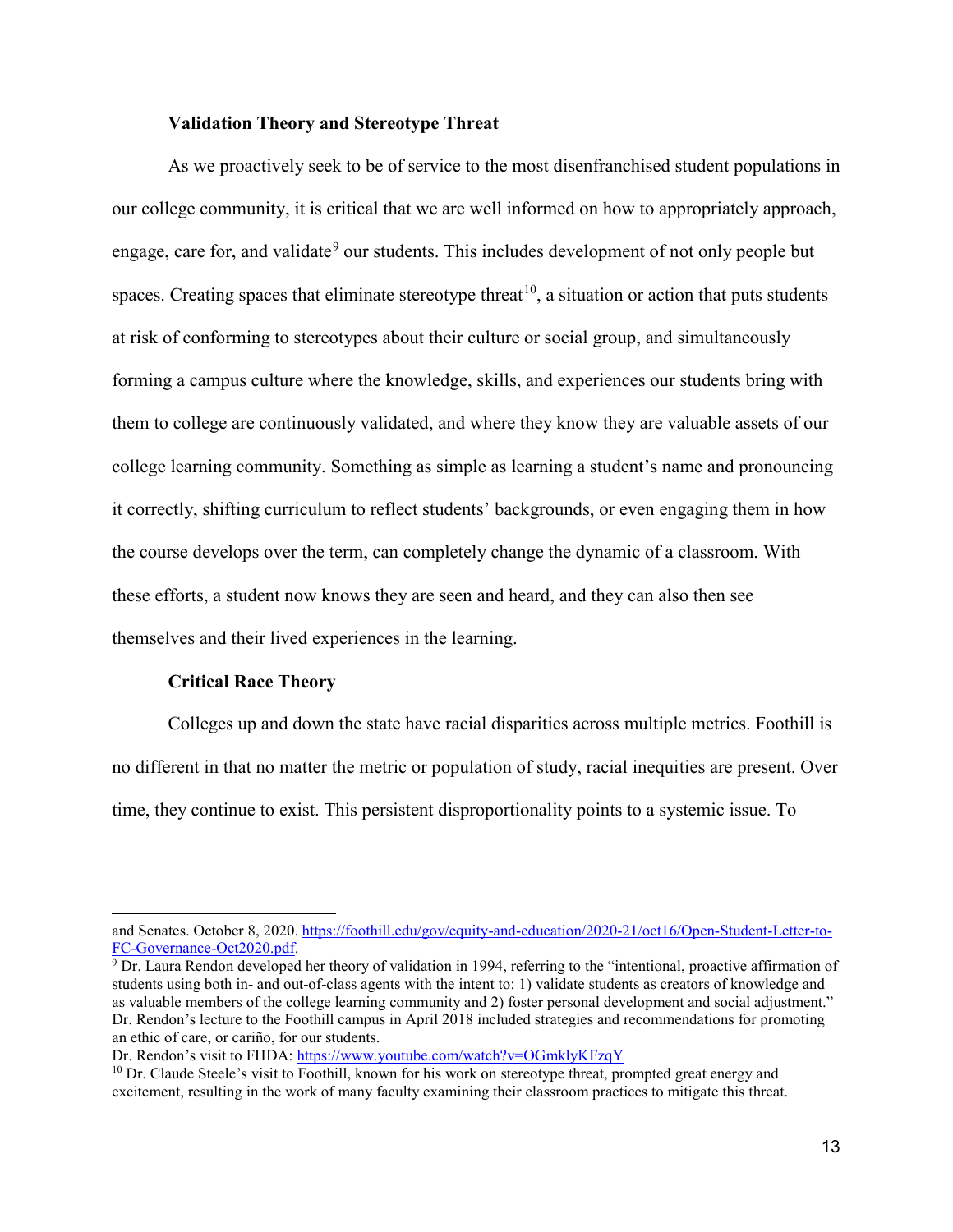### Validation Theory and Stereotype Threat

As we proactively seek to be of service to the most disenfranchised student populations in our college community, it is critical that we are well informed on how to appropriately approach, engage, care for, and validate[9] our students. This includes development of not only people but spaces. Creating spaces that eliminate stereotype threat[10], a situation or action that puts students at risk of conforming to stereotypes about their culture or social group, and simultaneously forming a campus culture where the knowledge, skills, and experiences our students bring with them to college are continuously validated, and where they know they are valuable assets of our college learning community. Something as simple as learning a student's name and pronouncing it correctly, shifting curriculum to reflect students' backgrounds, or even engaging them in how the course develops over the term, can completely change the dynamic of a classroom. With these efforts, a student now knows they are seen and heard, and they can also then see themselves and their lived experiences in the learning.

### Critical Race Theory

Colleges up and down the state have racial disparities across multiple metrics. Foothill is no different in that no matter the metric or population of study, racial inequities are present. Over time, they continue to exist. This persistent disproportionality points to a systemic issue. To

---

and Senates. October 8, 2020. https://foothill.edu/gov/equity-and-education/2020-21/oct16/Open-Student-Letter-to-FC-Governance-Oct2020.pdf.

[9] Dr. Laura Rendon developed her theory of validation in 1994, referring to the "intentional, proactive affirmation of students using both in- and out-of-class agents with the intent to: 1) validate students as creators of knowledge and as valuable members of the college learning community and 2) foster personal development and social adjustment." Dr. Rendon's lecture to the Foothill campus in April 2018 included strategies and recommendations for promoting an ethic of care, or cariño, for our students.
Dr. Rendon's visit to FHDA: https://www.youtube.com/watch?v=OGmklyKFzqY

[10] Dr. Claude Steele's visit to Foothill, known for his work on stereotype threat, prompted great energy and excitement, resulting in the work of many faculty examining their classroom practices to mitigate this threat.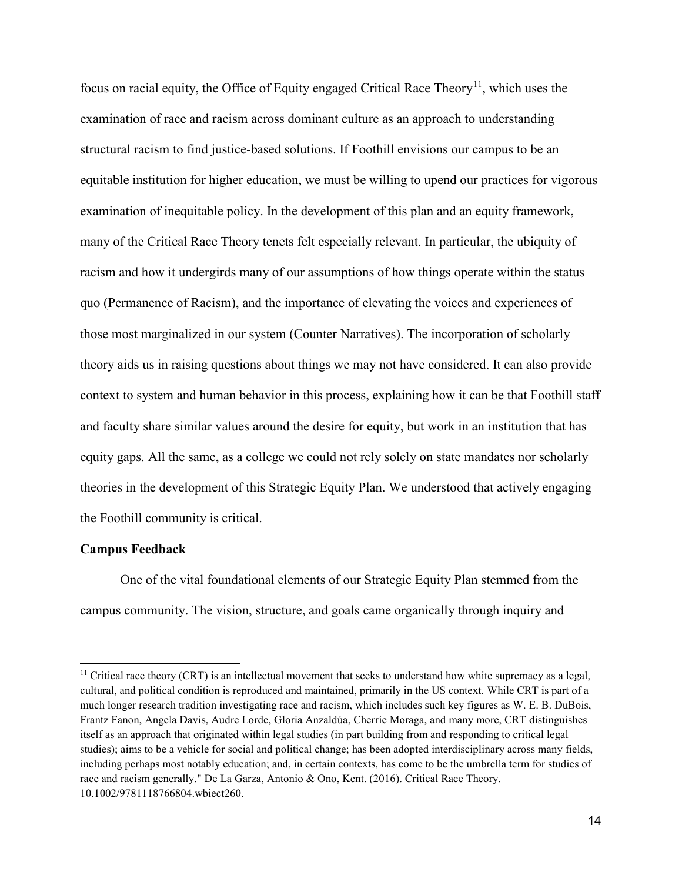focus on racial equity, the Office of Equity engaged Critical Race Theory[11], which uses the examination of race and racism across dominant culture as an approach to understanding structural racism to find justice-based solutions. If Foothill envisions our campus to be an equitable institution for higher education, we must be willing to upend our practices for vigorous examination of inequitable policy. In the development of this plan and an equity framework, many of the Critical Race Theory tenets felt especially relevant. In particular, the ubiquity of racism and how it undergirds many of our assumptions of how things operate within the status quo (Permanence of Racism), and the importance of elevating the voices and experiences of those most marginalized in our system (Counter Narratives). The incorporation of scholarly theory aids us in raising questions about things we may not have considered. It can also provide context to system and human behavior in this process, explaining how it can be that Foothill staff and faculty share similar values around the desire for equity, but work in an institution that has equity gaps. All the same, as a college we could not rely solely on state mandates nor scholarly theories in the development of this Strategic Equity Plan. We understood that actively engaging the Foothill community is critical.

**Campus Feedback**

One of the vital foundational elements of our Strategic Equity Plan stemmed from the campus community. The vision, structure, and goals came organically through inquiry and

[11] Critical race theory (CRT) is an intellectual movement that seeks to understand how white supremacy as a legal, cultural, and political condition is reproduced and maintained, primarily in the US context. While CRT is part of a much longer research tradition investigating race and racism, which includes such key figures as W. E. B. DuBois, Frantz Fanon, Angela Davis, Audre Lorde, Gloria Anzaldúa, Cherríe Moraga, and many more, CRT distinguishes itself as an approach that originated within legal studies (in part building from and responding to critical legal studies); aims to be a vehicle for social and political change; has been adopted interdisciplinary across many fields, including perhaps most notably education; and, in certain contexts, has come to be the umbrella term for studies of race and racism generally." De La Garza, Antonio & Ono, Kent. (2016). Critical Race Theory. 10.1002/9781118766804.wbiect260.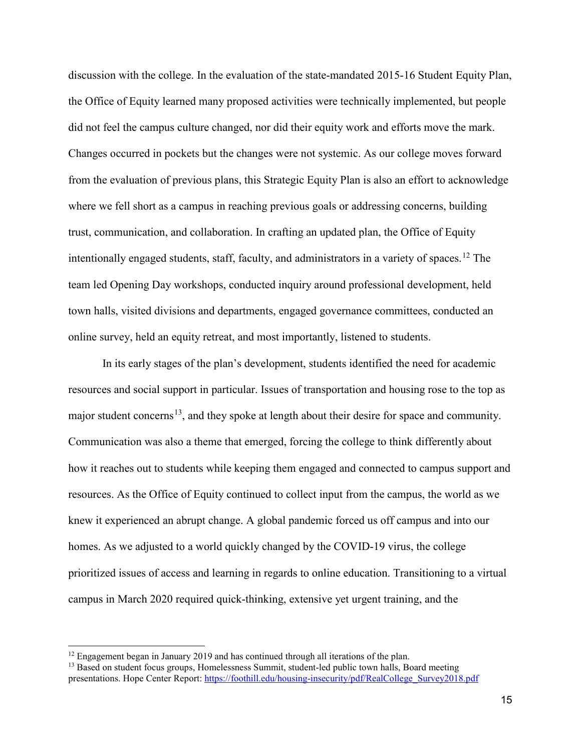discussion with the college. In the evaluation of the state-mandated 2015-16 Student Equity Plan, the Office of Equity learned many proposed activities were technically implemented, but people did not feel the campus culture changed, nor did their equity work and efforts move the mark. Changes occurred in pockets but the changes were not systemic. As our college moves forward from the evaluation of previous plans, this Strategic Equity Plan is also an effort to acknowledge where we fell short as a campus in reaching previous goals or addressing concerns, building trust, communication, and collaboration. In crafting an updated plan, the Office of Equity intentionally engaged students, staff, faculty, and administrators in a variety of spaces.[12] The team led Opening Day workshops, conducted inquiry around professional development, held town halls, visited divisions and departments, engaged governance committees, conducted an online survey, held an equity retreat, and most importantly, listened to students.

In its early stages of the plan's development, students identified the need for academic resources and social support in particular. Issues of transportation and housing rose to the top as major student concerns[13], and they spoke at length about their desire for space and community. Communication was also a theme that emerged, forcing the college to think differently about how it reaches out to students while keeping them engaged and connected to campus support and resources. As the Office of Equity continued to collect input from the campus, the world as we knew it experienced an abrupt change. A global pandemic forced us off campus and into our homes. As we adjusted to a world quickly changed by the COVID-19 virus, the college prioritized issues of access and learning in regards to online education. Transitioning to a virtual campus in March 2020 required quick-thinking, extensive yet urgent training, and the

---

[12] Engagement began in January 2019 and has continued through all iterations of the plan.

[13] Based on student focus groups, Homelessness Summit, student-led public town halls, Board meeting presentations. Hope Center Report: https://foothill.edu/housing-insecurity/pdf/RealCollege_Survey2018.pdf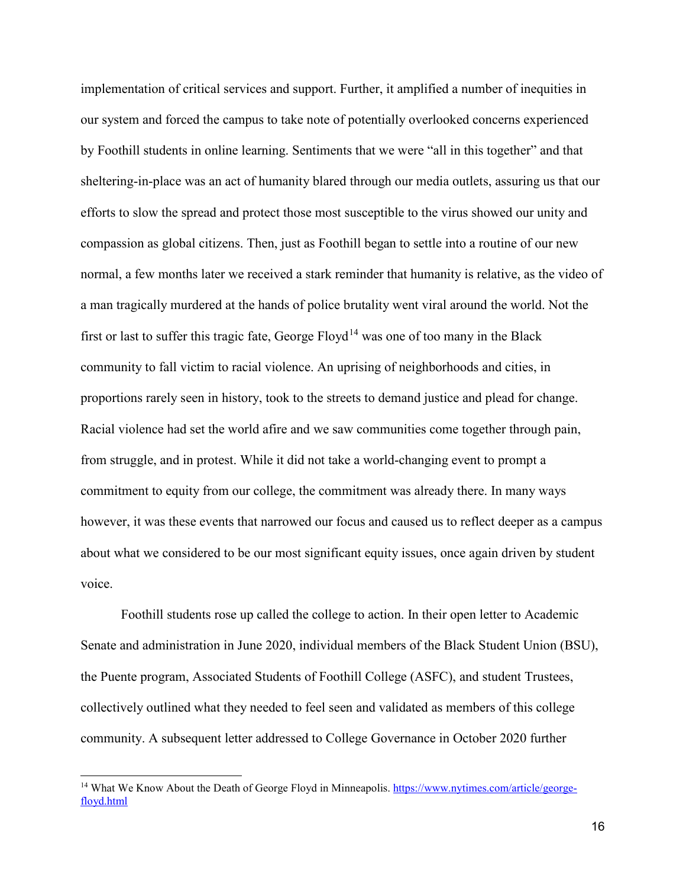implementation of critical services and support. Further, it amplified a number of inequities in our system and forced the campus to take note of potentially overlooked concerns experienced by Foothill students in online learning. Sentiments that we were "all in this together" and that sheltering-in-place was an act of humanity blared through our media outlets, assuring us that our efforts to slow the spread and protect those most susceptible to the virus showed our unity and compassion as global citizens. Then, just as Foothill began to settle into a routine of our new normal, a few months later we received a stark reminder that humanity is relative, as the video of a man tragically murdered at the hands of police brutality went viral around the world. Not the first or last to suffer this tragic fate, George Floyd[14] was one of too many in the Black community to fall victim to racial violence. An uprising of neighborhoods and cities, in proportions rarely seen in history, took to the streets to demand justice and plead for change. Racial violence had set the world afire and we saw communities come together through pain, from struggle, and in protest. While it did not take a world-changing event to prompt a commitment to equity from our college, the commitment was already there. In many ways however, it was these events that narrowed our focus and caused us to reflect deeper as a campus about what we considered to be our most significant equity issues, once again driven by student voice.

Foothill students rose up called the college to action. In their open letter to Academic Senate and administration in June 2020, individual members of the Black Student Union (BSU), the Puente program, Associated Students of Foothill College (ASFC), and student Trustees, collectively outlined what they needed to feel seen and validated as members of this college community. A subsequent letter addressed to College Governance in October 2020 further

[14] What We Know About the Death of George Floyd in Minneapolis. https://www.nytimes.com/article/george-floyd.html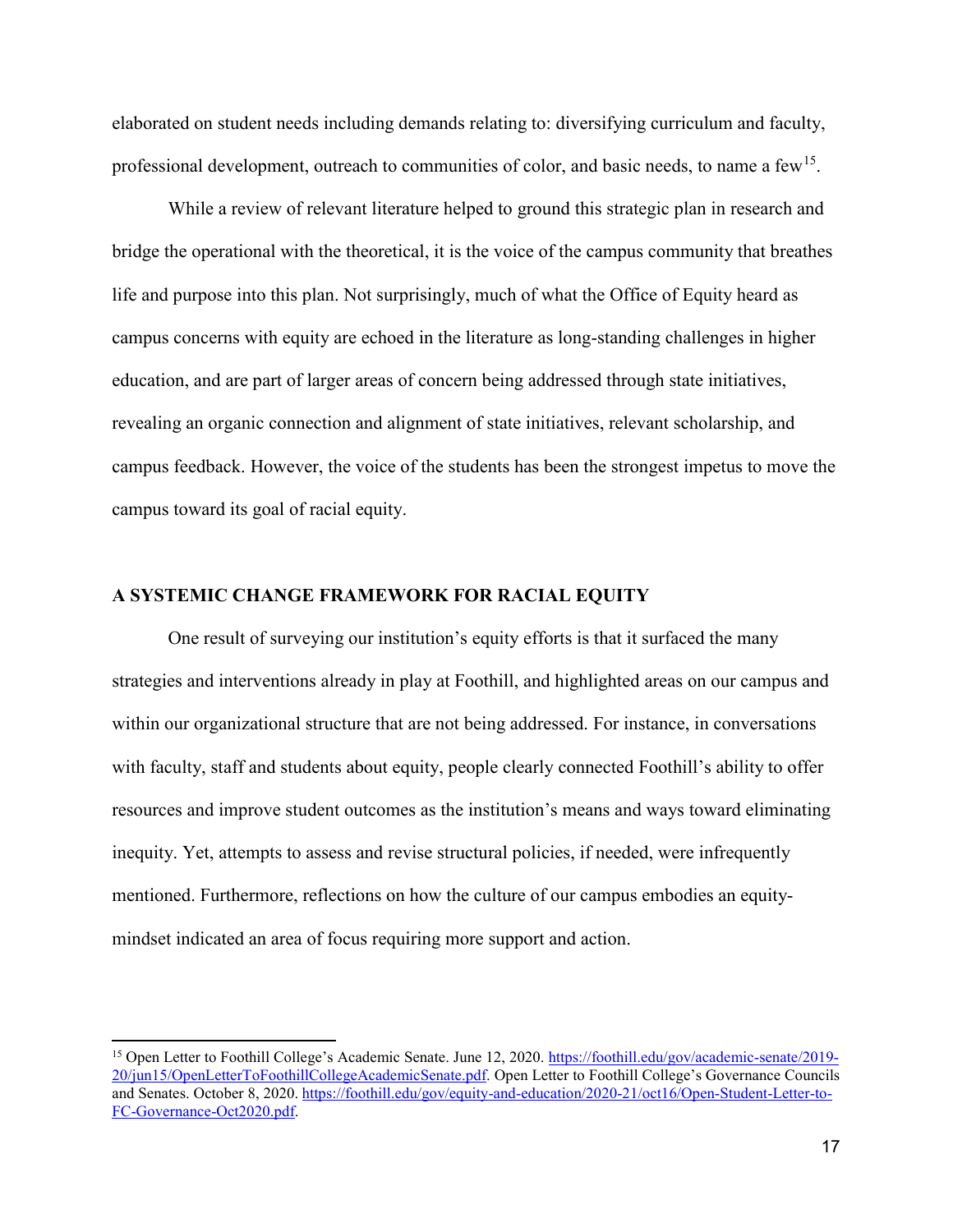elaborated on student needs including demands relating to: diversifying curriculum and faculty, professional development, outreach to communities of color, and basic needs, to name a few[15].

While a review of relevant literature helped to ground this strategic plan in research and bridge the operational with the theoretical, it is the voice of the campus community that breathes life and purpose into this plan. Not surprisingly, much of what the Office of Equity heard as campus concerns with equity are echoed in the literature as long-standing challenges in higher education, and are part of larger areas of concern being addressed through state initiatives, revealing an organic connection and alignment of state initiatives, relevant scholarship, and campus feedback. However, the voice of the students has been the strongest impetus to move the campus toward its goal of racial equity.

## A SYSTEMIC CHANGE FRAMEWORK FOR RACIAL EQUITY

One result of surveying our institution's equity efforts is that it surfaced the many strategies and interventions already in play at Foothill, and highlighted areas on our campus and within our organizational structure that are not being addressed. For instance, in conversations with faculty, staff and students about equity, people clearly connected Foothill's ability to offer resources and improve student outcomes as the institution's means and ways toward eliminating inequity. Yet, attempts to assess and revise structural policies, if needed, were infrequently mentioned. Furthermore, reflections on how the culture of our campus embodies an equity-mindset indicated an area of focus requiring more support and action.

---

[15] Open Letter to Foothill College's Academic Senate. June 12, 2020. https://foothill.edu/gov/academic-senate/2019-20/jun15/OpenLetterToFoothillCollegeAcademicSenate.pdf. Open Letter to Foothill College's Governance Councils and Senates. October 8, 2020. https://foothill.edu/gov/equity-and-education/2020-21/oct16/Open-Student-Letter-to-FC-Governance-Oct2020.pdf.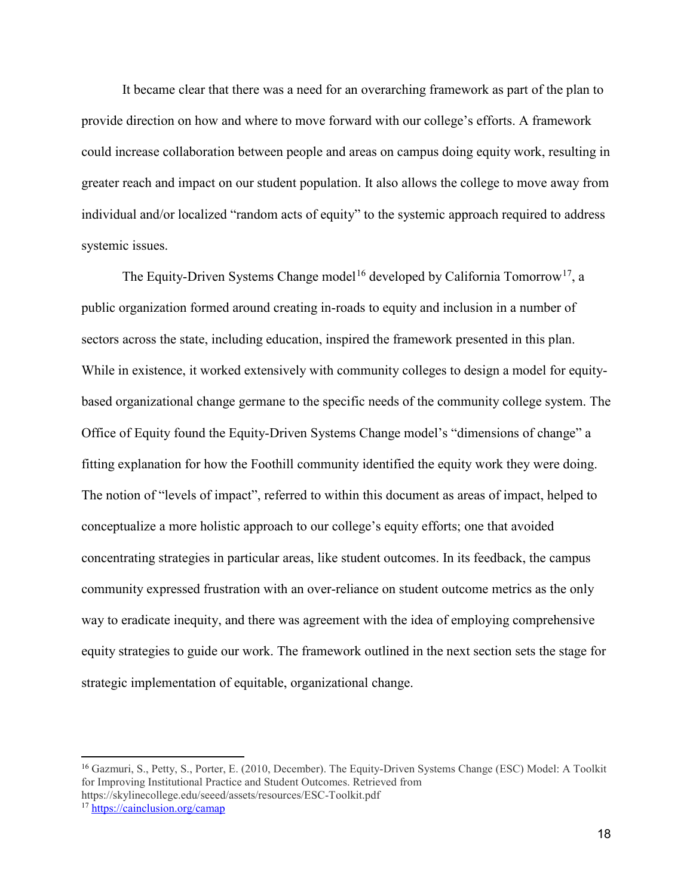It became clear that there was a need for an overarching framework as part of the plan to provide direction on how and where to move forward with our college's efforts. A framework could increase collaboration between people and areas on campus doing equity work, resulting in greater reach and impact on our student population. It also allows the college to move away from individual and/or localized "random acts of equity" to the systemic approach required to address systemic issues.

The Equity-Driven Systems Change model[16] developed by California Tomorrow[17], a public organization formed around creating in-roads to equity and inclusion in a number of sectors across the state, including education, inspired the framework presented in this plan. While in existence, it worked extensively with community colleges to design a model for equity-based organizational change germane to the specific needs of the community college system. The Office of Equity found the Equity-Driven Systems Change model's "dimensions of change" a fitting explanation for how the Foothill community identified the equity work they were doing. The notion of "levels of impact", referred to within this document as areas of impact, helped to conceptualize a more holistic approach to our college's equity efforts; one that avoided concentrating strategies in particular areas, like student outcomes. In its feedback, the campus community expressed frustration with an over-reliance on student outcome metrics as the only way to eradicate inequity, and there was agreement with the idea of employing comprehensive equity strategies to guide our work. The framework outlined in the next section sets the stage for strategic implementation of equitable, organizational change.

---

[16] Gazmuri, S., Petty, S., Porter, E. (2010, December). The Equity-Driven Systems Change (ESC) Model: A Toolkit for Improving Institutional Practice and Student Outcomes. Retrieved from https://skylinecollege.edu/seeed/assets/resources/ESC-Toolkit.pdf

[17] https://cainclusion.org/camap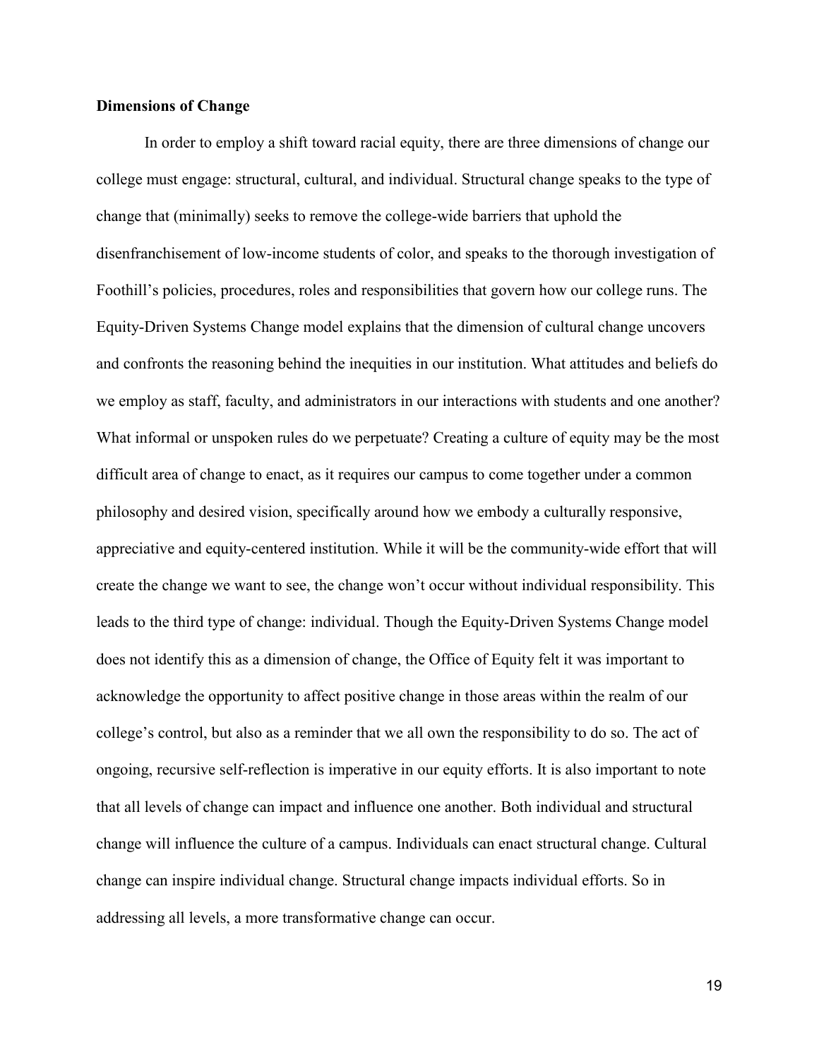**Dimensions of Change**

In order to employ a shift toward racial equity, there are three dimensions of change our college must engage: structural, cultural, and individual. Structural change speaks to the type of change that (minimally) seeks to remove the college-wide barriers that uphold the disenfranchisement of low-income students of color, and speaks to the thorough investigation of Foothill's policies, procedures, roles and responsibilities that govern how our college runs. The Equity-Driven Systems Change model explains that the dimension of cultural change uncovers and confronts the reasoning behind the inequities in our institution. What attitudes and beliefs do we employ as staff, faculty, and administrators in our interactions with students and one another? What informal or unspoken rules do we perpetuate? Creating a culture of equity may be the most difficult area of change to enact, as it requires our campus to come together under a common philosophy and desired vision, specifically around how we embody a culturally responsive, appreciative and equity-centered institution. While it will be the community-wide effort that will create the change we want to see, the change won't occur without individual responsibility. This leads to the third type of change: individual. Though the Equity-Driven Systems Change model does not identify this as a dimension of change, the Office of Equity felt it was important to acknowledge the opportunity to affect positive change in those areas within the realm of our college's control, but also as a reminder that we all own the responsibility to do so. The act of ongoing, recursive self-reflection is imperative in our equity efforts. It is also important to note that all levels of change can impact and influence one another. Both individual and structural change will influence the culture of a campus. Individuals can enact structural change. Cultural change can inspire individual change. Structural change impacts individual efforts. So in addressing all levels, a more transformative change can occur.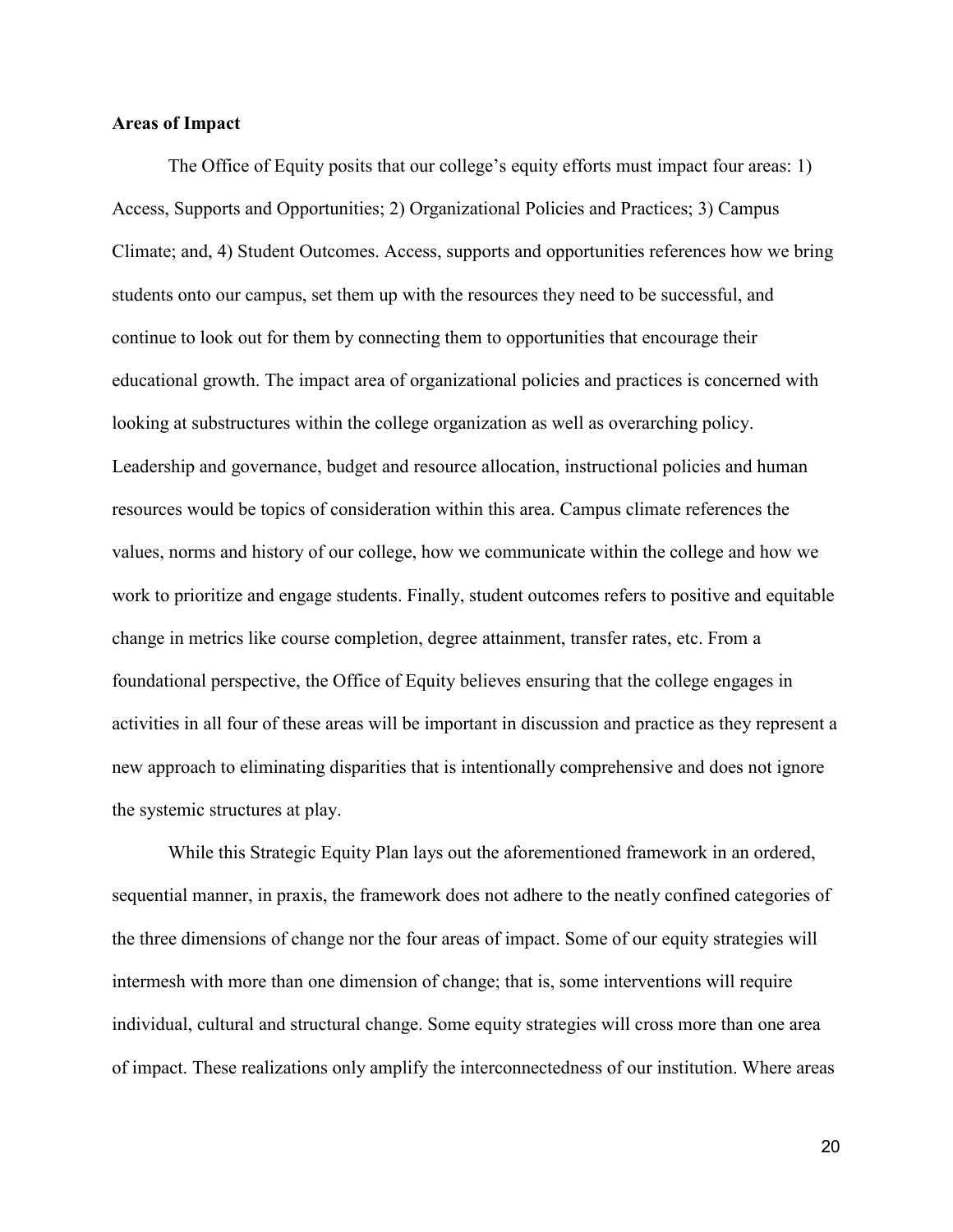**Areas of Impact**

The Office of Equity posits that our college's equity efforts must impact four areas: 1) Access, Supports and Opportunities; 2) Organizational Policies and Practices; 3) Campus Climate; and, 4) Student Outcomes. Access, supports and opportunities references how we bring students onto our campus, set them up with the resources they need to be successful, and continue to look out for them by connecting them to opportunities that encourage their educational growth. The impact area of organizational policies and practices is concerned with looking at substructures within the college organization as well as overarching policy. Leadership and governance, budget and resource allocation, instructional policies and human resources would be topics of consideration within this area. Campus climate references the values, norms and history of our college, how we communicate within the college and how we work to prioritize and engage students. Finally, student outcomes refers to positive and equitable change in metrics like course completion, degree attainment, transfer rates, etc. From a foundational perspective, the Office of Equity believes ensuring that the college engages in activities in all four of these areas will be important in discussion and practice as they represent a new approach to eliminating disparities that is intentionally comprehensive and does not ignore the systemic structures at play.

While this Strategic Equity Plan lays out the aforementioned framework in an ordered, sequential manner, in praxis, the framework does not adhere to the neatly confined categories of the three dimensions of change nor the four areas of impact. Some of our equity strategies will intermesh with more than one dimension of change; that is, some interventions will require individual, cultural and structural change. Some equity strategies will cross more than one area of impact. These realizations only amplify the interconnectedness of our institution. Where areas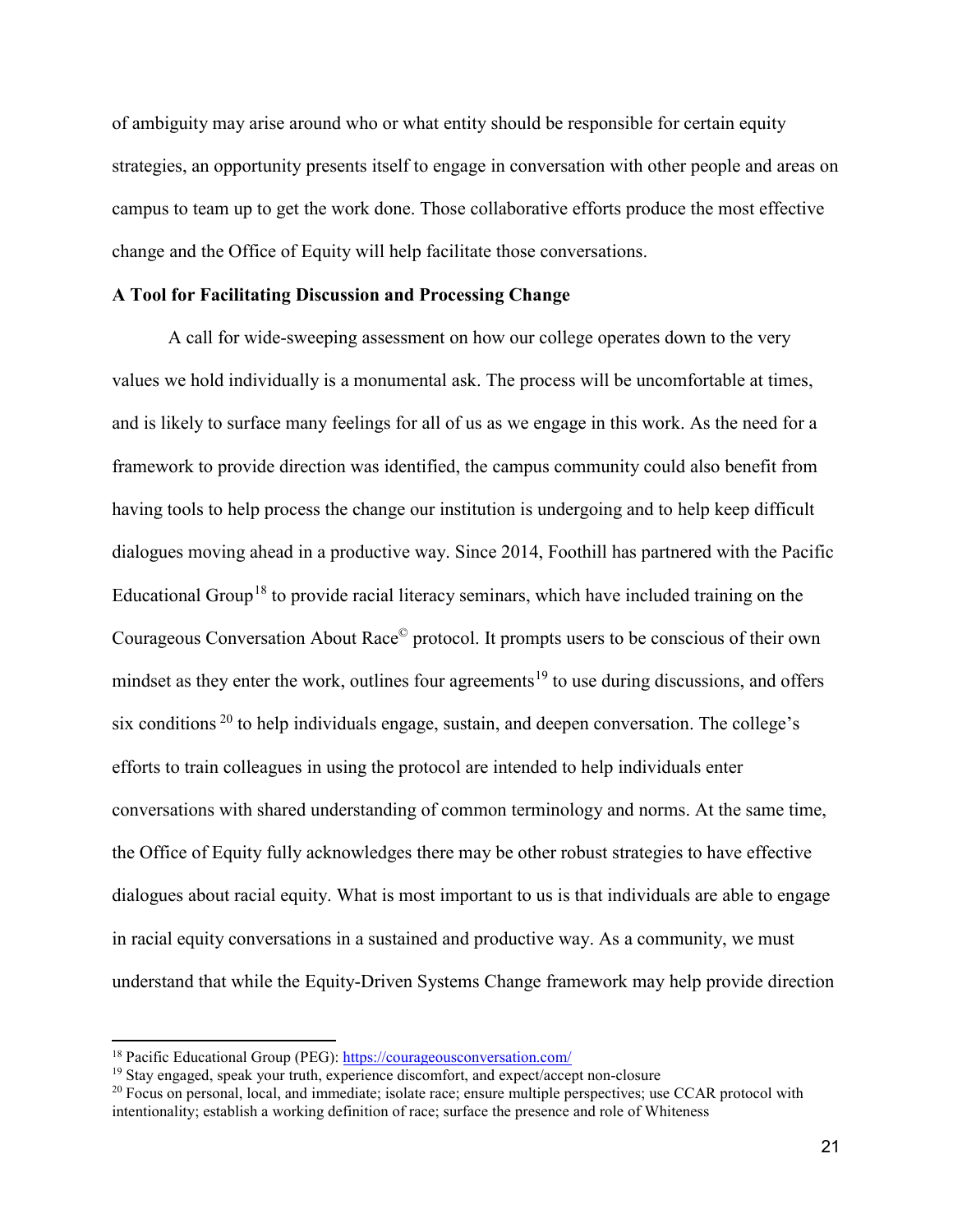of ambiguity may arise around who or what entity should be responsible for certain equity strategies, an opportunity presents itself to engage in conversation with other people and areas on campus to team up to get the work done. Those collaborative efforts produce the most effective change and the Office of Equity will help facilitate those conversations.

**A Tool for Facilitating Discussion and Processing Change**

A call for wide-sweeping assessment on how our college operates down to the very values we hold individually is a monumental ask. The process will be uncomfortable at times, and is likely to surface many feelings for all of us as we engage in this work. As the need for a framework to provide direction was identified, the campus community could also benefit from having tools to help process the change our institution is undergoing and to help keep difficult dialogues moving ahead in a productive way. Since 2014, Foothill has partnered with the Pacific Educational Group[18] to provide racial literacy seminars, which have included training on the Courageous Conversation About Race© protocol. It prompts users to be conscious of their own mindset as they enter the work, outlines four agreements[19] to use during discussions, and offers six conditions[20] to help individuals engage, sustain, and deepen conversation. The college's efforts to train colleagues in using the protocol are intended to help individuals enter conversations with shared understanding of common terminology and norms. At the same time, the Office of Equity fully acknowledges there may be other robust strategies to have effective dialogues about racial equity. What is most important to us is that individuals are able to engage in racial equity conversations in a sustained and productive way. As a community, we must understand that while the Equity-Driven Systems Change framework may help provide direction

---

[18] Pacific Educational Group (PEG): https://courageousconversation.com/

[19] Stay engaged, speak your truth, experience discomfort, and expect/accept non-closure

[20] Focus on personal, local, and immediate; isolate race; ensure multiple perspectives; use CCAR protocol with intentionality; establish a working definition of race; surface the presence and role of Whiteness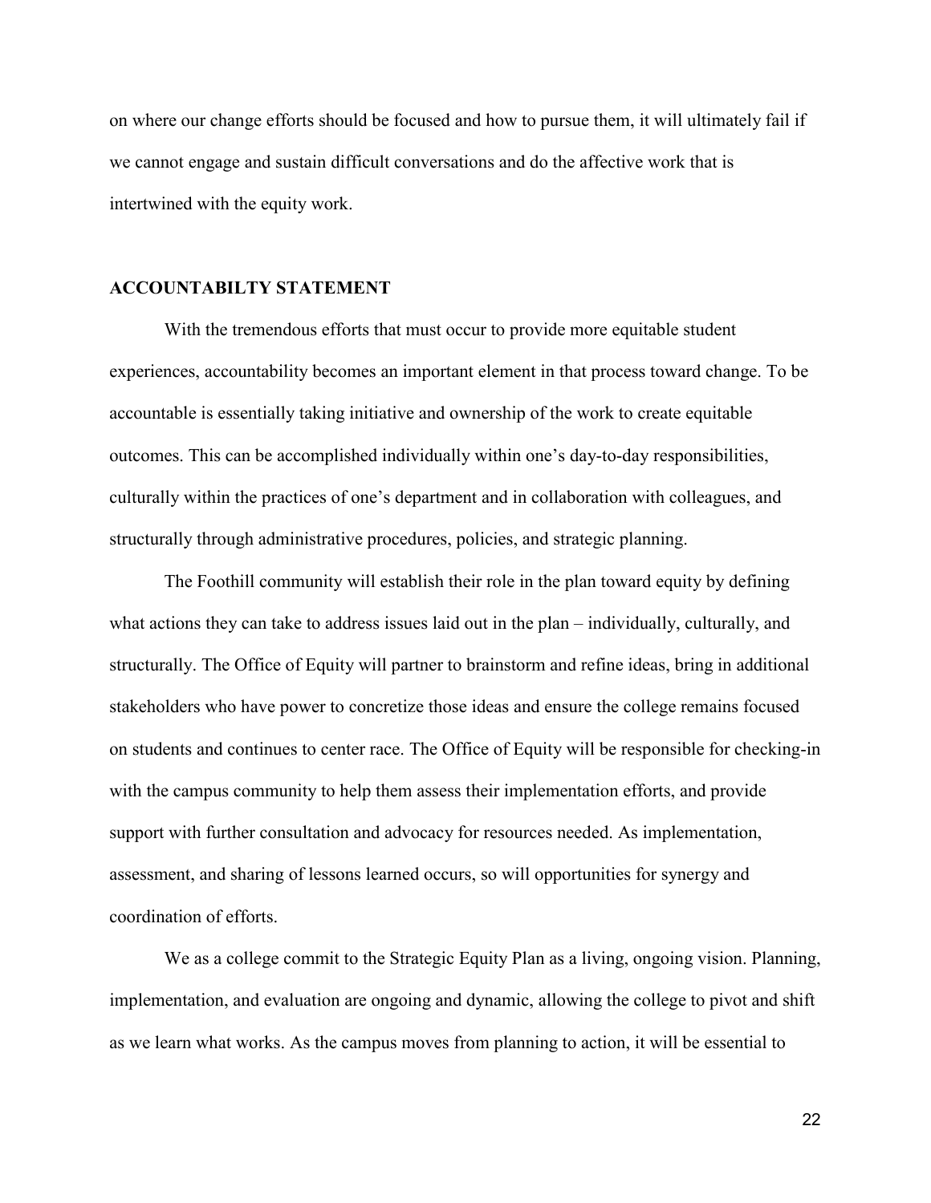on where our change efforts should be focused and how to pursue them, it will ultimately fail if we cannot engage and sustain difficult conversations and do the affective work that is intertwined with the equity work.

## ACCOUNTABILTY STATEMENT

With the tremendous efforts that must occur to provide more equitable student experiences, accountability becomes an important element in that process toward change. To be accountable is essentially taking initiative and ownership of the work to create equitable outcomes. This can be accomplished individually within one's day-to-day responsibilities, culturally within the practices of one's department and in collaboration with colleagues, and structurally through administrative procedures, policies, and strategic planning.

The Foothill community will establish their role in the plan toward equity by defining what actions they can take to address issues laid out in the plan – individually, culturally, and structurally. The Office of Equity will partner to brainstorm and refine ideas, bring in additional stakeholders who have power to concretize those ideas and ensure the college remains focused on students and continues to center race. The Office of Equity will be responsible for checking-in with the campus community to help them assess their implementation efforts, and provide support with further consultation and advocacy for resources needed. As implementation, assessment, and sharing of lessons learned occurs, so will opportunities for synergy and coordination of efforts.

We as a college commit to the Strategic Equity Plan as a living, ongoing vision. Planning, implementation, and evaluation are ongoing and dynamic, allowing the college to pivot and shift as we learn what works. As the campus moves from planning to action, it will be essential to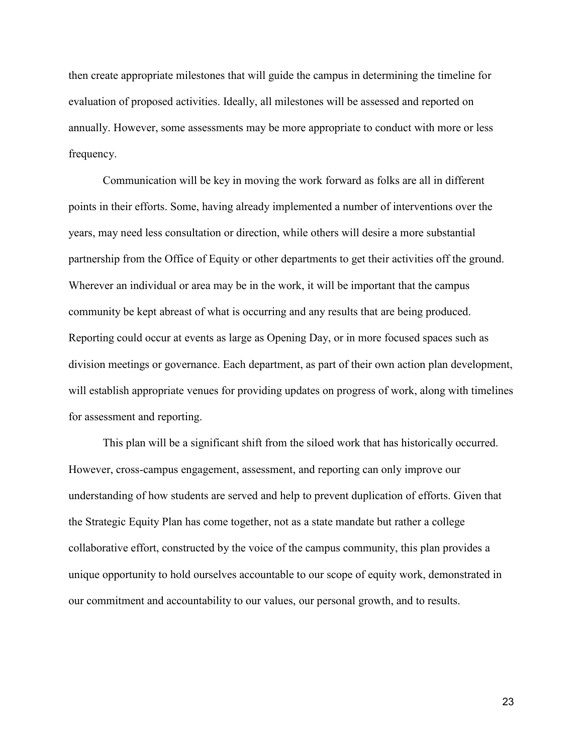then create appropriate milestones that will guide the campus in determining the timeline for evaluation of proposed activities. Ideally, all milestones will be assessed and reported on annually. However, some assessments may be more appropriate to conduct with more or less frequency.

Communication will be key in moving the work forward as folks are all in different points in their efforts. Some, having already implemented a number of interventions over the years, may need less consultation or direction, while others will desire a more substantial partnership from the Office of Equity or other departments to get their activities off the ground. Wherever an individual or area may be in the work, it will be important that the campus community be kept abreast of what is occurring and any results that are being produced. Reporting could occur at events as large as Opening Day, or in more focused spaces such as division meetings or governance. Each department, as part of their own action plan development, will establish appropriate venues for providing updates on progress of work, along with timelines for assessment and reporting.

This plan will be a significant shift from the siloed work that has historically occurred. However, cross-campus engagement, assessment, and reporting can only improve our understanding of how students are served and help to prevent duplication of efforts. Given that the Strategic Equity Plan has come together, not as a state mandate but rather a college collaborative effort, constructed by the voice of the campus community, this plan provides a unique opportunity to hold ourselves accountable to our scope of equity work, demonstrated in our commitment and accountability to our values, our personal growth, and to results.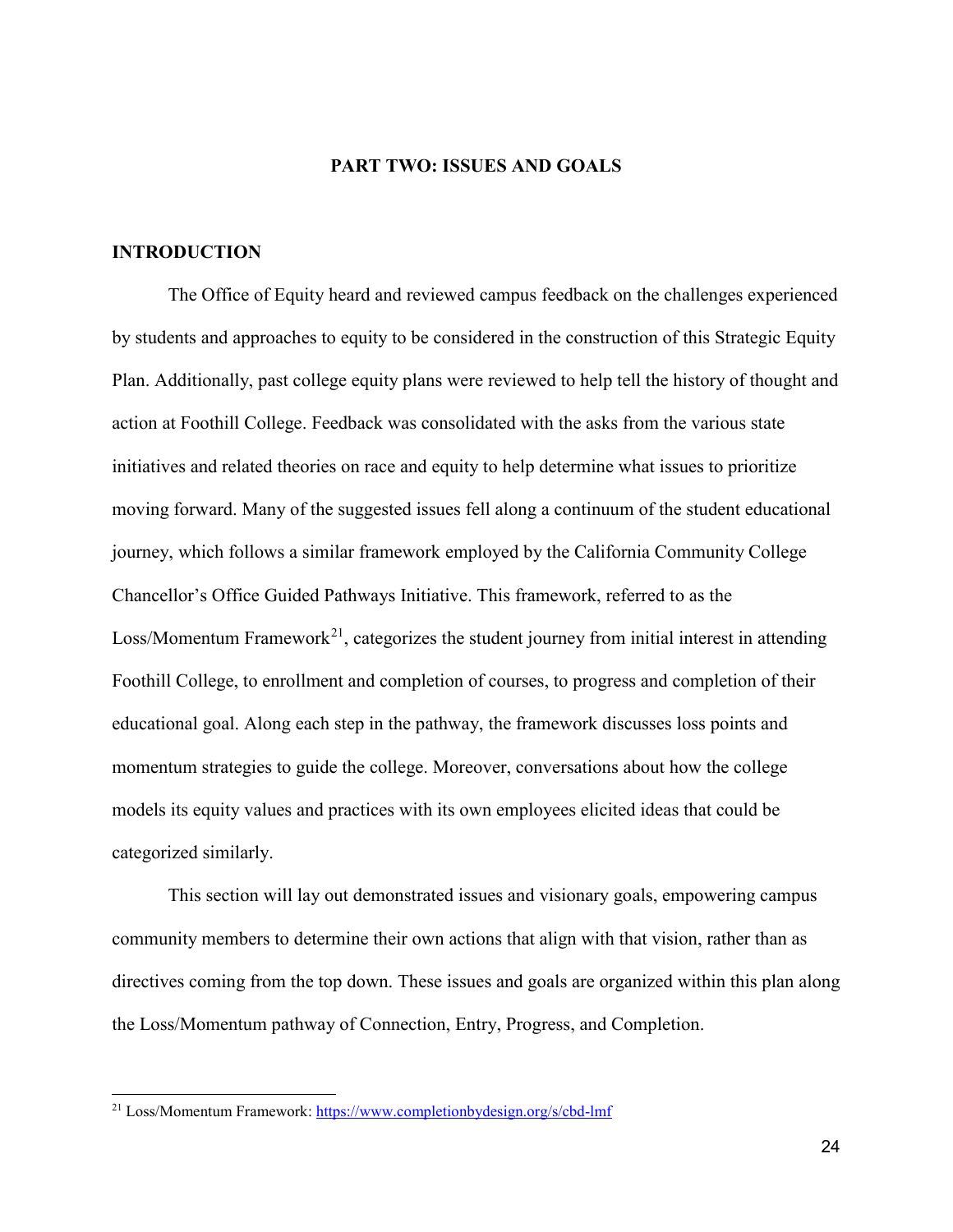# PART TWO: ISSUES AND GOALS

## INTRODUCTION

The Office of Equity heard and reviewed campus feedback on the challenges experienced by students and approaches to equity to be considered in the construction of this Strategic Equity Plan. Additionally, past college equity plans were reviewed to help tell the history of thought and action at Foothill College. Feedback was consolidated with the asks from the various state initiatives and related theories on race and equity to help determine what issues to prioritize moving forward. Many of the suggested issues fell along a continuum of the student educational journey, which follows a similar framework employed by the California Community College Chancellor's Office Guided Pathways Initiative. This framework, referred to as the Loss/Momentum Framework[21], categorizes the student journey from initial interest in attending Foothill College, to enrollment and completion of courses, to progress and completion of their educational goal. Along each step in the pathway, the framework discusses loss points and momentum strategies to guide the college. Moreover, conversations about how the college models its equity values and practices with its own employees elicited ideas that could be categorized similarly.

This section will lay out demonstrated issues and visionary goals, empowering campus community members to determine their own actions that align with that vision, rather than as directives coming from the top down. These issues and goals are organized within this plan along the Loss/Momentum pathway of Connection, Entry, Progress, and Completion.

---

[21] Loss/Momentum Framework: https://www.completionbydesign.org/s/cbd-lmf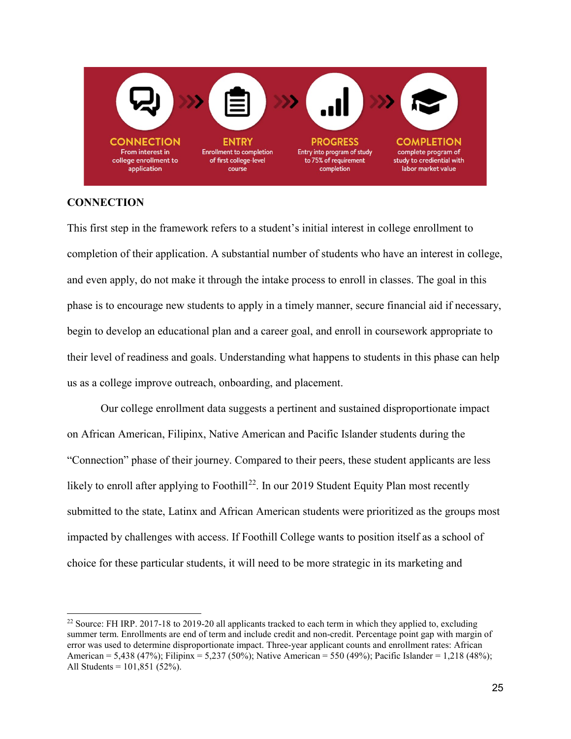CONNECTION
From interest in college enrollment to application

ENTRY
Enrollment to completion of first college-level course

PROGRESS
Entry into program of study to 75% of requirement completion

COMPLETION
complete program of study to credential with labor market value

**CONNECTION**

This first step in the framework refers to a student's initial interest in college enrollment to completion of their application. A substantial number of students who have an interest in college, and even apply, do not make it through the intake process to enroll in classes. The goal in this phase is to encourage new students to apply in a timely manner, secure financial aid if necessary, begin to develop an educational plan and a career goal, and enroll in coursework appropriate to their level of readiness and goals. Understanding what happens to students in this phase can help us as a college improve outreach, onboarding, and placement.

Our college enrollment data suggests a pertinent and sustained disproportionate impact on African American, Filipinx, Native American and Pacific Islander students during the "Connection" phase of their journey. Compared to their peers, these student applicants are less likely to enroll after applying to Foothill[22]. In our 2019 Student Equity Plan most recently submitted to the state, Latinx and African American students were prioritized as the groups most impacted by challenges with access. If Foothill College wants to position itself as a school of choice for these particular students, it will need to be more strategic in its marketing and

[22] Source: FH IRP. 2017-18 to 2019-20 all applicants tracked to each term in which they applied to, excluding summer term. Enrollments are end of term and include credit and non-credit. Percentage point gap with margin of error was used to determine disproportionate impact. Three-year applicant counts and enrollment rates: African American = 5,438 (47%); Filipinx = 5,237 (50%); Native American = 550 (49%); Pacific Islander = 1,218 (48%); All Students = 101,851 (52%).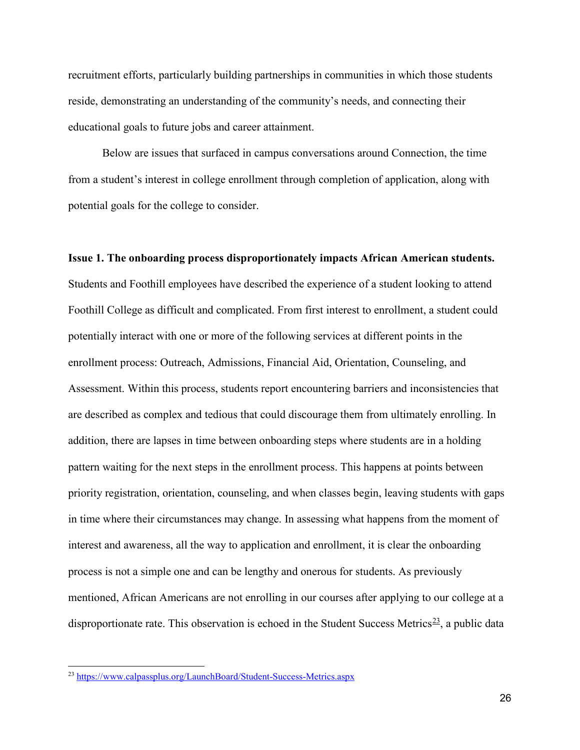recruitment efforts, particularly building partnerships in communities in which those students reside, demonstrating an understanding of the community's needs, and connecting their educational goals to future jobs and career attainment.

Below are issues that surfaced in campus conversations around Connection, the time from a student's interest in college enrollment through completion of application, along with potential goals for the college to consider.

**Issue 1. The onboarding process disproportionately impacts African American students.**

Students and Foothill employees have described the experience of a student looking to attend Foothill College as difficult and complicated. From first interest to enrollment, a student could potentially interact with one or more of the following services at different points in the enrollment process: Outreach, Admissions, Financial Aid, Orientation, Counseling, and Assessment. Within this process, students report encountering barriers and inconsistencies that are described as complex and tedious that could discourage them from ultimately enrolling. In addition, there are lapses in time between onboarding steps where students are in a holding pattern waiting for the next steps in the enrollment process. This happens at points between priority registration, orientation, counseling, and when classes begin, leaving students with gaps in time where their circumstances may change. In assessing what happens from the moment of interest and awareness, all the way to application and enrollment, it is clear the onboarding process is not a simple one and can be lengthy and onerous for students. As previously mentioned, African Americans are not enrolling in our courses after applying to our college at a disproportionate rate. This observation is echoed in the Student Success Metrics[23], a public data

[23] https://www.calpassplus.org/LaunchBoard/Student-Success-Metrics.aspx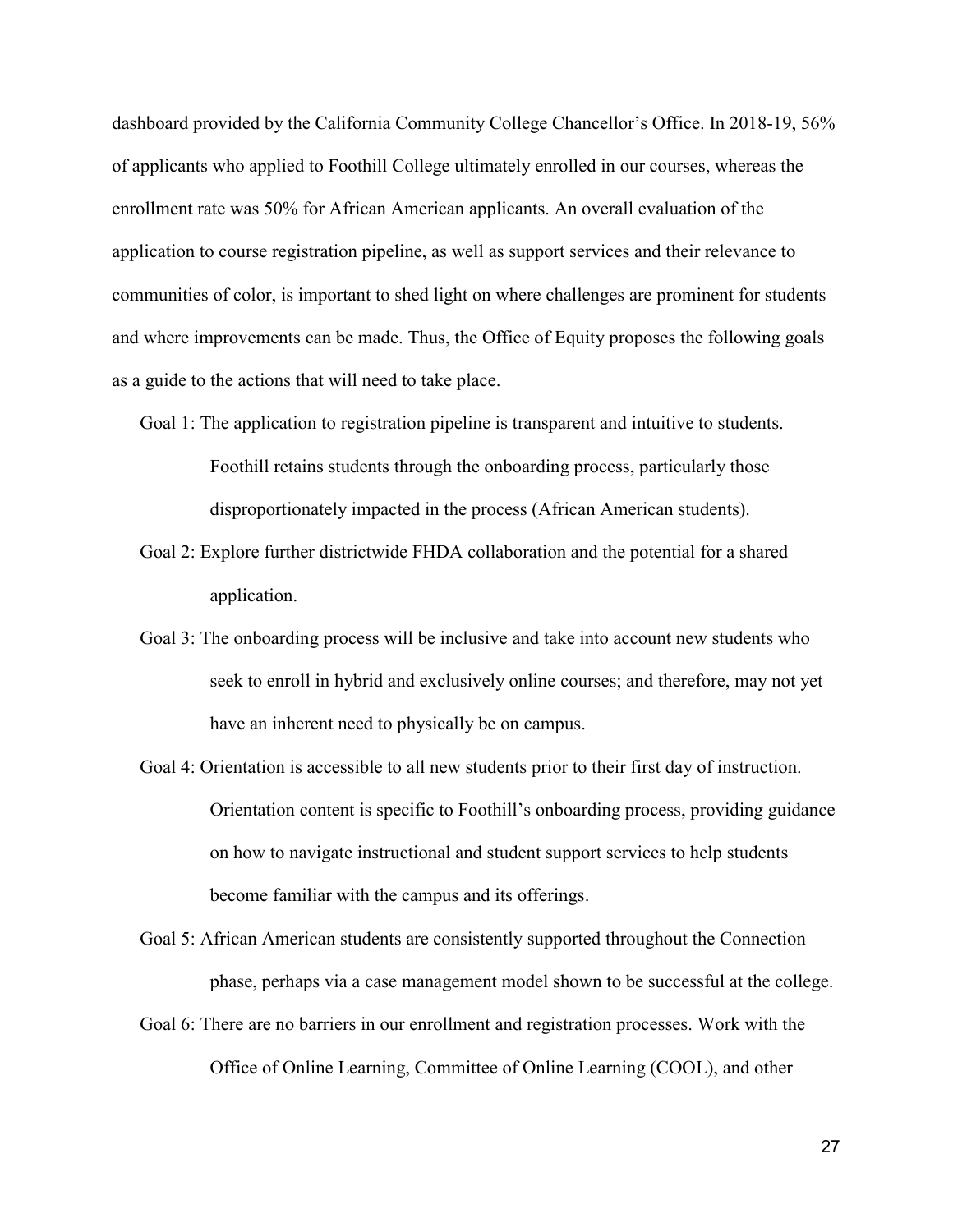dashboard provided by the California Community College Chancellor's Office. In 2018-19, 56% of applicants who applied to Foothill College ultimately enrolled in our courses, whereas the enrollment rate was 50% for African American applicants. An overall evaluation of the application to course registration pipeline, as well as support services and their relevance to communities of color, is important to shed light on where challenges are prominent for students and where improvements can be made. Thus, the Office of Equity proposes the following goals as a guide to the actions that will need to take place.

Goal 1: The application to registration pipeline is transparent and intuitive to students. Foothill retains students through the onboarding process, particularly those disproportionately impacted in the process (African American students).

Goal 2: Explore further districtwide FHDA collaboration and the potential for a shared application.

Goal 3: The onboarding process will be inclusive and take into account new students who seek to enroll in hybrid and exclusively online courses; and therefore, may not yet have an inherent need to physically be on campus.

Goal 4: Orientation is accessible to all new students prior to their first day of instruction. Orientation content is specific to Foothill's onboarding process, providing guidance on how to navigate instructional and student support services to help students become familiar with the campus and its offerings.

Goal 5: African American students are consistently supported throughout the Connection phase, perhaps via a case management model shown to be successful at the college.

Goal 6: There are no barriers in our enrollment and registration processes. Work with the Office of Online Learning, Committee of Online Learning (COOL), and other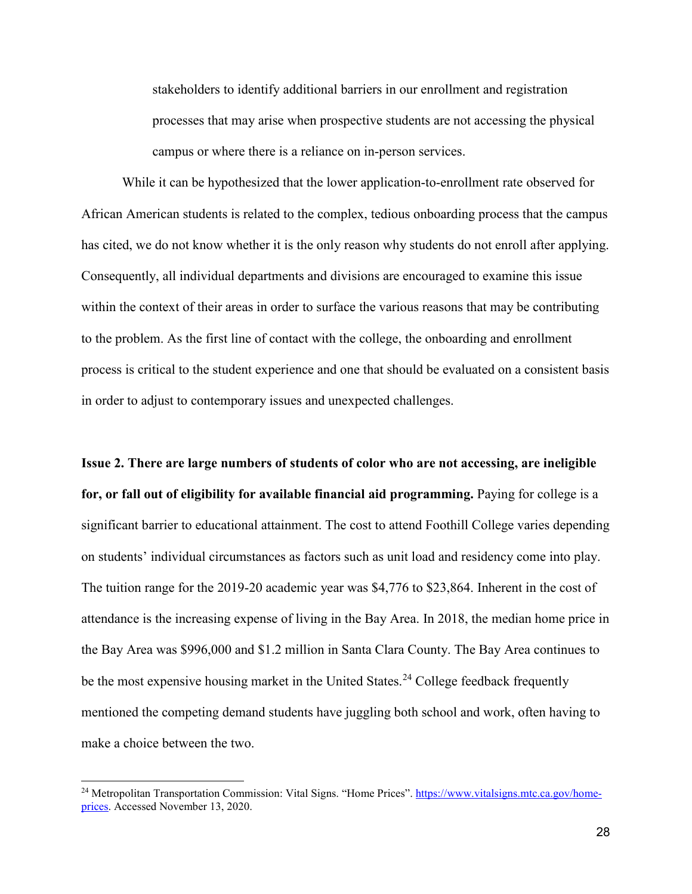stakeholders to identify additional barriers in our enrollment and registration processes that may arise when prospective students are not accessing the physical campus or where there is a reliance on in-person services.

While it can be hypothesized that the lower application-to-enrollment rate observed for African American students is related to the complex, tedious onboarding process that the campus has cited, we do not know whether it is the only reason why students do not enroll after applying. Consequently, all individual departments and divisions are encouraged to examine this issue within the context of their areas in order to surface the various reasons that may be contributing to the problem. As the first line of contact with the college, the onboarding and enrollment process is critical to the student experience and one that should be evaluated on a consistent basis in order to adjust to contemporary issues and unexpected challenges.

**Issue 2. There are large numbers of students of color who are not accessing, are ineligible for, or fall out of eligibility for available financial aid programming.** Paying for college is a significant barrier to educational attainment. The cost to attend Foothill College varies depending on students' individual circumstances as factors such as unit load and residency come into play. The tuition range for the 2019-20 academic year was $4,776 to $23,864. Inherent in the cost of attendance is the increasing expense of living in the Bay Area. In 2018, the median home price in the Bay Area was $996,000 and $1.2 million in Santa Clara County. The Bay Area continues to be the most expensive housing market in the United States.[24] College feedback frequently mentioned the competing demand students have juggling both school and work, often having to make a choice between the two.

---

[24] Metropolitan Transportation Commission: Vital Signs. "Home Prices". https://www.vitalsigns.mtc.ca.gov/home-prices. Accessed November 13, 2020.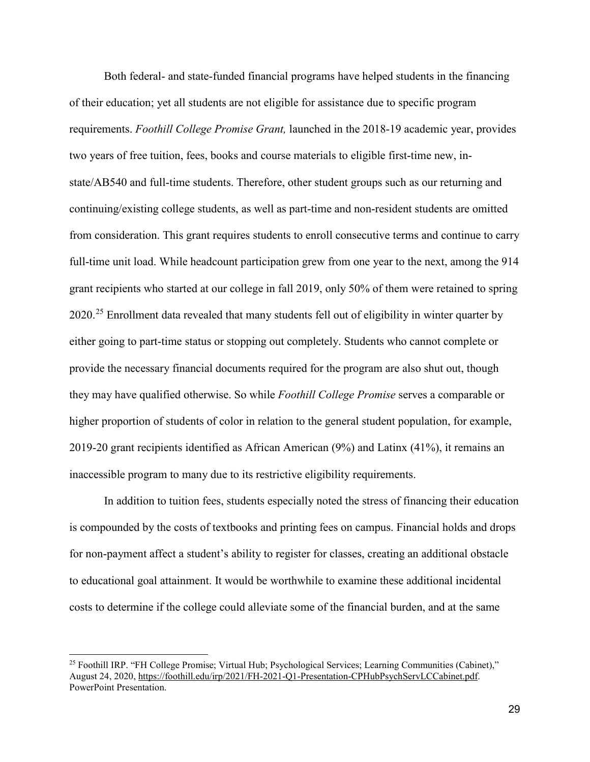Both federal- and state-funded financial programs have helped students in the financing of their education; yet all students are not eligible for assistance due to specific program requirements. *Foothill College Promise Grant,* launched in the 2018-19 academic year, provides two years of free tuition, fees, books and course materials to eligible first-time new, in-state/AB540 and full-time students. Therefore, other student groups such as our returning and continuing/existing college students, as well as part-time and non-resident students are omitted from consideration. This grant requires students to enroll consecutive terms and continue to carry full-time unit load. While headcount participation grew from one year to the next, among the 914 grant recipients who started at our college in fall 2019, only 50% of them were retained to spring 2020.[25] Enrollment data revealed that many students fell out of eligibility in winter quarter by either going to part-time status or stopping out completely. Students who cannot complete or provide the necessary financial documents required for the program are also shut out, though they may have qualified otherwise. So while *Foothill College Promise* serves a comparable or higher proportion of students of color in relation to the general student population, for example, 2019-20 grant recipients identified as African American (9%) and Latinx (41%), it remains an inaccessible program to many due to its restrictive eligibility requirements.

In addition to tuition fees, students especially noted the stress of financing their education is compounded by the costs of textbooks and printing fees on campus. Financial holds and drops for non-payment affect a student's ability to register for classes, creating an additional obstacle to educational goal attainment. It would be worthwhile to examine these additional incidental costs to determine if the college could alleviate some of the financial burden, and at the same

---

[25] Foothill IRP. "FH College Promise; Virtual Hub; Psychological Services; Learning Communities (Cabinet)," August 24, 2020, https://foothill.edu/irp/2021/FH-2021-Q1-Presentation-CPHubPsychServLCCabinet.pdf. PowerPoint Presentation.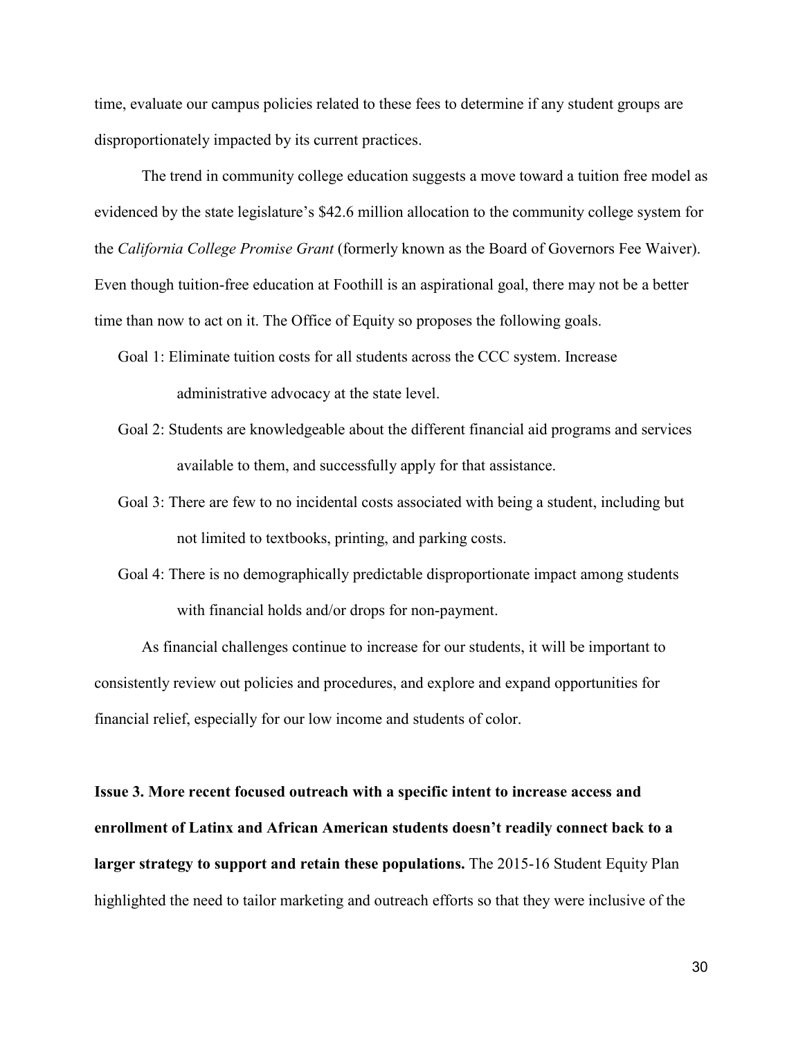time, evaluate our campus policies related to these fees to determine if any student groups are disproportionately impacted by its current practices.

The trend in community college education suggests a move toward a tuition free model as evidenced by the state legislature's $42.6 million allocation to the community college system for the *California College Promise Grant* (formerly known as the Board of Governors Fee Waiver). Even though tuition-free education at Foothill is an aspirational goal, there may not be a better time than now to act on it. The Office of Equity so proposes the following goals.

- Goal 1: Eliminate tuition costs for all students across the CCC system. Increase administrative advocacy at the state level.
- Goal 2: Students are knowledgeable about the different financial aid programs and services available to them, and successfully apply for that assistance.
- Goal 3: There are few to no incidental costs associated with being a student, including but not limited to textbooks, printing, and parking costs.
- Goal 4: There is no demographically predictable disproportionate impact among students with financial holds and/or drops for non-payment.

As financial challenges continue to increase for our students, it will be important to consistently review out policies and procedures, and explore and expand opportunities for financial relief, especially for our low income and students of color.

**Issue 3. More recent focused outreach with a specific intent to increase access and enrollment of Latinx and African American students doesn't readily connect back to a larger strategy to support and retain these populations.** The 2015-16 Student Equity Plan highlighted the need to tailor marketing and outreach efforts so that they were inclusive of the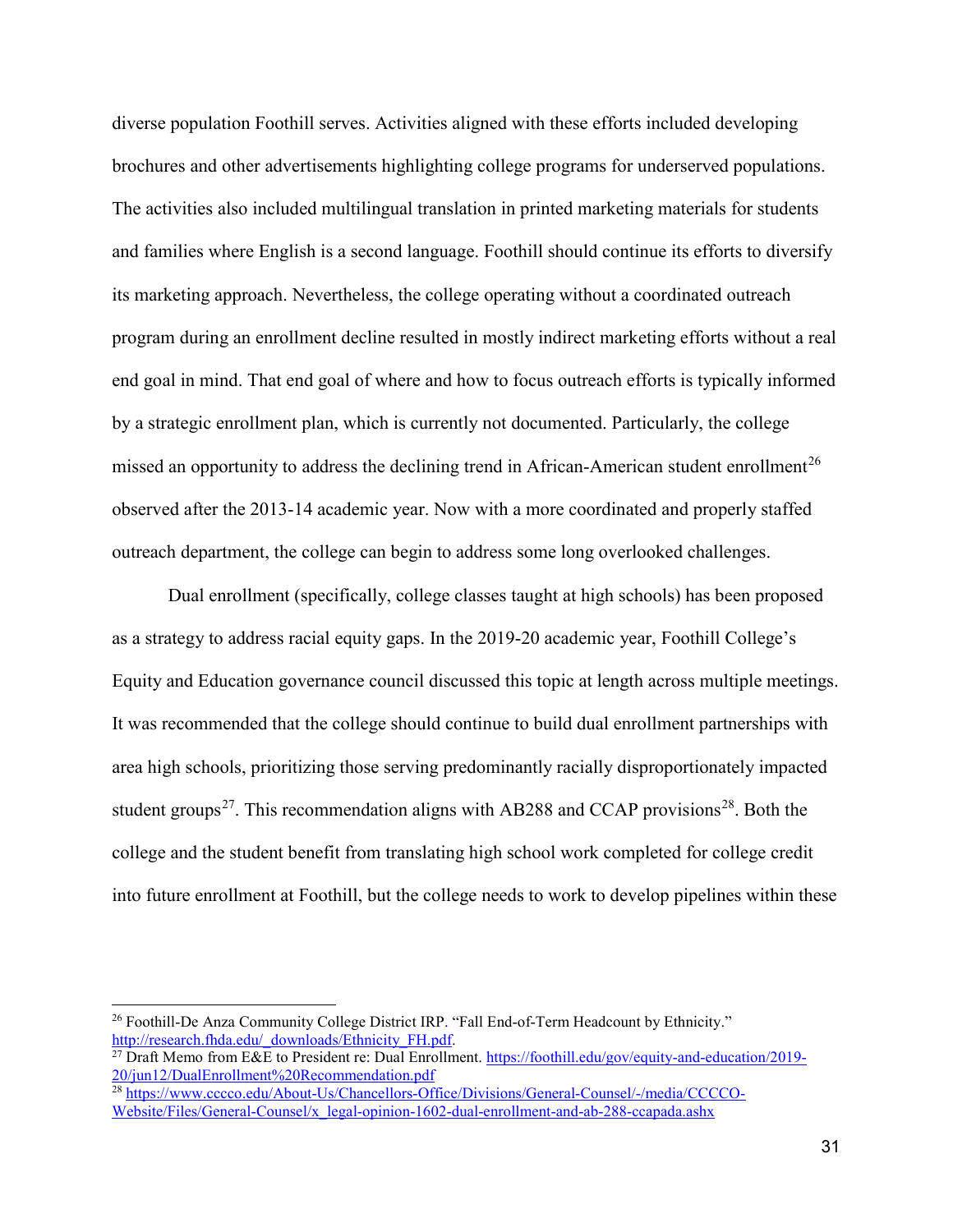diverse population Foothill serves. Activities aligned with these efforts included developing brochures and other advertisements highlighting college programs for underserved populations. The activities also included multilingual translation in printed marketing materials for students and families where English is a second language. Foothill should continue its efforts to diversify its marketing approach. Nevertheless, the college operating without a coordinated outreach program during an enrollment decline resulted in mostly indirect marketing efforts without a real end goal in mind. That end goal of where and how to focus outreach efforts is typically informed by a strategic enrollment plan, which is currently not documented. Particularly, the college missed an opportunity to address the declining trend in African-American student enrollment[26] observed after the 2013-14 academic year. Now with a more coordinated and properly staffed outreach department, the college can begin to address some long overlooked challenges.

Dual enrollment (specifically, college classes taught at high schools) has been proposed as a strategy to address racial equity gaps. In the 2019-20 academic year, Foothill College's Equity and Education governance council discussed this topic at length across multiple meetings. It was recommended that the college should continue to build dual enrollment partnerships with area high schools, prioritizing those serving predominantly racially disproportionately impacted student groups[27]. This recommendation aligns with AB288 and CCAP provisions[28]. Both the college and the student benefit from translating high school work completed for college credit into future enrollment at Foothill, but the college needs to work to develop pipelines within these

---

[26] Foothill-De Anza Community College District IRP. "Fall End-of-Term Headcount by Ethnicity." http://research.fhda.edu/_downloads/Ethnicity_FH.pdf.

[27] Draft Memo from E&E to President re: Dual Enrollment. https://foothill.edu/gov/equity-and-education/2019-20/jun12/DualEnrollment%20Recommendation.pdf

[28] https://www.cccco.edu/About-Us/Chancellors-Office/Divisions/General-Counsel/-/media/CCCCO-Website/Files/General-Counsel/x_legal-opinion-1602-dual-enrollment-and-ab-288-ccapada.ashx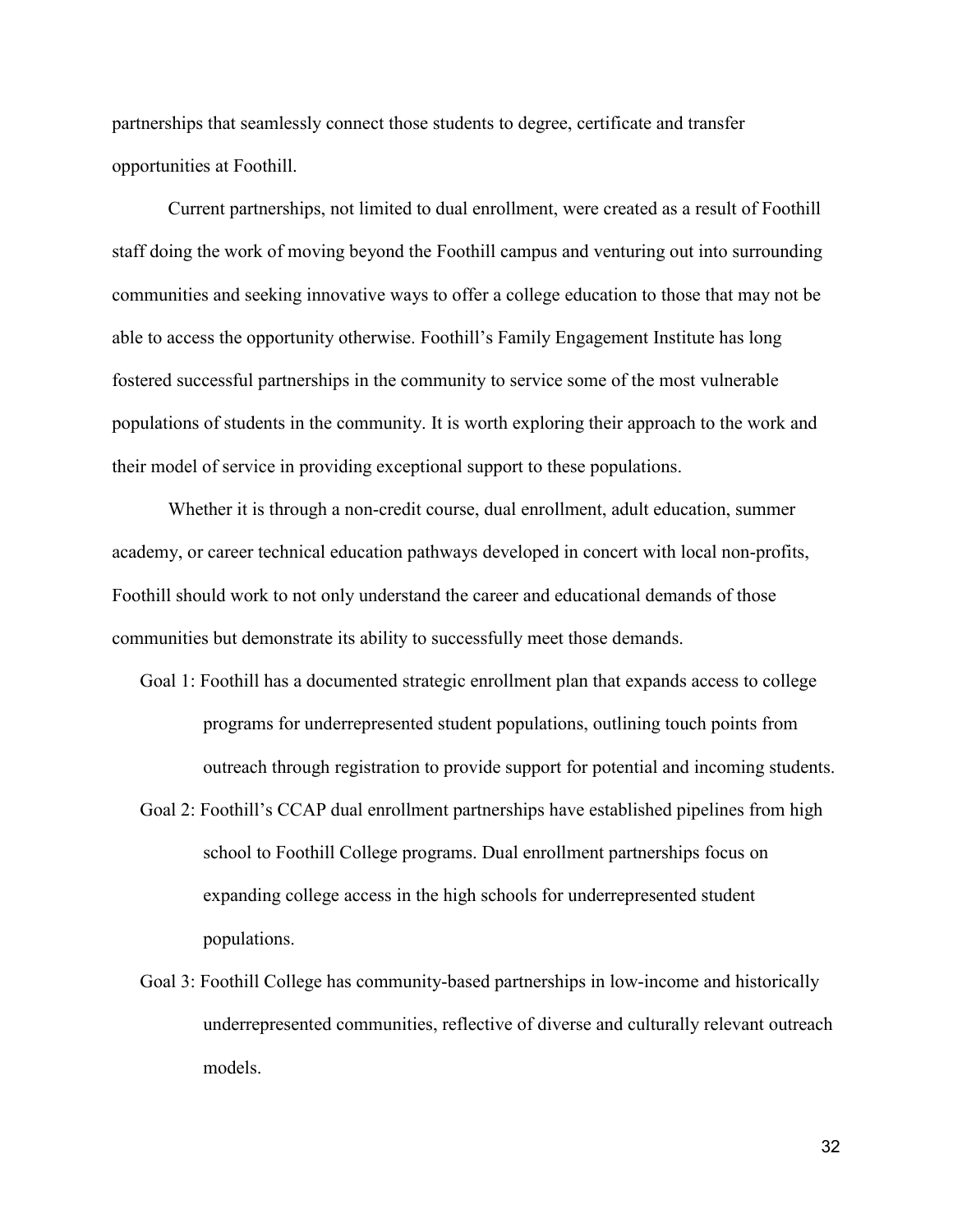partnerships that seamlessly connect those students to degree, certificate and transfer opportunities at Foothill.

Current partnerships, not limited to dual enrollment, were created as a result of Foothill staff doing the work of moving beyond the Foothill campus and venturing out into surrounding communities and seeking innovative ways to offer a college education to those that may not be able to access the opportunity otherwise. Foothill's Family Engagement Institute has long fostered successful partnerships in the community to service some of the most vulnerable populations of students in the community. It is worth exploring their approach to the work and their model of service in providing exceptional support to these populations.

Whether it is through a non-credit course, dual enrollment, adult education, summer academy, or career technical education pathways developed in concert with local non-profits, Foothill should work to not only understand the career and educational demands of those communities but demonstrate its ability to successfully meet those demands.

Goal 1: Foothill has a documented strategic enrollment plan that expands access to college programs for underrepresented student populations, outlining touch points from outreach through registration to provide support for potential and incoming students.

Goal 2: Foothill's CCAP dual enrollment partnerships have established pipelines from high school to Foothill College programs. Dual enrollment partnerships focus on expanding college access in the high schools for underrepresented student populations.

Goal 3: Foothill College has community-based partnerships in low-income and historically underrepresented communities, reflective of diverse and culturally relevant outreach models.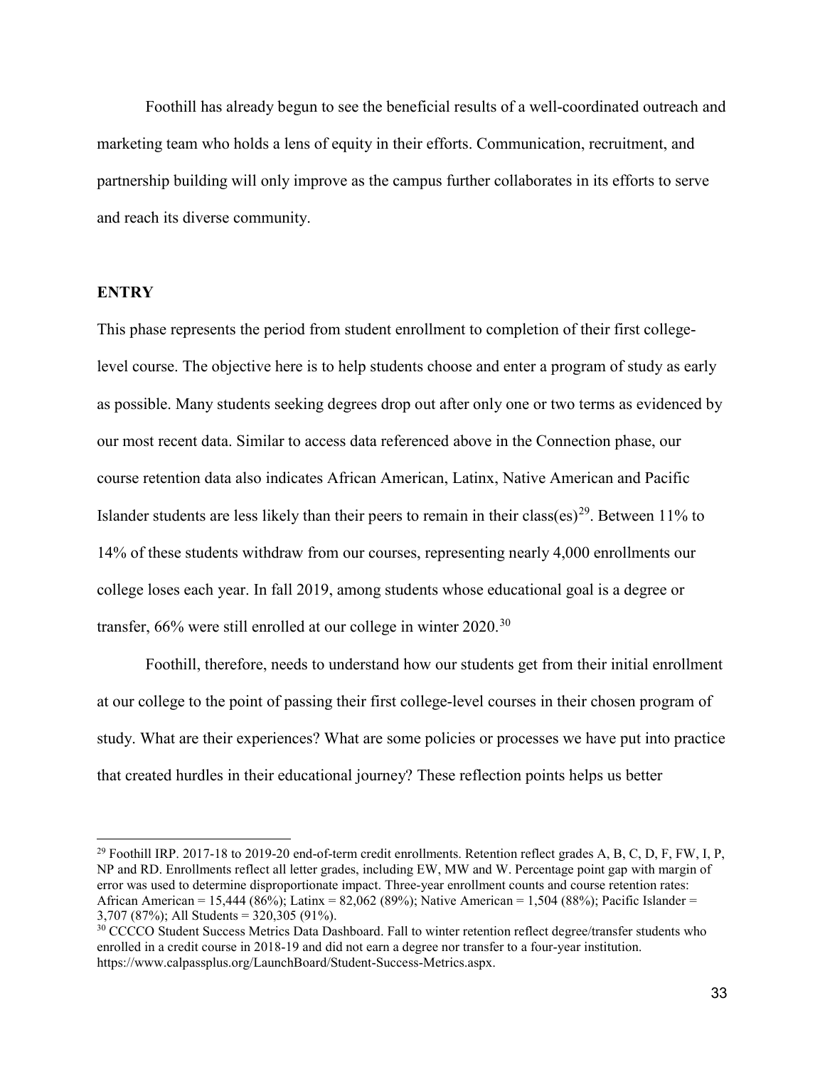Foothill has already begun to see the beneficial results of a well-coordinated outreach and marketing team who holds a lens of equity in their efforts. Communication, recruitment, and partnership building will only improve as the campus further collaborates in its efforts to serve and reach its diverse community.

**ENTRY**

This phase represents the period from student enrollment to completion of their first college-level course. The objective here is to help students choose and enter a program of study as early as possible. Many students seeking degrees drop out after only one or two terms as evidenced by our most recent data. Similar to access data referenced above in the Connection phase, our course retention data also indicates African American, Latinx, Native American and Pacific Islander students are less likely than their peers to remain in their class(es)[29]. Between 11% to 14% of these students withdraw from our courses, representing nearly 4,000 enrollments our college loses each year. In fall 2019, among students whose educational goal is a degree or transfer, 66% were still enrolled at our college in winter 2020.[30]

Foothill, therefore, needs to understand how our students get from their initial enrollment at our college to the point of passing their first college-level courses in their chosen program of study. What are their experiences? What are some policies or processes we have put into practice that created hurdles in their educational journey? These reflection points helps us better

[29] Foothill IRP. 2017-18 to 2019-20 end-of-term credit enrollments. Retention reflect grades A, B, C, D, F, FW, I, P, NP and RD. Enrollments reflect all letter grades, including EW, MW and W. Percentage point gap with margin of error was used to determine disproportionate impact. Three-year enrollment counts and course retention rates: African American = 15,444 (86%); Latinx = 82,062 (89%); Native American = 1,504 (88%); Pacific Islander = 3,707 (87%); All Students = 320,305 (91%).

[30] CCCCO Student Success Metrics Data Dashboard. Fall to winter retention reflect degree/transfer students who enrolled in a credit course in 2018-19 and did not earn a degree nor transfer to a four-year institution. https://www.calpassplus.org/LaunchBoard/Student-Success-Metrics.aspx.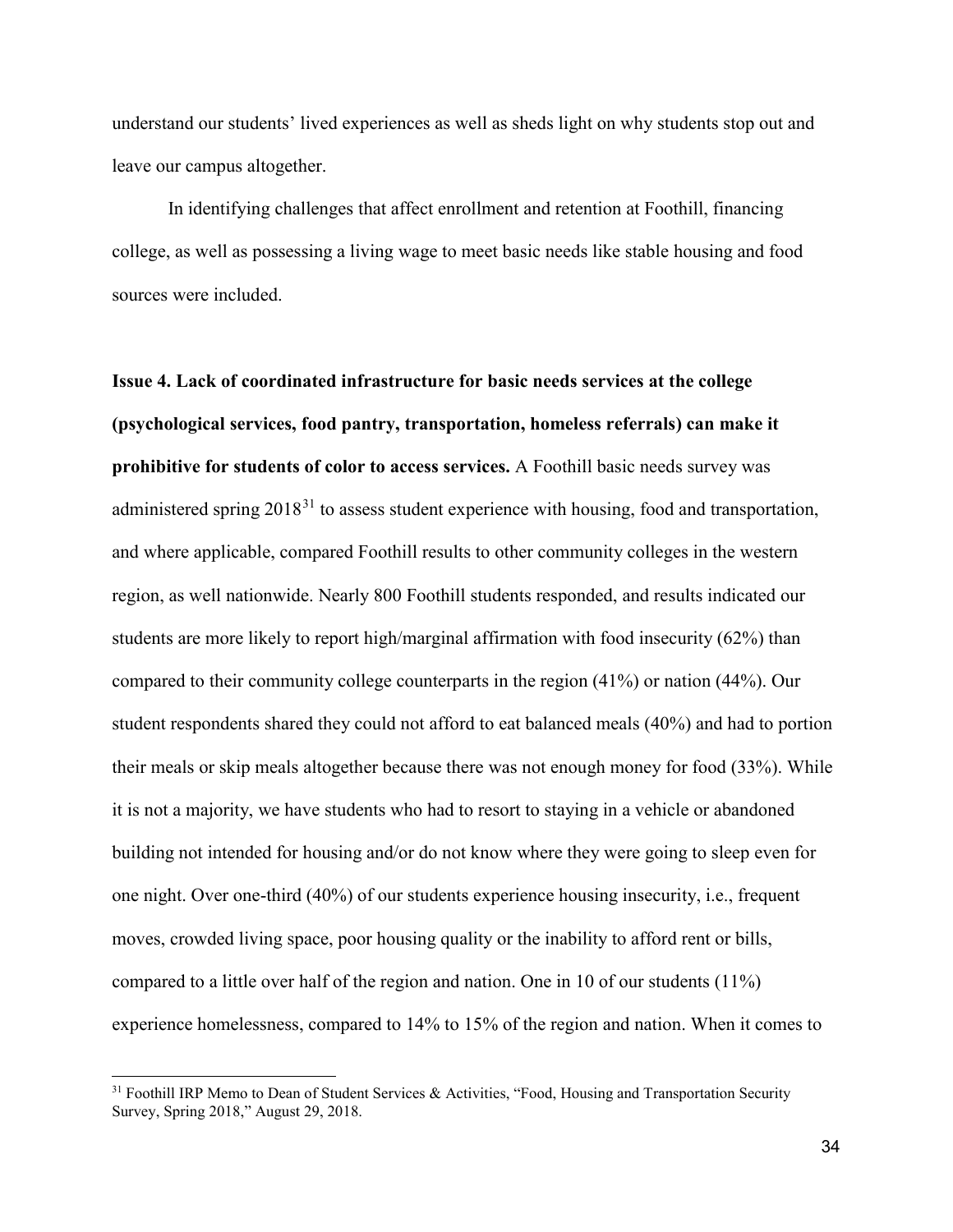understand our students' lived experiences as well as sheds light on why students stop out and leave our campus altogether.

In identifying challenges that affect enrollment and retention at Foothill, financing college, as well as possessing a living wage to meet basic needs like stable housing and food sources were included.

**Issue 4. Lack of coordinated infrastructure for basic needs services at the college (psychological services, food pantry, transportation, homeless referrals) can make it prohibitive for students of color to access services.** A Foothill basic needs survey was administered spring 2018[31] to assess student experience with housing, food and transportation, and where applicable, compared Foothill results to other community colleges in the western region, as well nationwide. Nearly 800 Foothill students responded, and results indicated our students are more likely to report high/marginal affirmation with food insecurity (62%) than compared to their community college counterparts in the region (41%) or nation (44%). Our student respondents shared they could not afford to eat balanced meals (40%) and had to portion their meals or skip meals altogether because there was not enough money for food (33%). While it is not a majority, we have students who had to resort to staying in a vehicle or abandoned building not intended for housing and/or do not know where they were going to sleep even for one night. Over one-third (40%) of our students experience housing insecurity, i.e., frequent moves, crowded living space, poor housing quality or the inability to afford rent or bills, compared to a little over half of the region and nation. One in 10 of our students (11%) experience homelessness, compared to 14% to 15% of the region and nation. When it comes to

[31] Foothill IRP Memo to Dean of Student Services & Activities, "Food, Housing and Transportation Security Survey, Spring 2018," August 29, 2018.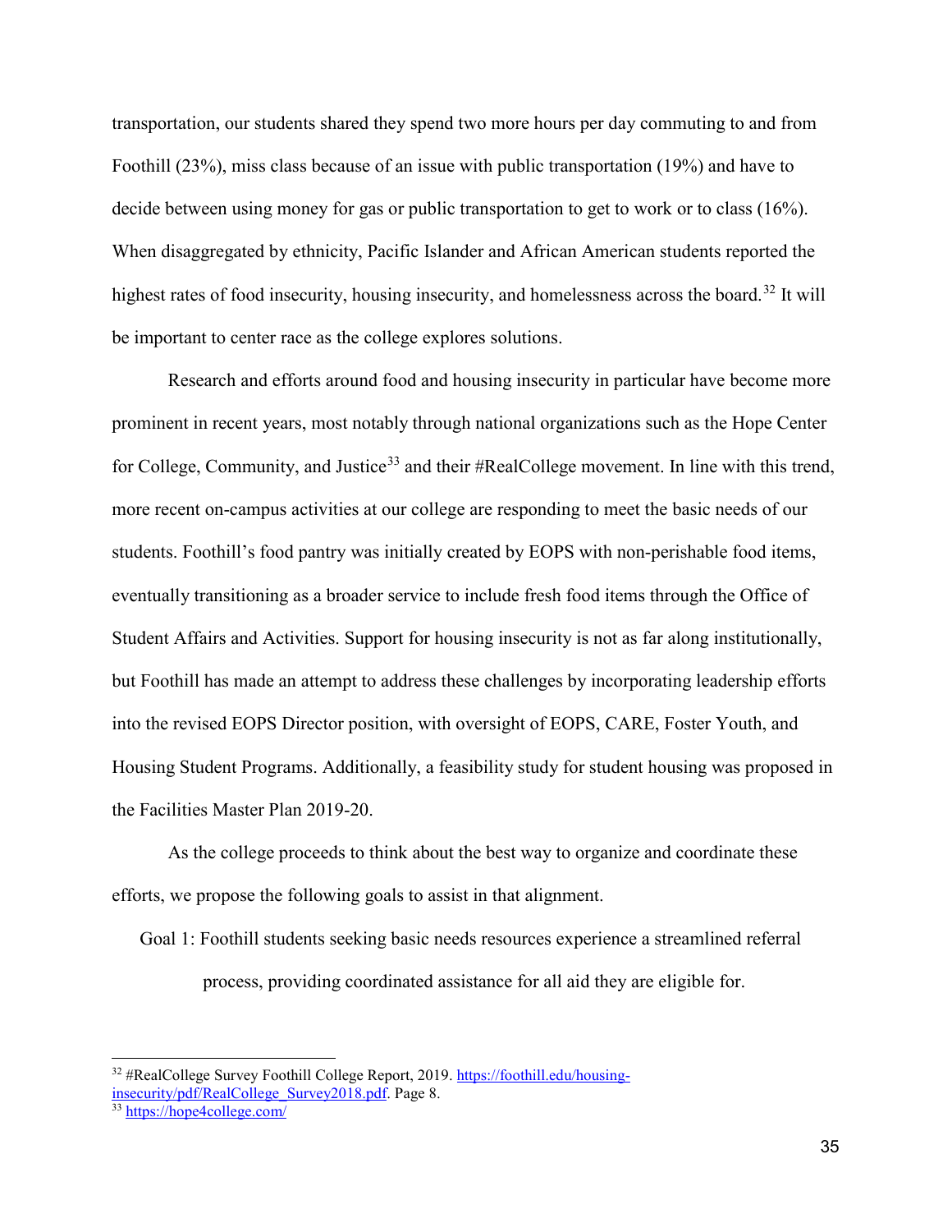transportation, our students shared they spend two more hours per day commuting to and from Foothill (23%), miss class because of an issue with public transportation (19%) and have to decide between using money for gas or public transportation to get to work or to class (16%). When disaggregated by ethnicity, Pacific Islander and African American students reported the highest rates of food insecurity, housing insecurity, and homelessness across the board.[32] It will be important to center race as the college explores solutions.

Research and efforts around food and housing insecurity in particular have become more prominent in recent years, most notably through national organizations such as the Hope Center for College, Community, and Justice[33] and their #RealCollege movement. In line with this trend, more recent on-campus activities at our college are responding to meet the basic needs of our students. Foothill's food pantry was initially created by EOPS with non-perishable food items, eventually transitioning as a broader service to include fresh food items through the Office of Student Affairs and Activities. Support for housing insecurity is not as far along institutionally, but Foothill has made an attempt to address these challenges by incorporating leadership efforts into the revised EOPS Director position, with oversight of EOPS, CARE, Foster Youth, and Housing Student Programs. Additionally, a feasibility study for student housing was proposed in the Facilities Master Plan 2019-20.

As the college proceeds to think about the best way to organize and coordinate these efforts, we propose the following goals to assist in that alignment.

Goal 1: Foothill students seeking basic needs resources experience a streamlined referral process, providing coordinated assistance for all aid they are eligible for.

---

[32] #RealCollege Survey Foothill College Report, 2019. https://foothill.edu/housing-insecurity/pdf/RealCollege_Survey2018.pdf. Page 8.

[33] https://hope4college.com/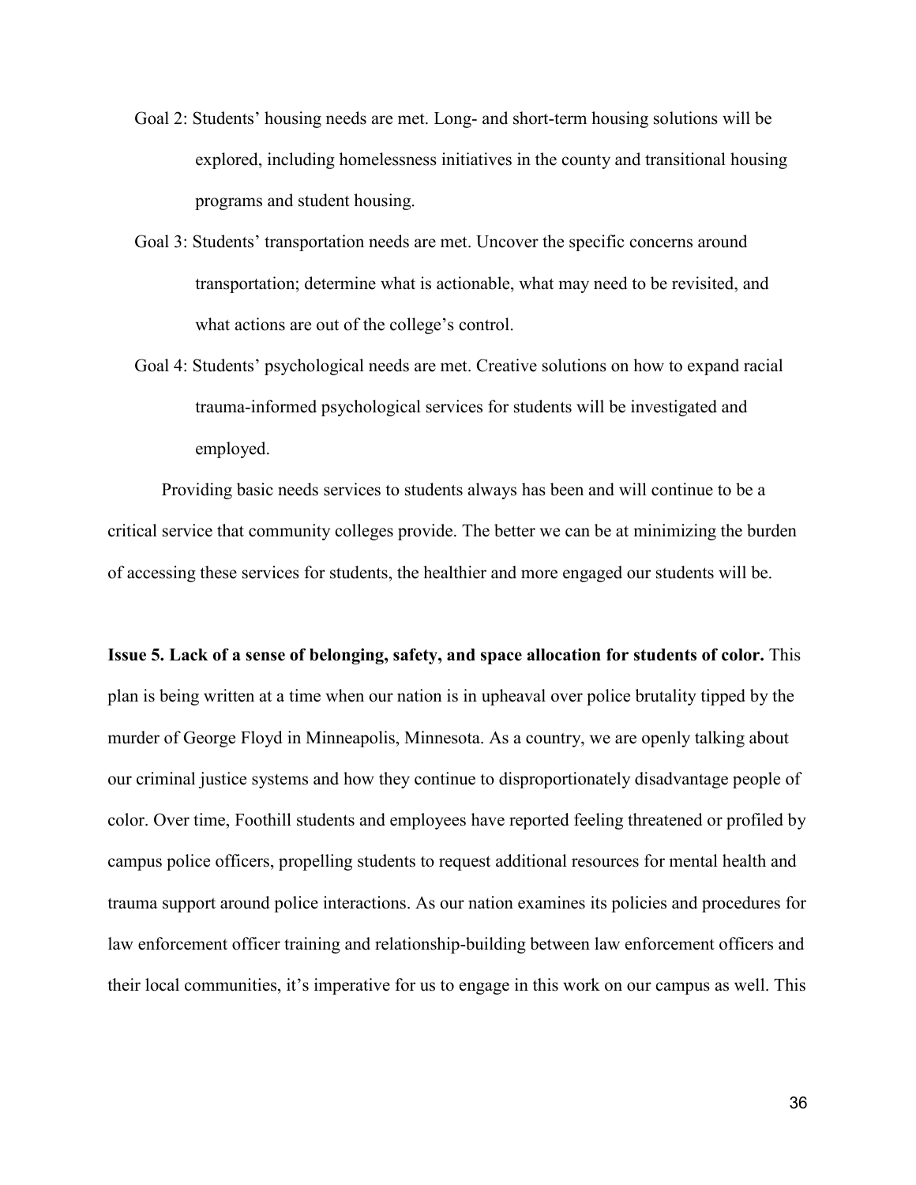Goal 2: Students' housing needs are met. Long- and short-term housing solutions will be explored, including homelessness initiatives in the county and transitional housing programs and student housing.

Goal 3: Students' transportation needs are met. Uncover the specific concerns around transportation; determine what is actionable, what may need to be revisited, and what actions are out of the college's control.

Goal 4: Students' psychological needs are met. Creative solutions on how to expand racial trauma-informed psychological services for students will be investigated and employed.

Providing basic needs services to students always has been and will continue to be a critical service that community colleges provide. The better we can be at minimizing the burden of accessing these services for students, the healthier and more engaged our students will be.

**Issue 5. Lack of a sense of belonging, safety, and space allocation for students of color.** This plan is being written at a time when our nation is in upheaval over police brutality tipped by the murder of George Floyd in Minneapolis, Minnesota. As a country, we are openly talking about our criminal justice systems and how they continue to disproportionately disadvantage people of color. Over time, Foothill students and employees have reported feeling threatened or profiled by campus police officers, propelling students to request additional resources for mental health and trauma support around police interactions. As our nation examines its policies and procedures for law enforcement officer training and relationship-building between law enforcement officers and their local communities, it's imperative for us to engage in this work on our campus as well. This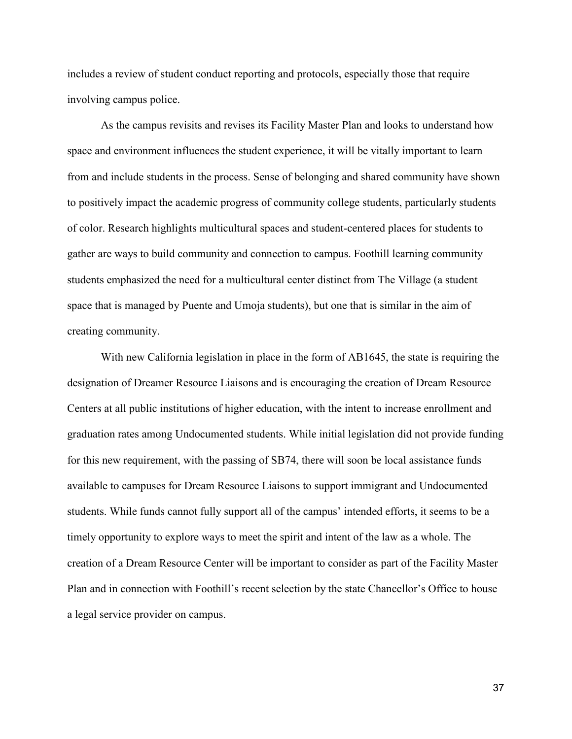includes a review of student conduct reporting and protocols, especially those that require involving campus police.

As the campus revisits and revises its Facility Master Plan and looks to understand how space and environment influences the student experience, it will be vitally important to learn from and include students in the process. Sense of belonging and shared community have shown to positively impact the academic progress of community college students, particularly students of color. Research highlights multicultural spaces and student-centered places for students to gather are ways to build community and connection to campus. Foothill learning community students emphasized the need for a multicultural center distinct from The Village (a student space that is managed by Puente and Umoja students), but one that is similar in the aim of creating community.

With new California legislation in place in the form of AB1645, the state is requiring the designation of Dreamer Resource Liaisons and is encouraging the creation of Dream Resource Centers at all public institutions of higher education, with the intent to increase enrollment and graduation rates among Undocumented students. While initial legislation did not provide funding for this new requirement, with the passing of SB74, there will soon be local assistance funds available to campuses for Dream Resource Liaisons to support immigrant and Undocumented students. While funds cannot fully support all of the campus' intended efforts, it seems to be a timely opportunity to explore ways to meet the spirit and intent of the law as a whole. The creation of a Dream Resource Center will be important to consider as part of the Facility Master Plan and in connection with Foothill's recent selection by the state Chancellor's Office to house a legal service provider on campus.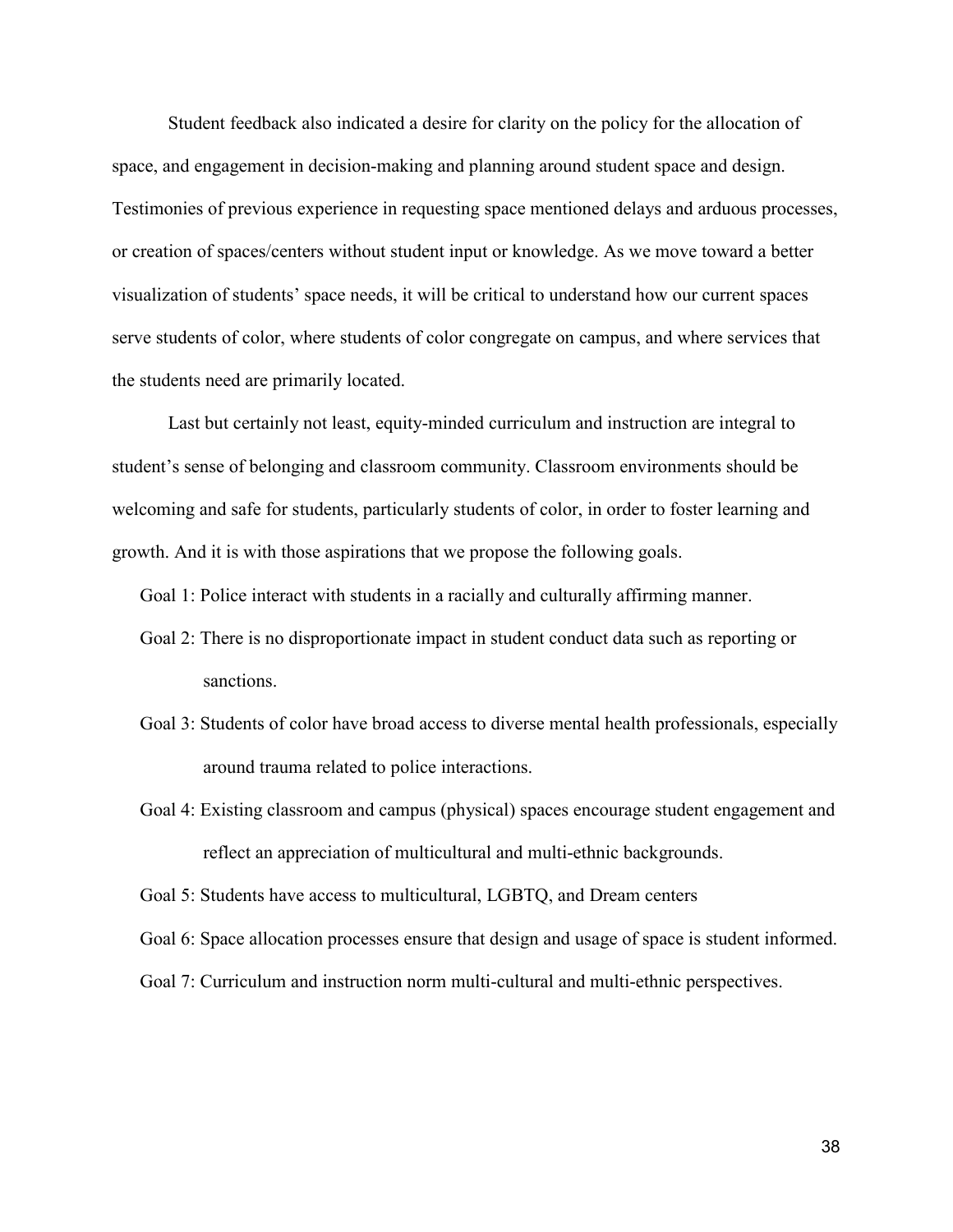Student feedback also indicated a desire for clarity on the policy for the allocation of space, and engagement in decision-making and planning around student space and design. Testimonies of previous experience in requesting space mentioned delays and arduous processes, or creation of spaces/centers without student input or knowledge. As we move toward a better visualization of students' space needs, it will be critical to understand how our current spaces serve students of color, where students of color congregate on campus, and where services that the students need are primarily located.

Last but certainly not least, equity-minded curriculum and instruction are integral to student's sense of belonging and classroom community. Classroom environments should be welcoming and safe for students, particularly students of color, in order to foster learning and growth. And it is with those aspirations that we propose the following goals.

Goal 1: Police interact with students in a racially and culturally affirming manner.

Goal 2: There is no disproportionate impact in student conduct data such as reporting or sanctions.

Goal 3: Students of color have broad access to diverse mental health professionals, especially around trauma related to police interactions.

Goal 4: Existing classroom and campus (physical) spaces encourage student engagement and reflect an appreciation of multicultural and multi-ethnic backgrounds.

Goal 5: Students have access to multicultural, LGBTQ, and Dream centers

Goal 6: Space allocation processes ensure that design and usage of space is student informed.

Goal 7: Curriculum and instruction norm multi-cultural and multi-ethnic perspectives.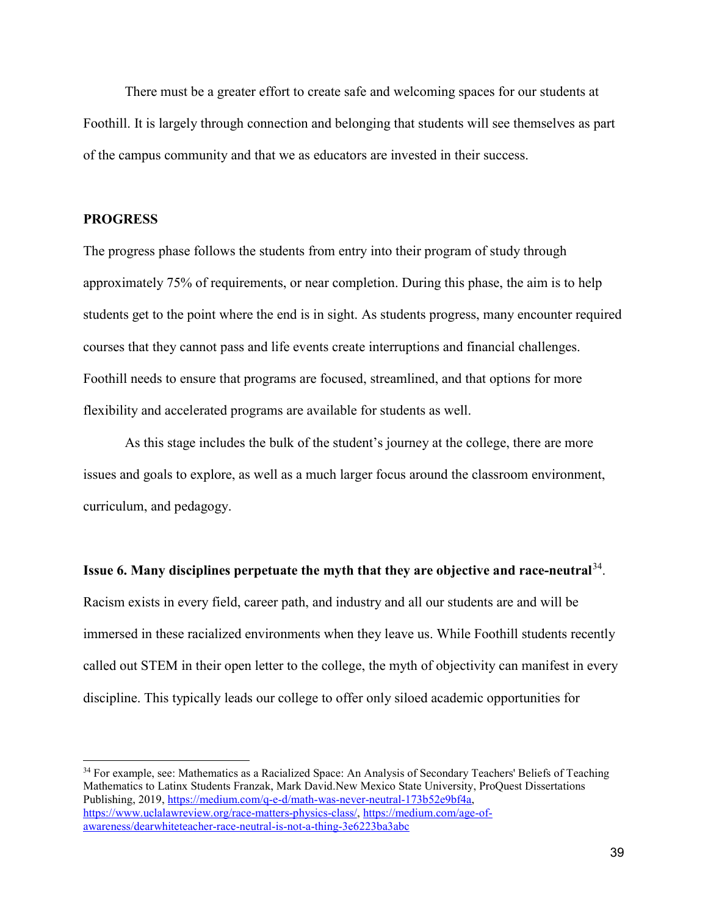There must be a greater effort to create safe and welcoming spaces for our students at Foothill. It is largely through connection and belonging that students will see themselves as part of the campus community and that we as educators are invested in their success.

## PROGRESS

The progress phase follows the students from entry into their program of study through approximately 75% of requirements, or near completion. During this phase, the aim is to help students get to the point where the end is in sight. As students progress, many encounter required courses that they cannot pass and life events create interruptions and financial challenges. Foothill needs to ensure that programs are focused, streamlined, and that options for more flexibility and accelerated programs are available for students as well.

As this stage includes the bulk of the student's journey at the college, there are more issues and goals to explore, as well as a much larger focus around the classroom environment, curriculum, and pedagogy.

**Issue 6. Many disciplines perpetuate the myth that they are objective and race-neutral**[34]. Racism exists in every field, career path, and industry and all our students are and will be immersed in these racialized environments when they leave us. While Foothill students recently called out STEM in their open letter to the college, the myth of objectivity can manifest in every discipline. This typically leads our college to offer only siloed academic opportunities for

---

[34] For example, see: Mathematics as a Racialized Space: An Analysis of Secondary Teachers' Beliefs of Teaching Mathematics to Latinx Students Franzak, Mark David.New Mexico State University, ProQuest Dissertations Publishing, 2019, https://medium.com/q-e-d/math-was-never-neutral-173b52e9bf4a, https://www.uclalawreview.org/race-matters-physics-class/, https://medium.com/age-of-awareness/dearwhiteteacher-race-neutral-is-not-a-thing-3e6223ba3abc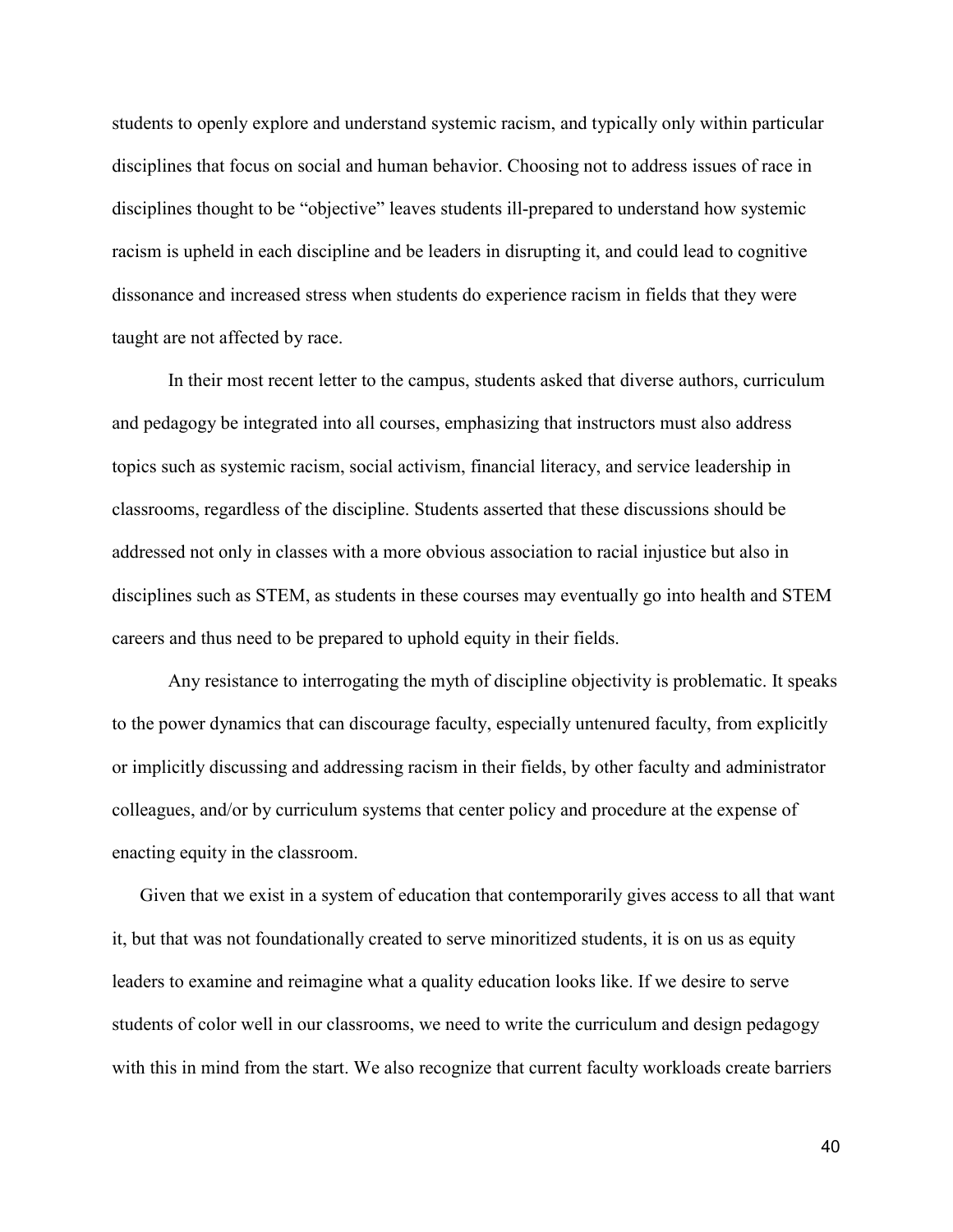students to openly explore and understand systemic racism, and typically only within particular disciplines that focus on social and human behavior. Choosing not to address issues of race in disciplines thought to be "objective" leaves students ill-prepared to understand how systemic racism is upheld in each discipline and be leaders in disrupting it, and could lead to cognitive dissonance and increased stress when students do experience racism in fields that they were taught are not affected by race.

In their most recent letter to the campus, students asked that diverse authors, curriculum and pedagogy be integrated into all courses, emphasizing that instructors must also address topics such as systemic racism, social activism, financial literacy, and service leadership in classrooms, regardless of the discipline. Students asserted that these discussions should be addressed not only in classes with a more obvious association to racial injustice but also in disciplines such as STEM, as students in these courses may eventually go into health and STEM careers and thus need to be prepared to uphold equity in their fields.

Any resistance to interrogating the myth of discipline objectivity is problematic. It speaks to the power dynamics that can discourage faculty, especially untenured faculty, from explicitly or implicitly discussing and addressing racism in their fields, by other faculty and administrator colleagues, and/or by curriculum systems that center policy and procedure at the expense of enacting equity in the classroom.

Given that we exist in a system of education that contemporarily gives access to all that want it, but that was not foundationally created to serve minoritized students, it is on us as equity leaders to examine and reimagine what a quality education looks like. If we desire to serve students of color well in our classrooms, we need to write the curriculum and design pedagogy with this in mind from the start. We also recognize that current faculty workloads create barriers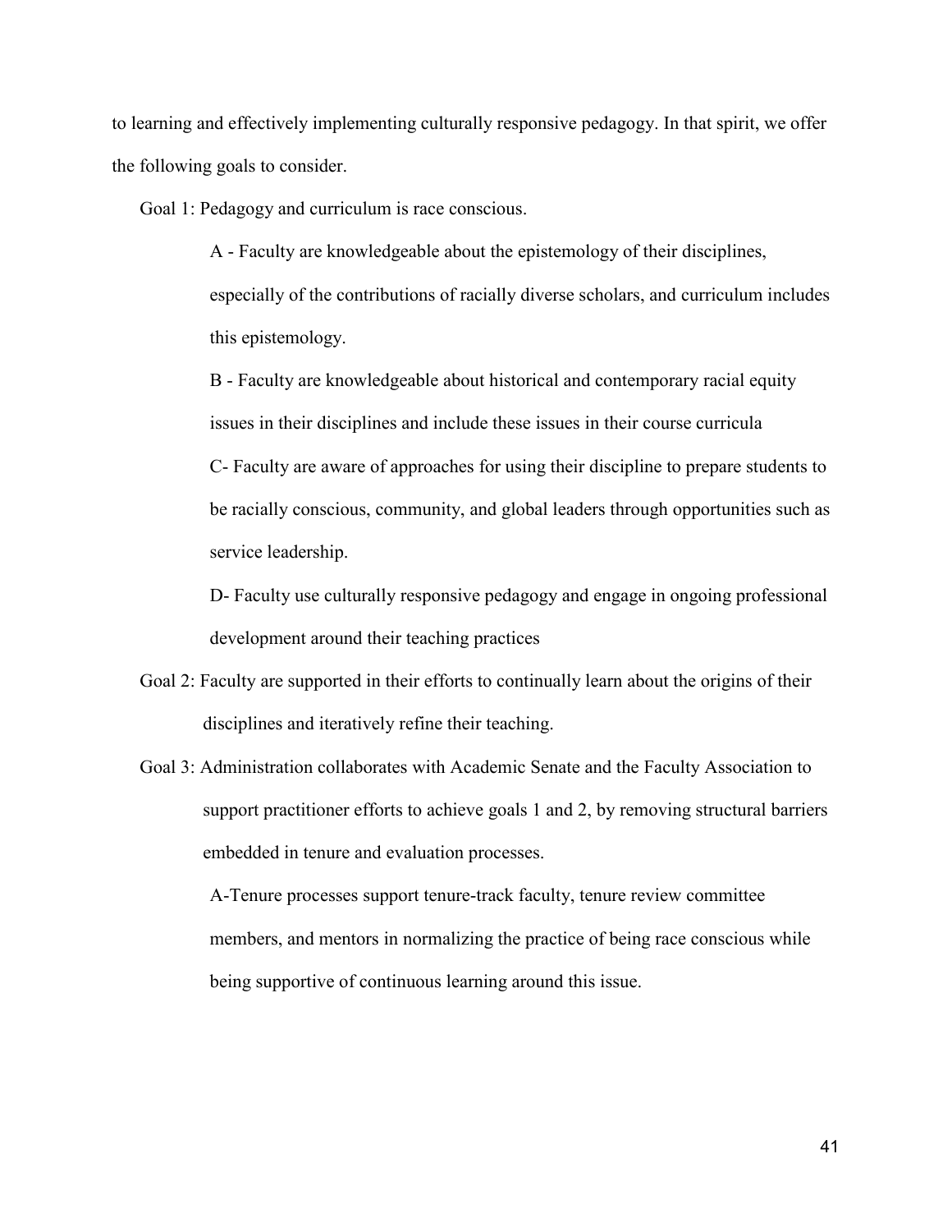to learning and effectively implementing culturally responsive pedagogy. In that spirit, we offer the following goals to consider.

Goal 1: Pedagogy and curriculum is race conscious.

> A - Faculty are knowledgeable about the epistemology of their disciplines, especially of the contributions of racially diverse scholars, and curriculum includes this epistemology.
>
> B - Faculty are knowledgeable about historical and contemporary racial equity issues in their disciplines and include these issues in their course curricula
>
> C- Faculty are aware of approaches for using their discipline to prepare students to be racially conscious, community, and global leaders through opportunities such as service leadership.
>
> D- Faculty use culturally responsive pedagogy and engage in ongoing professional development around their teaching practices

Goal 2: Faculty are supported in their efforts to continually learn about the origins of their disciplines and iteratively refine their teaching.

Goal 3: Administration collaborates with Academic Senate and the Faculty Association to support practitioner efforts to achieve goals 1 and 2, by removing structural barriers embedded in tenure and evaluation processes.

> A-Tenure processes support tenure-track faculty, tenure review committee members, and mentors in normalizing the practice of being race conscious while being supportive of continuous learning around this issue.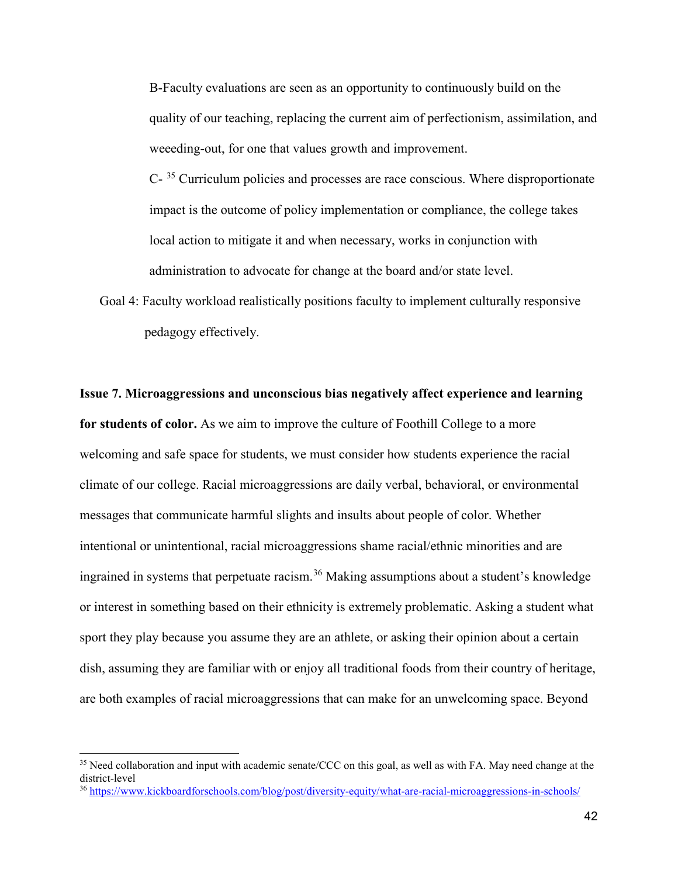B-Faculty evaluations are seen as an opportunity to continuously build on the quality of our teaching, replacing the current aim of perfectionism, assimilation, and weeeding-out, for one that values growth and improvement.

C- [35] Curriculum policies and processes are race conscious. Where disproportionate impact is the outcome of policy implementation or compliance, the college takes local action to mitigate it and when necessary, works in conjunction with administration to advocate for change at the board and/or state level.

Goal 4: Faculty workload realistically positions faculty to implement culturally responsive pedagogy effectively.

**Issue 7. Microaggressions and unconscious bias negatively affect experience and learning for students of color.** As we aim to improve the culture of Foothill College to a more welcoming and safe space for students, we must consider how students experience the racial climate of our college. Racial microaggressions are daily verbal, behavioral, or environmental messages that communicate harmful slights and insults about people of color. Whether intentional or unintentional, racial microaggressions shame racial/ethnic minorities and are ingrained in systems that perpetuate racism.[36] Making assumptions about a student's knowledge or interest in something based on their ethnicity is extremely problematic. Asking a student what sport they play because you assume they are an athlete, or asking their opinion about a certain dish, assuming they are familiar with or enjoy all traditional foods from their country of heritage, are both examples of racial microaggressions that can make for an unwelcoming space. Beyond

---

[35] Need collaboration and input with academic senate/CCC on this goal, as well as with FA. May need change at the district-level

[36] https://www.kickboardforschools.com/blog/post/diversity-equity/what-are-racial-microaggressions-in-schools/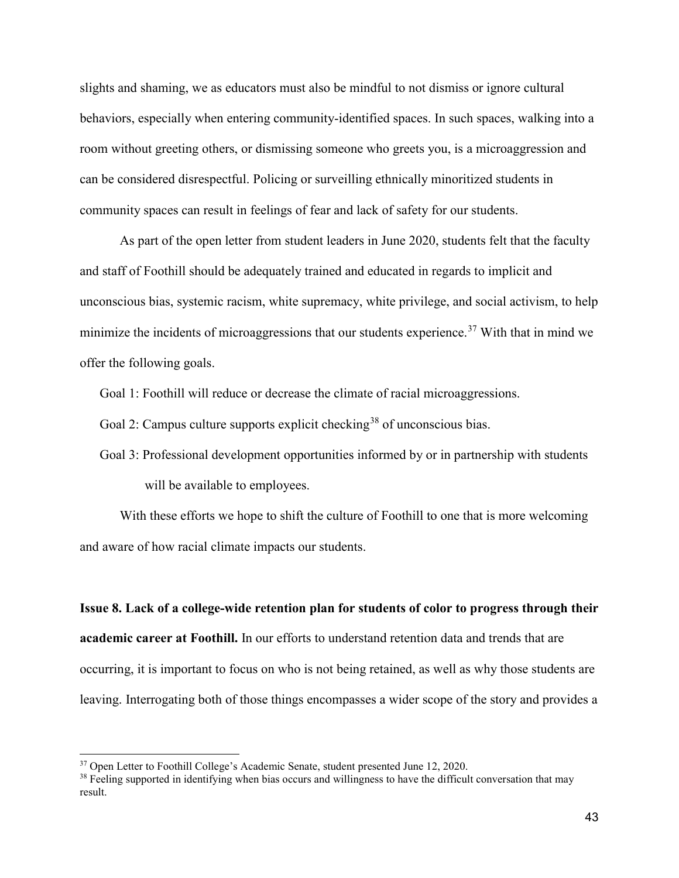slights and shaming, we as educators must also be mindful to not dismiss or ignore cultural behaviors, especially when entering community-identified spaces. In such spaces, walking into a room without greeting others, or dismissing someone who greets you, is a microaggression and can be considered disrespectful. Policing or surveilling ethnically minoritized students in community spaces can result in feelings of fear and lack of safety for our students.

As part of the open letter from student leaders in June 2020, students felt that the faculty and staff of Foothill should be adequately trained and educated in regards to implicit and unconscious bias, systemic racism, white supremacy, white privilege, and social activism, to help minimize the incidents of microaggressions that our students experience.[37] With that in mind we offer the following goals.

Goal 1: Foothill will reduce or decrease the climate of racial microaggressions.

Goal 2: Campus culture supports explicit checking[38] of unconscious bias.

Goal 3: Professional development opportunities informed by or in partnership with students will be available to employees.

With these efforts we hope to shift the culture of Foothill to one that is more welcoming and aware of how racial climate impacts our students.

**Issue 8. Lack of a college-wide retention plan for students of color to progress through their academic career at Foothill.** In our efforts to understand retention data and trends that are occurring, it is important to focus on who is not being retained, as well as why those students are leaving. Interrogating both of those things encompasses a wider scope of the story and provides a

---

[37] Open Letter to Foothill College's Academic Senate, student presented June 12, 2020.

[38] Feeling supported in identifying when bias occurs and willingness to have the difficult conversation that may result.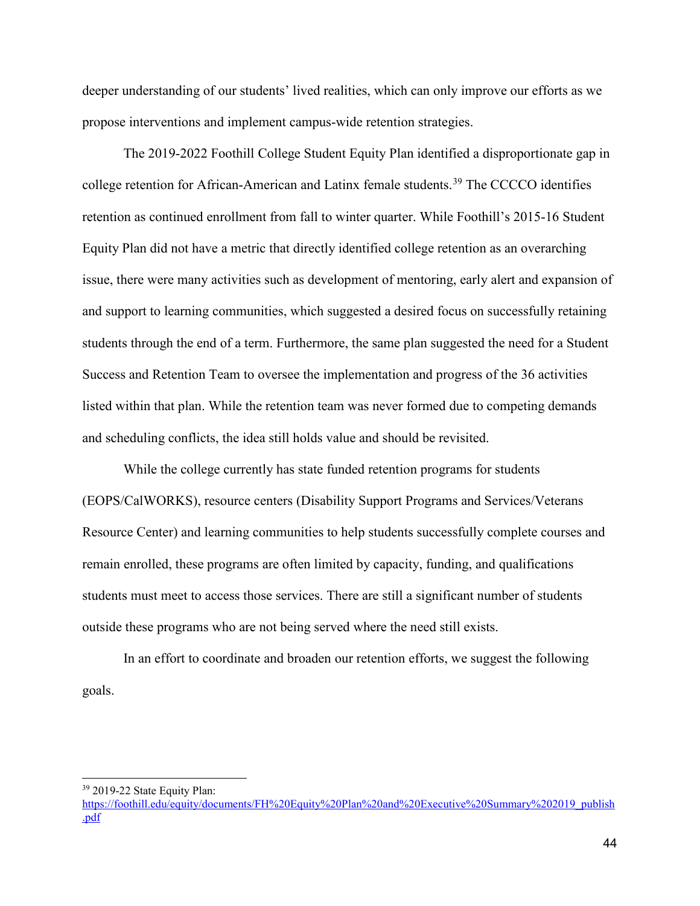deeper understanding of our students' lived realities, which can only improve our efforts as we propose interventions and implement campus-wide retention strategies.

The 2019-2022 Foothill College Student Equity Plan identified a disproportionate gap in college retention for African-American and Latinx female students.[39] The CCCCO identifies retention as continued enrollment from fall to winter quarter. While Foothill's 2015-16 Student Equity Plan did not have a metric that directly identified college retention as an overarching issue, there were many activities such as development of mentoring, early alert and expansion of and support to learning communities, which suggested a desired focus on successfully retaining students through the end of a term. Furthermore, the same plan suggested the need for a Student Success and Retention Team to oversee the implementation and progress of the 36 activities listed within that plan. While the retention team was never formed due to competing demands and scheduling conflicts, the idea still holds value and should be revisited.

While the college currently has state funded retention programs for students (EOPS/CalWORKS), resource centers (Disability Support Programs and Services/Veterans Resource Center) and learning communities to help students successfully complete courses and remain enrolled, these programs are often limited by capacity, funding, and qualifications students must meet to access those services. There are still a significant number of students outside these programs who are not being served where the need still exists.

In an effort to coordinate and broaden our retention efforts, we suggest the following goals.

---

[39] 2019-22 State Equity Plan: https://foothill.edu/equity/documents/FH%20Equity%20Plan%20and%20Executive%20Summary%202019_publish.pdf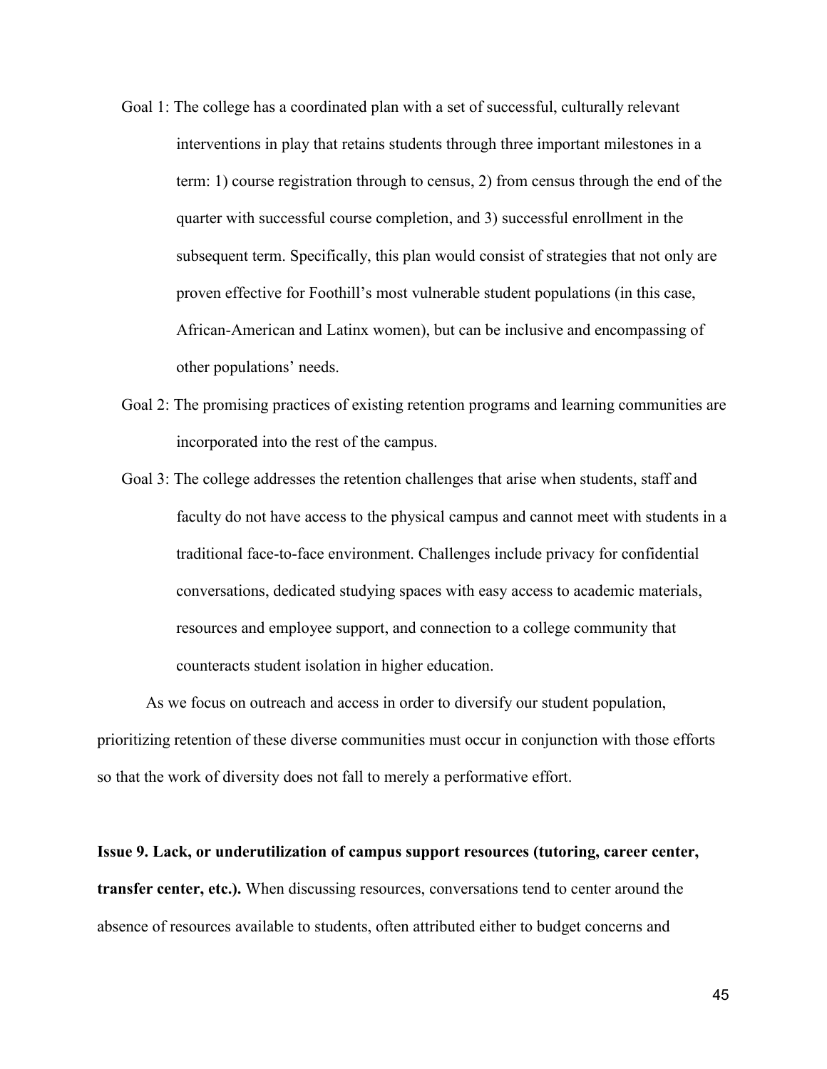Goal 1: The college has a coordinated plan with a set of successful, culturally relevant interventions in play that retains students through three important milestones in a term: 1) course registration through to census, 2) from census through the end of the quarter with successful course completion, and 3) successful enrollment in the subsequent term. Specifically, this plan would consist of strategies that not only are proven effective for Foothill's most vulnerable student populations (in this case, African-American and Latinx women), but can be inclusive and encompassing of other populations' needs.

Goal 2: The promising practices of existing retention programs and learning communities are incorporated into the rest of the campus.

Goal 3: The college addresses the retention challenges that arise when students, staff and faculty do not have access to the physical campus and cannot meet with students in a traditional face-to-face environment. Challenges include privacy for confidential conversations, dedicated studying spaces with easy access to academic materials, resources and employee support, and connection to a college community that counteracts student isolation in higher education.

As we focus on outreach and access in order to diversify our student population, prioritizing retention of these diverse communities must occur in conjunction with those efforts so that the work of diversity does not fall to merely a performative effort.

**Issue 9. Lack, or underutilization of campus support resources (tutoring, career center, transfer center, etc.).** When discussing resources, conversations tend to center around the absence of resources available to students, often attributed either to budget concerns and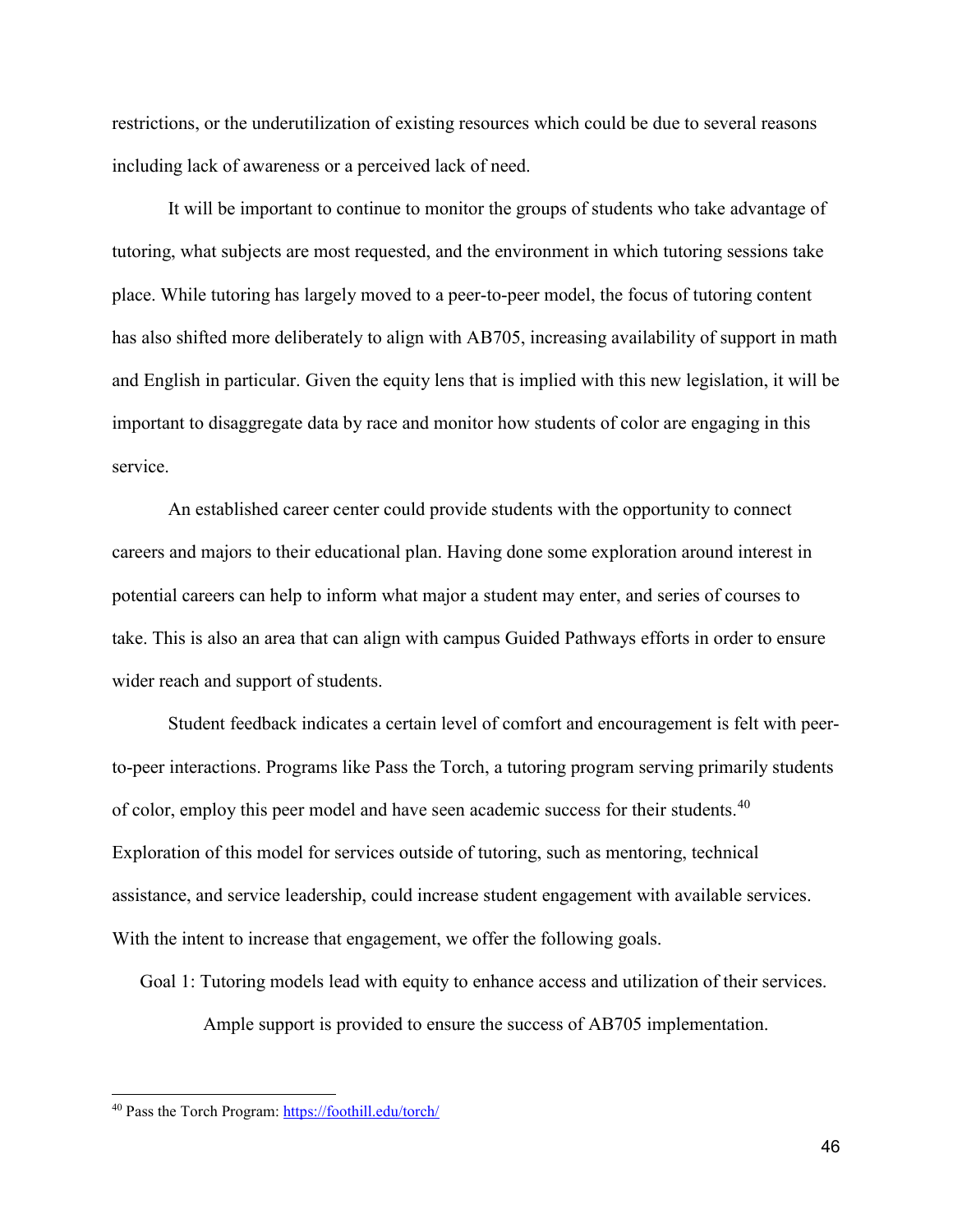restrictions, or the underutilization of existing resources which could be due to several reasons including lack of awareness or a perceived lack of need.

It will be important to continue to monitor the groups of students who take advantage of tutoring, what subjects are most requested, and the environment in which tutoring sessions take place. While tutoring has largely moved to a peer-to-peer model, the focus of tutoring content has also shifted more deliberately to align with AB705, increasing availability of support in math and English in particular. Given the equity lens that is implied with this new legislation, it will be important to disaggregate data by race and monitor how students of color are engaging in this service.

An established career center could provide students with the opportunity to connect careers and majors to their educational plan. Having done some exploration around interest in potential careers can help to inform what major a student may enter, and series of courses to take. This is also an area that can align with campus Guided Pathways efforts in order to ensure wider reach and support of students.

Student feedback indicates a certain level of comfort and encouragement is felt with peer-to-peer interactions. Programs like Pass the Torch, a tutoring program serving primarily students of color, employ this peer model and have seen academic success for their students.[40] Exploration of this model for services outside of tutoring, such as mentoring, technical assistance, and service leadership, could increase student engagement with available services. With the intent to increase that engagement, we offer the following goals.

Goal 1: Tutoring models lead with equity to enhance access and utilization of their services. Ample support is provided to ensure the success of AB705 implementation.

---

[40] Pass the Torch Program: https://foothill.edu/torch/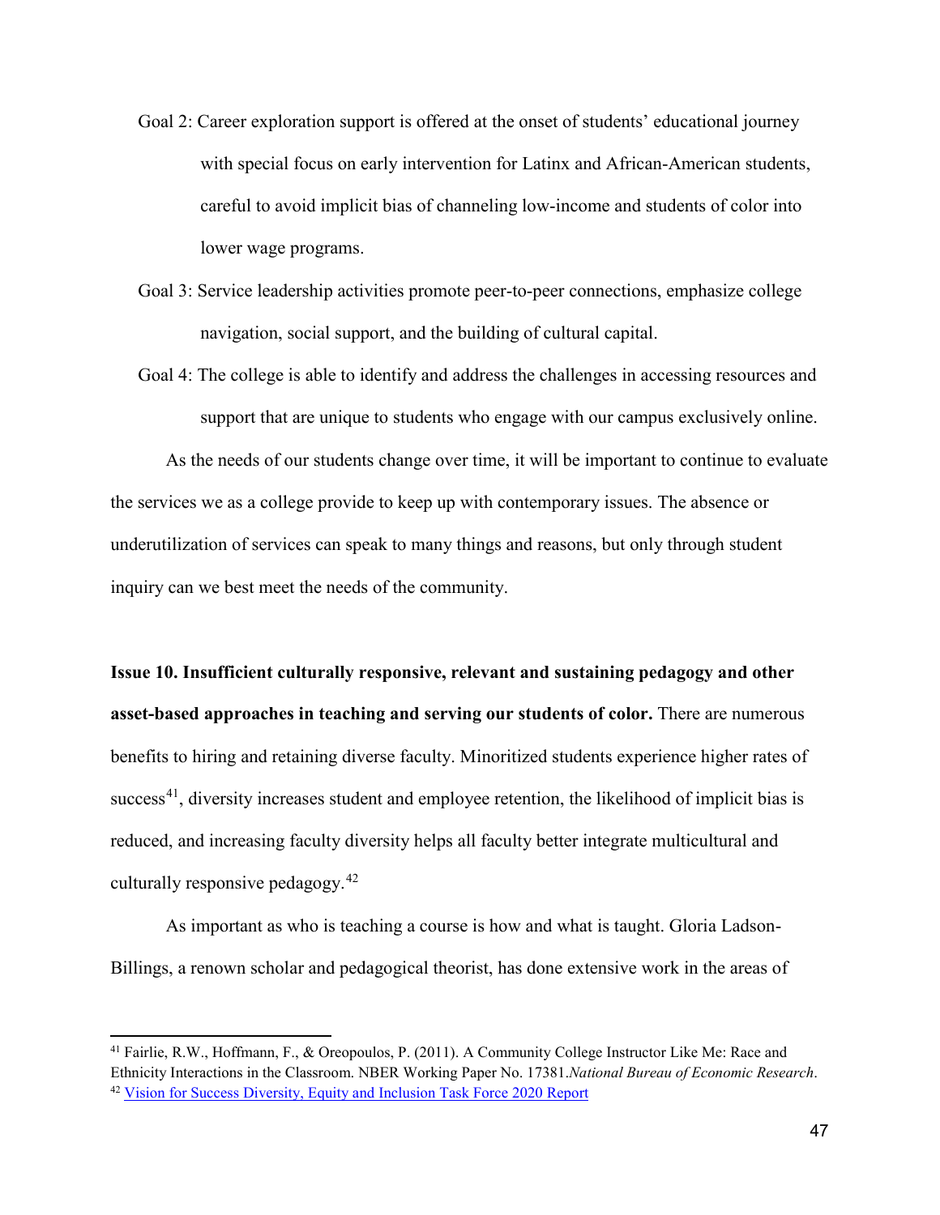Goal 2: Career exploration support is offered at the onset of students' educational journey with special focus on early intervention for Latinx and African-American students, careful to avoid implicit bias of channeling low-income and students of color into lower wage programs.

Goal 3: Service leadership activities promote peer-to-peer connections, emphasize college navigation, social support, and the building of cultural capital.

Goal 4: The college is able to identify and address the challenges in accessing resources and support that are unique to students who engage with our campus exclusively online.

As the needs of our students change over time, it will be important to continue to evaluate the services we as a college provide to keep up with contemporary issues. The absence or underutilization of services can speak to many things and reasons, but only through student inquiry can we best meet the needs of the community.

**Issue 10. Insufficient culturally responsive, relevant and sustaining pedagogy and other asset-based approaches in teaching and serving our students of color.** There are numerous benefits to hiring and retaining diverse faculty. Minoritized students experience higher rates of success[41], diversity increases student and employee retention, the likelihood of implicit bias is reduced, and increasing faculty diversity helps all faculty better integrate multicultural and culturally responsive pedagogy.[42]

As important as who is teaching a course is how and what is taught. Gloria Ladson-Billings, a renown scholar and pedagogical theorist, has done extensive work in the areas of

---

[41] Fairlie, R.W., Hoffmann, F., & Oreopoulos, P. (2011). A Community College Instructor Like Me: Race and Ethnicity Interactions in the Classroom. NBER Working Paper No. 17381.*National Bureau of Economic Research*.

[42] Vision for Success Diversity, Equity and Inclusion Task Force 2020 Report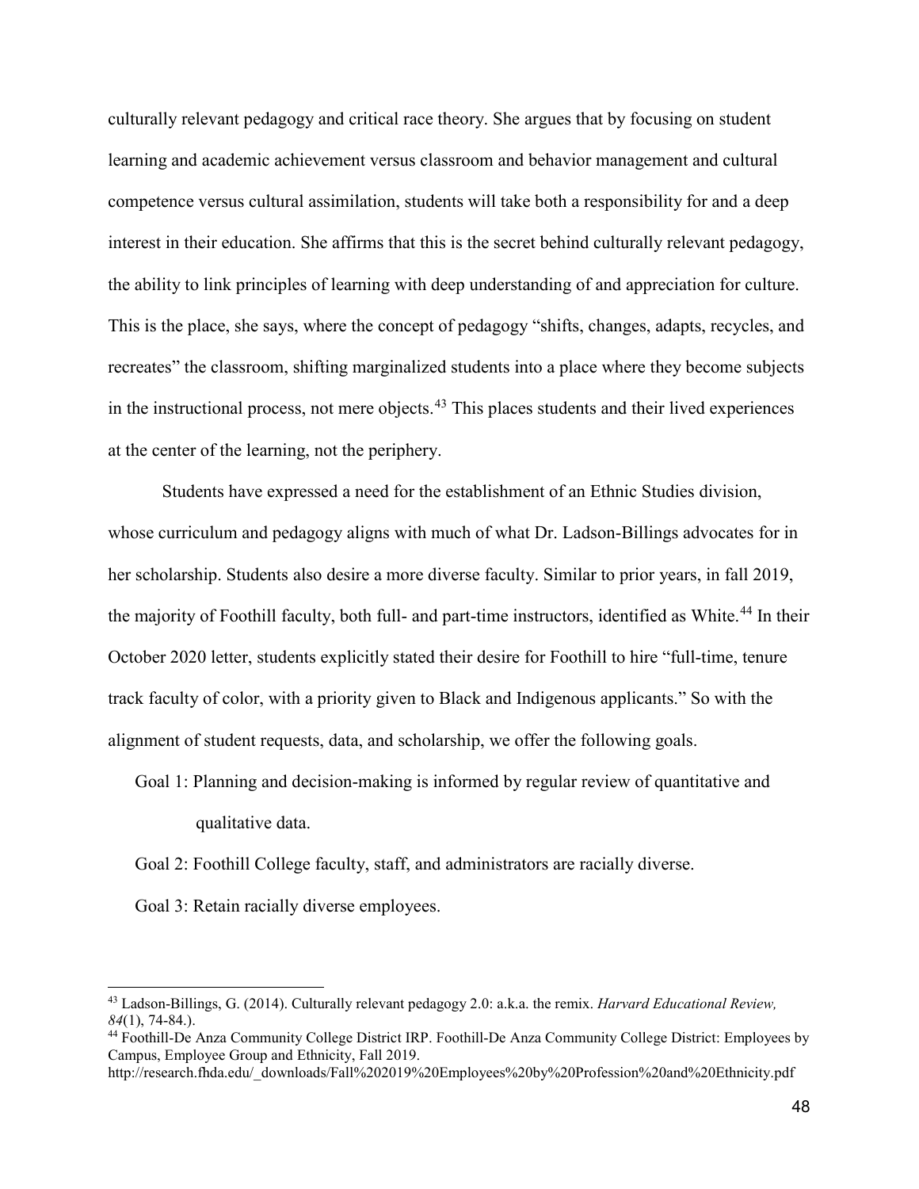culturally relevant pedagogy and critical race theory. She argues that by focusing on student learning and academic achievement versus classroom and behavior management and cultural competence versus cultural assimilation, students will take both a responsibility for and a deep interest in their education. She affirms that this is the secret behind culturally relevant pedagogy, the ability to link principles of learning with deep understanding of and appreciation for culture. This is the place, she says, where the concept of pedagogy "shifts, changes, adapts, recycles, and recreates" the classroom, shifting marginalized students into a place where they become subjects in the instructional process, not mere objects.[43] This places students and their lived experiences at the center of the learning, not the periphery.

Students have expressed a need for the establishment of an Ethnic Studies division, whose curriculum and pedagogy aligns with much of what Dr. Ladson-Billings advocates for in her scholarship. Students also desire a more diverse faculty. Similar to prior years, in fall 2019, the majority of Foothill faculty, both full- and part-time instructors, identified as White.[44] In their October 2020 letter, students explicitly stated their desire for Foothill to hire "full-time, tenure track faculty of color, with a priority given to Black and Indigenous applicants." So with the alignment of student requests, data, and scholarship, we offer the following goals.

Goal 1: Planning and decision-making is informed by regular review of quantitative and qualitative data.

Goal 2: Foothill College faculty, staff, and administrators are racially diverse.

Goal 3: Retain racially diverse employees.

---

[43] Ladson-Billings, G. (2014). Culturally relevant pedagogy 2.0: a.k.a. the remix. *Harvard Educational Review, 84*(1), 74-84.).

[44] Foothill-De Anza Community College District IRP. Foothill-De Anza Community College District: Employees by Campus, Employee Group and Ethnicity, Fall 2019. http://research.fhda.edu/_downloads/Fall%202019%20Employees%20by%20Profession%20and%20Ethnicity.pdf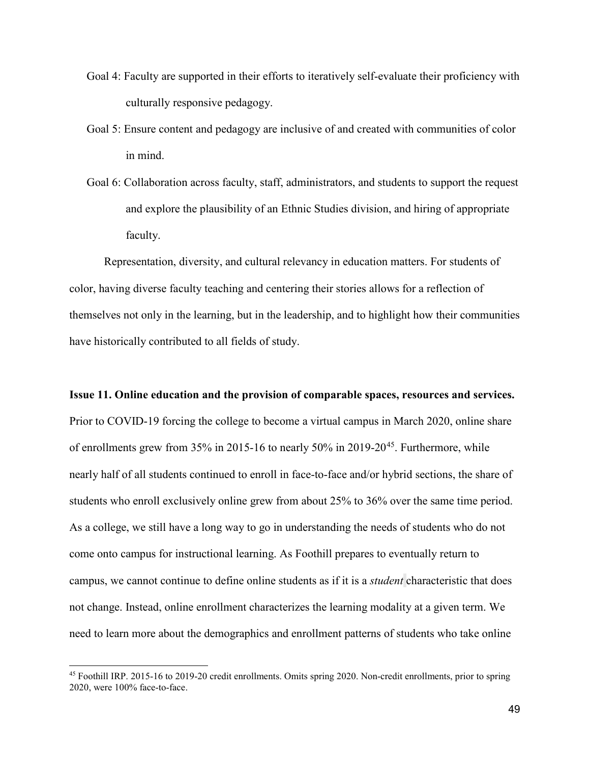Goal 4: Faculty are supported in their efforts to iteratively self-evaluate their proficiency with culturally responsive pedagogy.

Goal 5: Ensure content and pedagogy are inclusive of and created with communities of color in mind.

Goal 6: Collaboration across faculty, staff, administrators, and students to support the request and explore the plausibility of an Ethnic Studies division, and hiring of appropriate faculty.

Representation, diversity, and cultural relevancy in education matters. For students of color, having diverse faculty teaching and centering their stories allows for a reflection of themselves not only in the learning, but in the leadership, and to highlight how their communities have historically contributed to all fields of study.

**Issue 11. Online education and the provision of comparable spaces, resources and services.**

Prior to COVID-19 forcing the college to become a virtual campus in March 2020, online share of enrollments grew from 35% in 2015-16 to nearly 50% in 2019-20[45]. Furthermore, while nearly half of all students continued to enroll in face-to-face and/or hybrid sections, the share of students who enroll exclusively online grew from about 25% to 36% over the same time period. As a college, we still have a long way to go in understanding the needs of students who do not come onto campus for instructional learning. As Foothill prepares to eventually return to campus, we cannot continue to define online students as if it is a *student* characteristic that does not change. Instead, online enrollment characterizes the learning modality at a given term. We need to learn more about the demographics and enrollment patterns of students who take online

[45] Foothill IRP. 2015-16 to 2019-20 credit enrollments. Omits spring 2020. Non-credit enrollments, prior to spring 2020, were 100% face-to-face.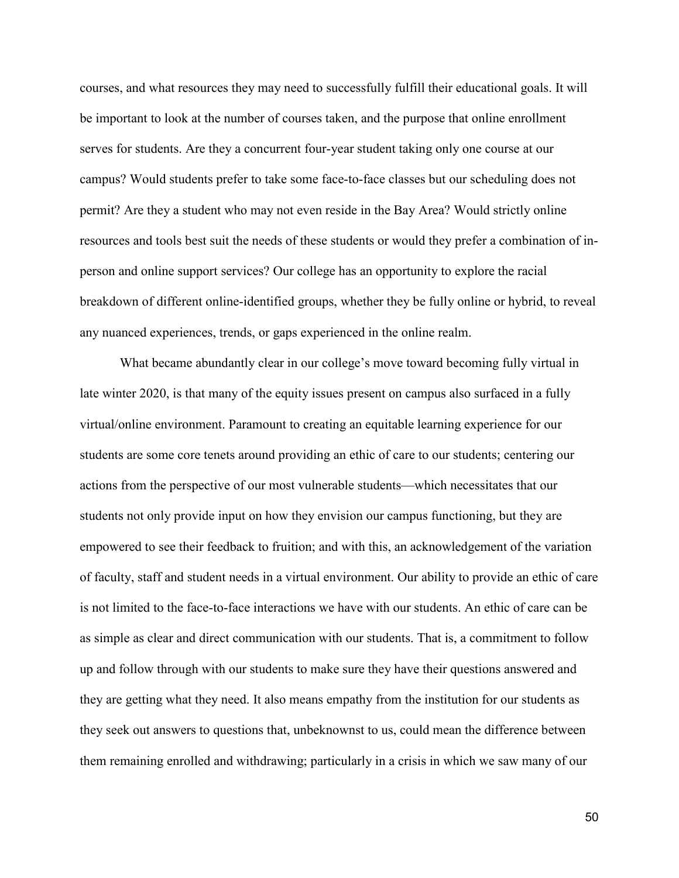courses, and what resources they may need to successfully fulfill their educational goals. It will be important to look at the number of courses taken, and the purpose that online enrollment serves for students. Are they a concurrent four-year student taking only one course at our campus? Would students prefer to take some face-to-face classes but our scheduling does not permit? Are they a student who may not even reside in the Bay Area? Would strictly online resources and tools best suit the needs of these students or would they prefer a combination of in-person and online support services? Our college has an opportunity to explore the racial breakdown of different online-identified groups, whether they be fully online or hybrid, to reveal any nuanced experiences, trends, or gaps experienced in the online realm.

What became abundantly clear in our college's move toward becoming fully virtual in late winter 2020, is that many of the equity issues present on campus also surfaced in a fully virtual/online environment. Paramount to creating an equitable learning experience for our students are some core tenets around providing an ethic of care to our students; centering our actions from the perspective of our most vulnerable students—which necessitates that our students not only provide input on how they envision our campus functioning, but they are empowered to see their feedback to fruition; and with this, an acknowledgement of the variation of faculty, staff and student needs in a virtual environment. Our ability to provide an ethic of care is not limited to the face-to-face interactions we have with our students. An ethic of care can be as simple as clear and direct communication with our students. That is, a commitment to follow up and follow through with our students to make sure they have their questions answered and they are getting what they need. It also means empathy from the institution for our students as they seek out answers to questions that, unbeknownst to us, could mean the difference between them remaining enrolled and withdrawing; particularly in a crisis in which we saw many of our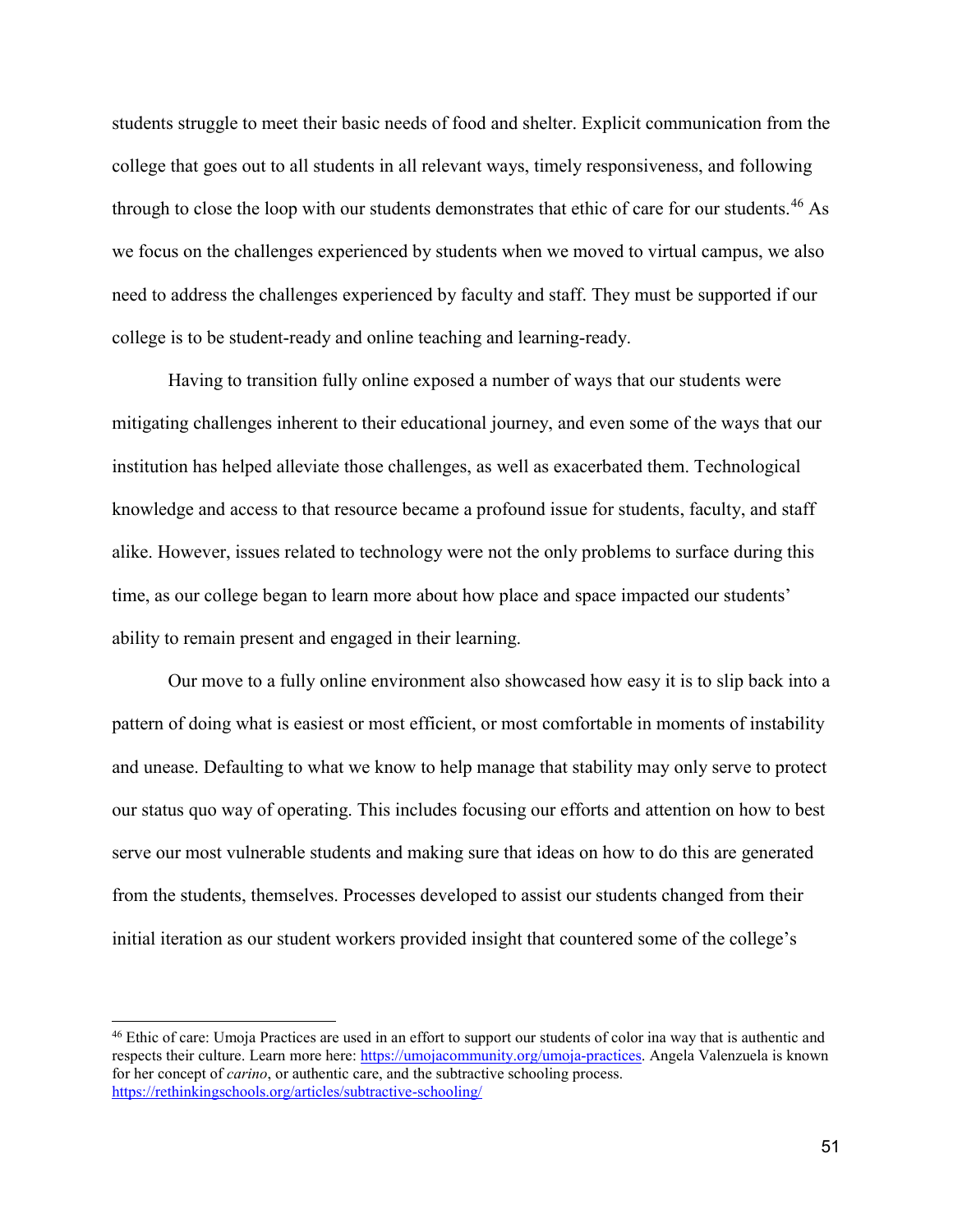students struggle to meet their basic needs of food and shelter. Explicit communication from the college that goes out to all students in all relevant ways, timely responsiveness, and following through to close the loop with our students demonstrates that ethic of care for our students.[46] As we focus on the challenges experienced by students when we moved to virtual campus, we also need to address the challenges experienced by faculty and staff. They must be supported if our college is to be student-ready and online teaching and learning-ready.

Having to transition fully online exposed a number of ways that our students were mitigating challenges inherent to their educational journey, and even some of the ways that our institution has helped alleviate those challenges, as well as exacerbated them. Technological knowledge and access to that resource became a profound issue for students, faculty, and staff alike. However, issues related to technology were not the only problems to surface during this time, as our college began to learn more about how place and space impacted our students' ability to remain present and engaged in their learning.

Our move to a fully online environment also showcased how easy it is to slip back into a pattern of doing what is easiest or most efficient, or most comfortable in moments of instability and unease. Defaulting to what we know to help manage that stability may only serve to protect our status quo way of operating. This includes focusing our efforts and attention on how to best serve our most vulnerable students and making sure that ideas on how to do this are generated from the students, themselves. Processes developed to assist our students changed from their initial iteration as our student workers provided insight that countered some of the college's

---

[46] Ethic of care: Umoja Practices are used in an effort to support our students of color ina way that is authentic and respects their culture. Learn more here: https://umojacommunity.org/umoja-practices. Angela Valenzuela is known for her concept of *carino*, or authentic care, and the subtractive schooling process. https://rethinkingschools.org/articles/subtractive-schooling/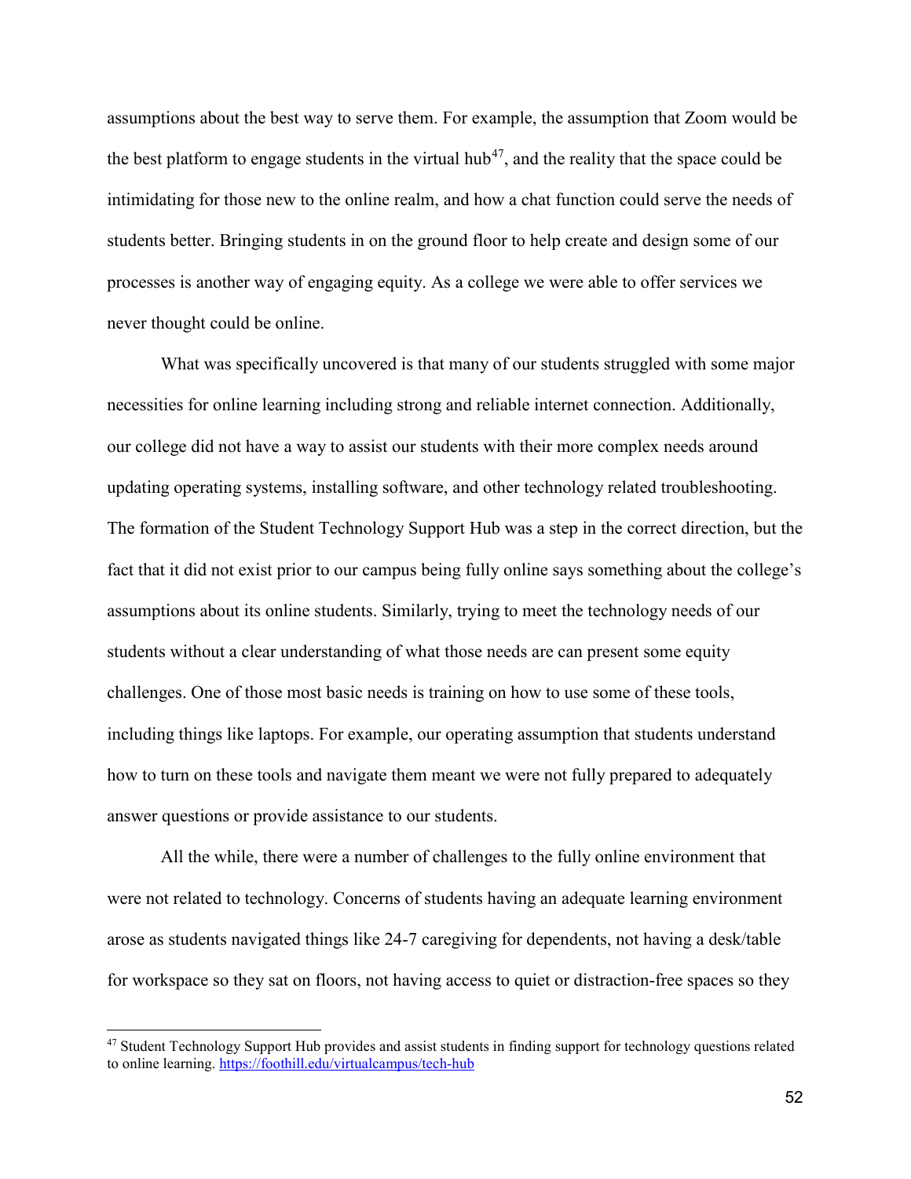assumptions about the best way to serve them. For example, the assumption that Zoom would be the best platform to engage students in the virtual hub[47], and the reality that the space could be intimidating for those new to the online realm, and how a chat function could serve the needs of students better. Bringing students in on the ground floor to help create and design some of our processes is another way of engaging equity. As a college we were able to offer services we never thought could be online.

What was specifically uncovered is that many of our students struggled with some major necessities for online learning including strong and reliable internet connection. Additionally, our college did not have a way to assist our students with their more complex needs around updating operating systems, installing software, and other technology related troubleshooting. The formation of the Student Technology Support Hub was a step in the correct direction, but the fact that it did not exist prior to our campus being fully online says something about the college's assumptions about its online students. Similarly, trying to meet the technology needs of our students without a clear understanding of what those needs are can present some equity challenges. One of those most basic needs is training on how to use some of these tools, including things like laptops. For example, our operating assumption that students understand how to turn on these tools and navigate them meant we were not fully prepared to adequately answer questions or provide assistance to our students.

All the while, there were a number of challenges to the fully online environment that were not related to technology. Concerns of students having an adequate learning environment arose as students navigated things like 24-7 caregiving for dependents, not having a desk/table for workspace so they sat on floors, not having access to quiet or distraction-free spaces so they

---

[47] Student Technology Support Hub provides and assist students in finding support for technology questions related to online learning. https://foothill.edu/virtualcampus/tech-hub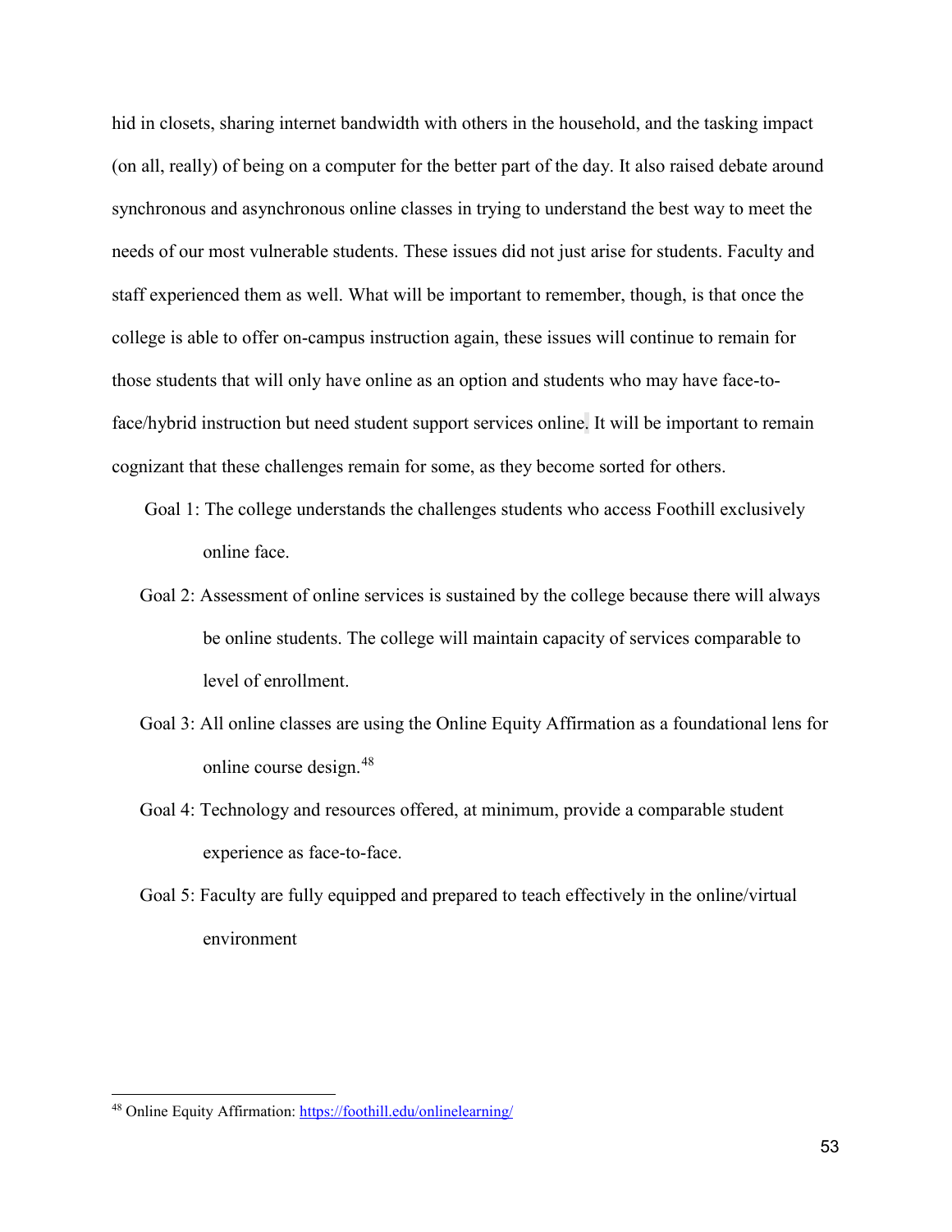hid in closets, sharing internet bandwidth with others in the household, and the tasking impact (on all, really) of being on a computer for the better part of the day. It also raised debate around synchronous and asynchronous online classes in trying to understand the best way to meet the needs of our most vulnerable students. These issues did not just arise for students. Faculty and staff experienced them as well. What will be important to remember, though, is that once the college is able to offer on-campus instruction again, these issues will continue to remain for those students that will only have online as an option and students who may have face-to-face/hybrid instruction but need student support services online. It will be important to remain cognizant that these challenges remain for some, as they become sorted for others.

Goal 1: The college understands the challenges students who access Foothill exclusively online face.

Goal 2: Assessment of online services is sustained by the college because there will always be online students. The college will maintain capacity of services comparable to level of enrollment.

Goal 3: All online classes are using the Online Equity Affirmation as a foundational lens for online course design.[48]

Goal 4: Technology and resources offered, at minimum, provide a comparable student experience as face-to-face.

Goal 5: Faculty are fully equipped and prepared to teach effectively in the online/virtual environment

---

[48] Online Equity Affirmation: https://foothill.edu/onlinelearning/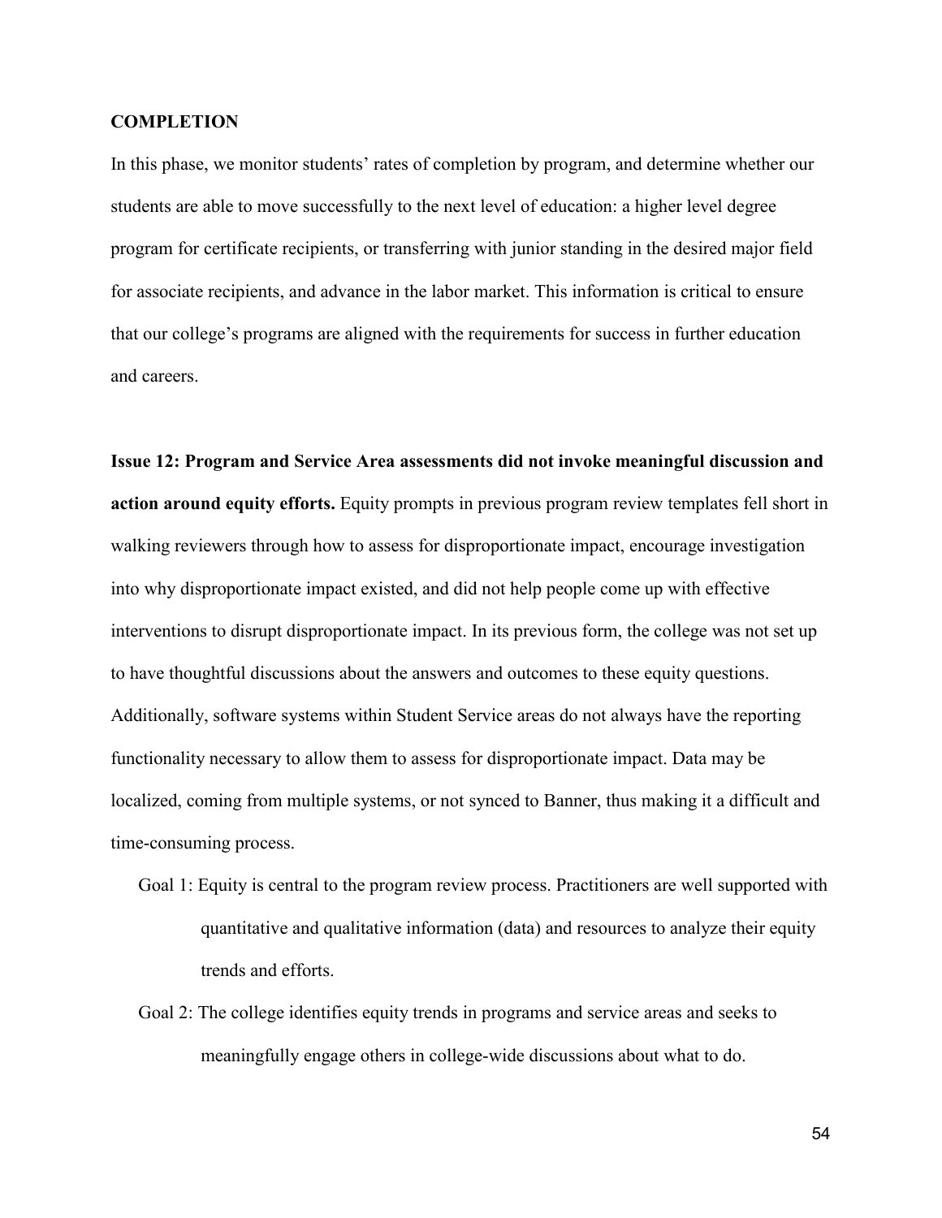## COMPLETION

In this phase, we monitor students' rates of completion by program, and determine whether our students are able to move successfully to the next level of education: a higher level degree program for certificate recipients, or transferring with junior standing in the desired major field for associate recipients, and advance in the labor market. This information is critical to ensure that our college's programs are aligned with the requirements for success in further education and careers.

**Issue 12: Program and Service Area assessments did not invoke meaningful discussion and action around equity efforts.** Equity prompts in previous program review templates fell short in walking reviewers through how to assess for disproportionate impact, encourage investigation into why disproportionate impact existed, and did not help people come up with effective interventions to disrupt disproportionate impact. In its previous form, the college was not set up to have thoughtful discussions about the answers and outcomes to these equity questions. Additionally, software systems within Student Service areas do not always have the reporting functionality necessary to allow them to assess for disproportionate impact. Data may be localized, coming from multiple systems, or not synced to Banner, thus making it a difficult and time-consuming process.

- Goal 1: Equity is central to the program review process. Practitioners are well supported with quantitative and qualitative information (data) and resources to analyze their equity trends and efforts.
- Goal 2: The college identifies equity trends in programs and service areas and seeks to meaningfully engage others in college-wide discussions about what to do.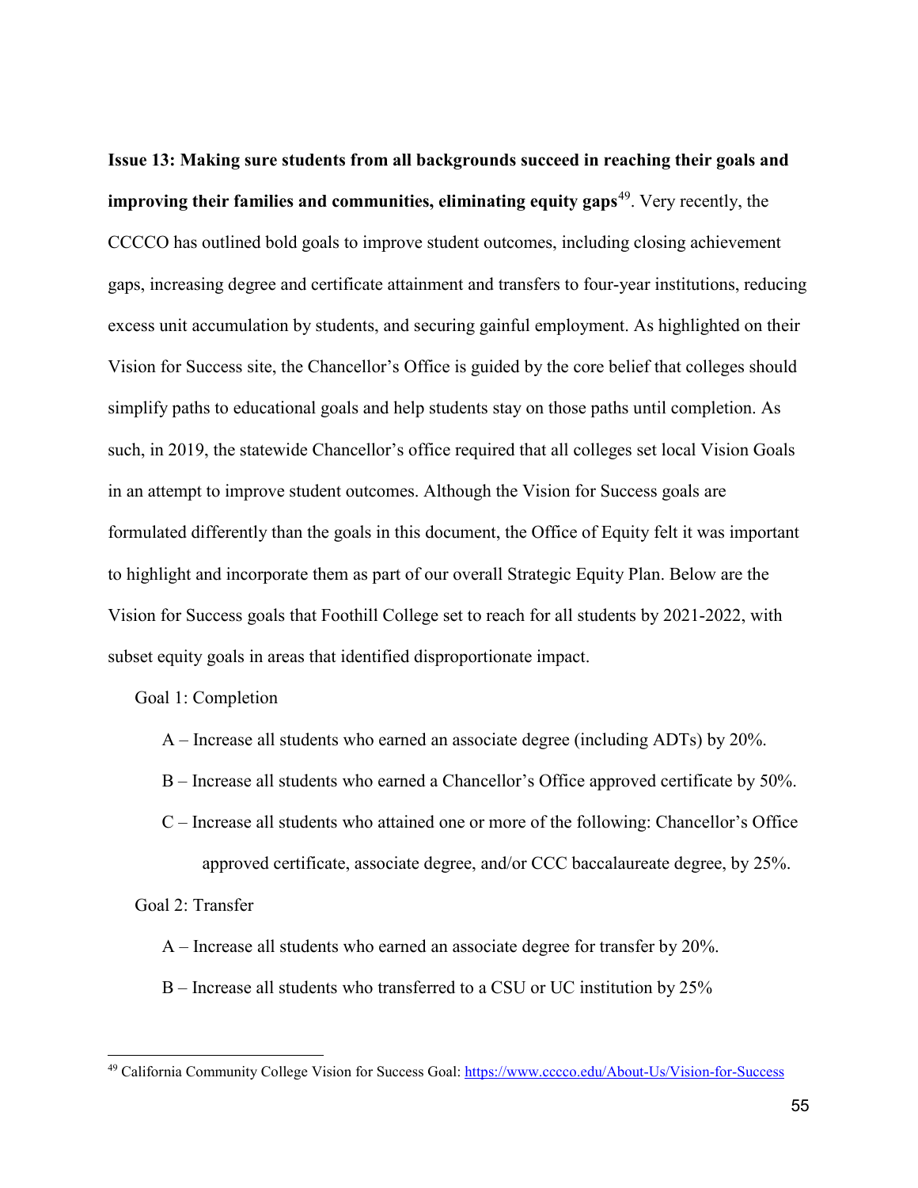**Issue 13: Making sure students from all backgrounds succeed in reaching their goals and improving their families and communities, eliminating equity gaps**[49]. Very recently, the CCCCO has outlined bold goals to improve student outcomes, including closing achievement gaps, increasing degree and certificate attainment and transfers to four-year institutions, reducing excess unit accumulation by students, and securing gainful employment. As highlighted on their Vision for Success site, the Chancellor's Office is guided by the core belief that colleges should simplify paths to educational goals and help students stay on those paths until completion. As such, in 2019, the statewide Chancellor's office required that all colleges set local Vision Goals in an attempt to improve student outcomes. Although the Vision for Success goals are formulated differently than the goals in this document, the Office of Equity felt it was important to highlight and incorporate them as part of our overall Strategic Equity Plan. Below are the Vision for Success goals that Foothill College set to reach for all students by 2021-2022, with subset equity goals in areas that identified disproportionate impact.

Goal 1: Completion

- A – Increase all students who earned an associate degree (including ADTs) by 20%.
- B – Increase all students who earned a Chancellor's Office approved certificate by 50%.
- C – Increase all students who attained one or more of the following: Chancellor's Office approved certificate, associate degree, and/or CCC baccalaureate degree, by 25%.

Goal 2: Transfer

- A – Increase all students who earned an associate degree for transfer by 20%.
- B – Increase all students who transferred to a CSU or UC institution by 25%

---

[49] California Community College Vision for Success Goal: https://www.cccco.edu/About-Us/Vision-for-Success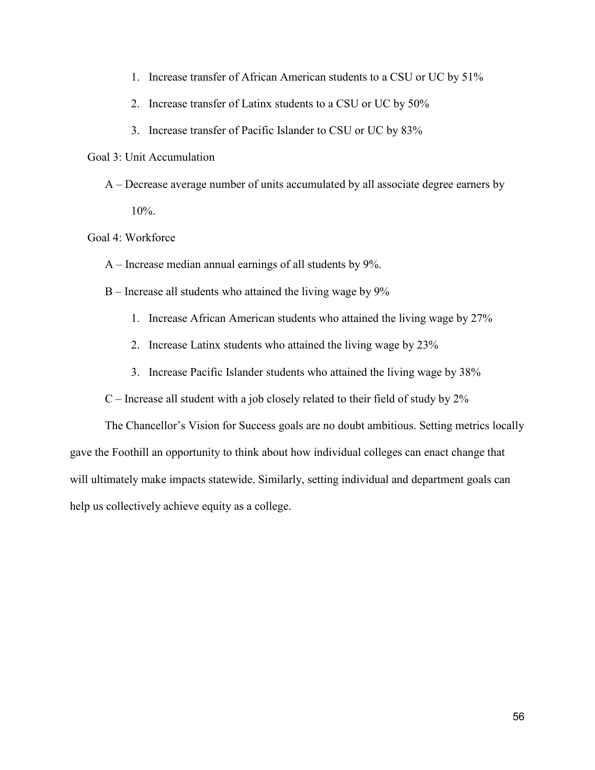1. Increase transfer of African American students to a CSU or UC by 51%
2. Increase transfer of Latinx students to a CSU or UC by 50%
3. Increase transfer of Pacific Islander to CSU or UC by 83%

Goal 3: Unit Accumulation

A – Decrease average number of units accumulated by all associate degree earners by 10%.

Goal 4: Workforce

A – Increase median annual earnings of all students by 9%.

B – Increase all students who attained the living wage by 9%

1. Increase African American students who attained the living wage by 27%
2. Increase Latinx students who attained the living wage by 23%
3. Increase Pacific Islander students who attained the living wage by 38%

C – Increase all student with a job closely related to their field of study by 2%

The Chancellor's Vision for Success goals are no doubt ambitious. Setting metrics locally gave the Foothill an opportunity to think about how individual colleges can enact change that will ultimately make impacts statewide. Similarly, setting individual and department goals can help us collectively achieve equity as a college.